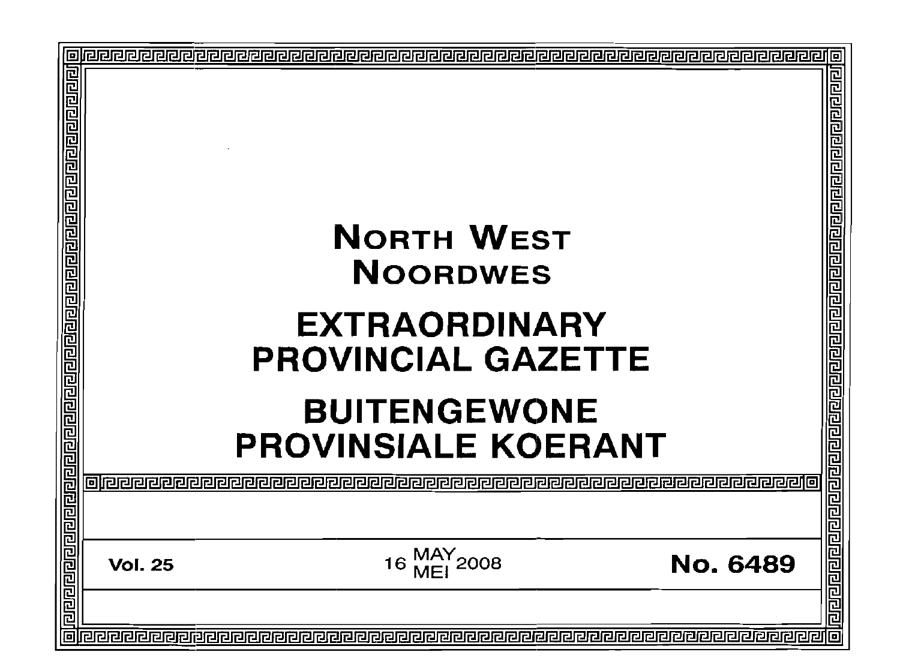# NORTH WEST
# NOORDWES

# EXTRAORDINARY PROVINCIAL GAZETTE

# BUITENGEWONE PROVINSIALE KOERANT

**Vol. 25** 16 MAY/MEI 2008 **No. 6489**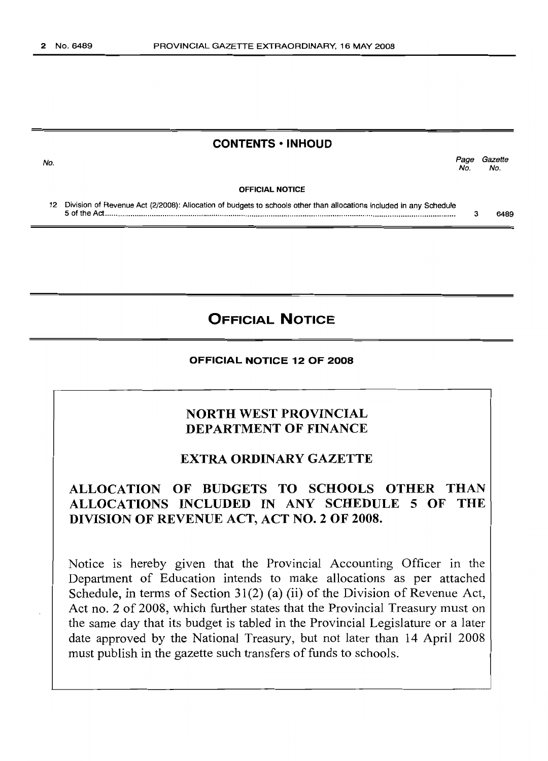## CONTENTS • INHOUD

| No. | | Page No. | Gazette No. |
|---|---|---|---|
| | **OFFICIAL NOTICE** | | |
| 12 | Division of Revenue Act (2/2008): Allocation of budgets to schools other than allocations included in any Schedule 5 of the Act | 3 | 6489 |

# OFFICIAL NOTICE

## OFFICIAL NOTICE 12 OF 2008

### NORTH WEST PROVINCIAL DEPARTMENT OF FINANCE

### EXTRA ORDINARY GAZETTE

### ALLOCATION OF BUDGETS TO SCHOOLS OTHER THAN ALLOCATIONS INCLUDED IN ANY SCHEDULE 5 OF THE DIVISION OF REVENUE ACT, ACT NO. 2 OF 2008.

Notice is hereby given that the Provincial Accounting Officer in the Department of Education intends to make allocations as per attached Schedule, in terms of Section 31(2) (a) (ii) of the Division of Revenue Act, Act no. 2 of 2008, which further states that the Provincial Treasury must on the same day that its budget is tabled in the Provincial Legislature or a later date approved by the National Treasury, but not later than 14 April 2008 must publish in the gazette such transfers of funds to schools.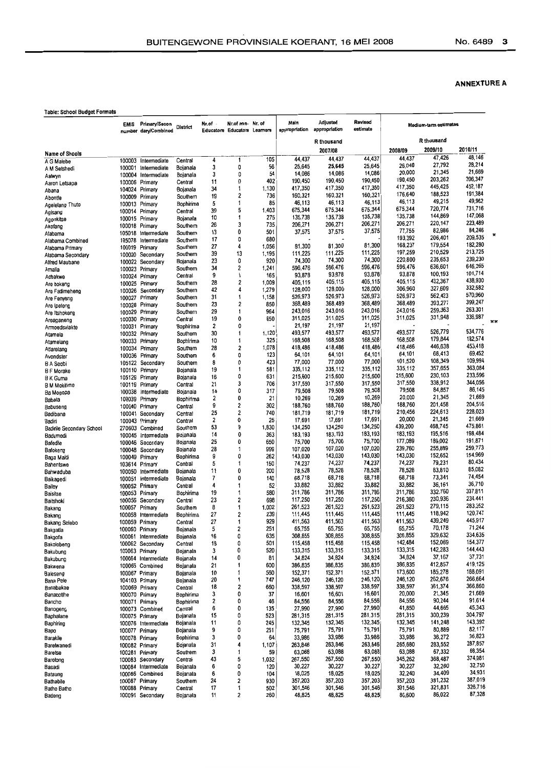**ANNEXTURE A**

**Table: School Budget Formats**

| Name of Shools | EMIS number | Primary/Secondary/Combined | District | Nr.of Educators | Nr.of non-Educators | Nr. of Learners | Main appropriation | Adjusted appropriation | Revised estimate | Medium-term estimates | | | |
|---|---|---|---|---|---|---|---|---|---|---|---|---|---|
| | | | | | | | R thousand | | | R thousand | | | |
| | | | | | | | 2007/08 | | | 2008/09 | 2009/10 | 2010/11 | |
| A G Malebe | 100003 | Intermediate | Central | 4 | 1 | 105 | 44,437 | 44,437 | 44,437 | 44,437 | 47,426 | 48,146 | |
| A M Setshedi | 100001 | Intermediate | Bojanala | 3 | 0 | 56 | 25,645 | 25,645 | 25,645 | 26,040 | 27,792 | 28,214 | |
| Aalwyn | 100004 | Intermediate | Bojanala | 3 | 0 | 54 | 14,086 | 14,086 | 14,086 | 20,000 | 21,345 | 21,669 | |
| Aaron Letsapa | 100006 | Primary | Central | 11 | 0 | 402 | 190,450 | 190,450 | 190,450 | 190,450 | 203,262 | 206,347 | |
| Abana | 104024 | Primary | Bojanala | 34 | 1 | 1,130 | 417,350 | 417,350 | 417,350 | 417,350 | 445,425 | 452,187 | |
| Abontle | 100009 | Primary | Southern | 19 | 2 | 736 | 160,321 | 160,321 | 160,321 | 176,640 | 188,523 | 191,384 | |
| Agelelang Thuto | 100013 | Primary | Bophirima | 5 | 1 | 85 | 46,113 | 46,113 | 46,113 | 46,113 | 49,215 | 49,962 | |
| Agisang | 100014 | Primary | Central | 39 | 5 | 1,403 | 675,344 | 675,344 | 675,344 | 675,344 | 720,774 | 731,716 | |
| Agonkitse | 100015 | Primary | Bojanala | 10 | 1 | 275 | 135,738 | 135,738 | 135,738 | 135,738 | 144,869 | 147,068 | |
| Akofang | 100018 | Primary | Southern | 26 | 3 | 735 | 206,271 | 206,271 | 206,271 | 206,271 | 220,147 | 223,489 | |
| Alabama | 105018 | Intermediate | Southern | 13 | 0 | 501 | 37,575 | 37,575 | 37,575 | 77,755 | 82,986 | 84,246 | * |
| Alabama Combined | 105078 | Intermediate | Southern | 17 | 0 | 680 | - | - | - | 193,392 | 206,401 | 209,535 | |
| Alabama Primary | 100019 | Primary | Southern | 27 | 4 | 1,056 | 81,300 | 81,300 | 81,300 | 168,237 | 179,554 | 182,280 | |
| Alabama Secondary | 100020 | Secondary | Southern | 39 | 13 | 1,195 | 111,225 | 111,225 | 111,225 | 197,259 | 210,529 | 213,725 | |
| Alfred Maubane | 100022 | Secondary | Bojanala | 23 | 0 | 920 | 74,300 | 74,300 | 74,300 | 220,800 | 235,653 | 239,230 | |
| Amalia | 100023 | Primary | Southern | 34 | 2 | 1,241 | 596,476 | 596,476 | 596,476 | 596,476 | 636,601 | 646,265 | |
| Aobakwe | 100024 | Primary | Central | 9 | 1 | 165 | 93,878 | 93,878 | 93,878 | 93,878 | 100,193 | 101,714 | |
| Are bokeng | 100025 | Primary | Southern | 28 | 2 | 1,009 | 405,115 | 405,115 | 405,115 | 405,115 | 432,367 | 438,930 | |
| Are Fadimeheng | 100026 | Secondary | Southern | 42 | 4 | 1,279 | 128,000 | 128,000 | 128,000 | 306,960 | 327,609 | 332,582 | |
| Are Fenyeng | 100027 | Primary | Southern | 31 | 1 | 1,158 | 526,973 | 526,973 | 526,973 | 526,973 | 562,423 | 570,960 | |
| Are Ipeleng | 100028 | Primary | Southern | 23 | 2 | 850 | 368,489 | 368,489 | 368,489 | 368,489 | 393,277 | 399,247 | |
| Are Itshokeng | 100029 | Primary | Southern | 29 | 1 | 964 | 243,016 | 243,016 | 243,016 | 243,016 | 259,363 | 263,301 | |
| Areaganeng | 100030 | Primary | Central | 19 | 0 | 650 | 311,025 | 311,025 | 311,025 | 311,025 | 331,948 | 336,987 | |
| Armoedsvlakte | 100031 | Primary | Bophirima | 2 | 0 | - | 21,197 | 21,197 | 21,197 | - | - | - | ** |
| Atamela | 100032 | Primary | Southern | 30 | 1 | 1,120 | 493,577 | 493,577 | 493,577 | 493,577 | 526,779 | 534,776 | |
| Atamelang | 100033 | Primary | Bophirima | 10 | 1 | 325 | 168,508 | 168,508 | 168,508 | 168,508 | 179,844 | 182,574 | |
| Atlarelang | 100034 | Primary | Southern | 28 | 2 | 1,078 | 418,486 | 418,486 | 418,486 | 418,486 | 446,638 | 453,418 | |
| Avondster | 100036 | Primary | Southern | 6 | 0 | 123 | 64,101 | 64,101 | 64,101 | 64,101 | 68,413 | 69,452 | |
| B A Seobi | 105122 | Secondary | Southern | 8 | 0 | 423 | 77,000 | 77,000 | 77,000 | 101,520 | 108,349 | 109,994 | |
| B F Morake | 100110 | Primary | Bojanala | 19 | 1 | 581 | 335,112 | 335,112 | 335,112 | 335,112 | 357,655 | 363,084 | |
| B K Guma | 105129 | Primary | Bojanala | 16 | 0 | 631 | 215,600 | 215,600 | 215,600 | 215,600 | 230,103 | 233,596 | |
| B M Mokitime | 100119 | Primary | Central | 21 | 3 | 706 | 317,550 | 317,550 | 317,550 | 317,550 | 338,912 | 344,056 | |
| Ba Mogopa | 100038 | Intermediate | Bojanala | 14 | 0 | 317 | 79,508 | 79,508 | 79,508 | 79,508 | 84,857 | 86,145 | |
| Babala | 100039 | Primary | Bophirima | 2 | 0 | 21 | 10,269 | 10,269 | 10,269 | 20,000 | 21,345 | 21,669 | |
| Babuseng | 100040 | Primary | Central | 9 | 2 | 302 | 188,760 | 188,760 | 188,760 | 188,760 | 201,458 | 204,516 | |
| Badibana | 100041 | Secondary | Central | 25 | 2 | 740 | 181,719 | 181,719 | 181,719 | 210,456 | 224,613 | 228,023 | |
| Badiri | 100043 | Primary | Central | 2 | 0 | 25 | 17,691 | 17,691 | 17,691 | 20,000 | 21,345 | 21,669 | |
| Badirile Secondary School | 270603 | Combined | Southern | 53 | 9 | 1,830 | 134,250 | 134,250 | 134,250 | 439,200 | 468,745 | 475,861 | |
| Badumedi | 100045 | Intermediate | Bojanala | 14 | 0 | 363 | 183,193 | 183,193 | 183,193 | 183,193 | 195,516 | 198,484 | |
| Bafedile | 100046 | Secondary | Bojanala | 25 | 0 | 650 | 75,700 | 75,700 | 75,700 | 177,089 | 189,002 | 191,871 | |
| Bafokeng | 100048 | Secondary | Bojanala | 28 | 1 | 999 | 107,020 | 107,020 | 107,020 | 239,760 | 255,889 | 259,773 | |
| Baga Maidi | 100049 | Primary | Bophirima | 9 | 0 | 262 | 143,030 | 143,030 | 143,030 | 143,030 | 152,652 | 154,969 | |
| Bahentswe | 103614 | Primary | Central | 5 | 1 | 150 | 74,237 | 74,237 | 74,237 | 74,237 | 79,231 | 80,434 | |
| Bahwaduba | 100050 | Intermediate | Bojanala | 11 | 0 | 200 | 78,528 | 78,528 | 78,528 | 78,528 | 83,810 | 85,082 | |
| Baikagedi | 100051 | Intermediate | Bojanala | 7 | 0 | 140 | 68,718 | 68,718 | 68,718 | 68,718 | 73,341 | 74,454 | |
| Bailey | 100052 | Primary | Central | 4 | 1 | 52 | 33,882 | 33,882 | 33,882 | 33,882 | 36,161 | 36,710 | |
| Baisitse | 100053 | Primary | Bophirima | 19 | 1 | 580 | 311,786 | 311,786 | 311,786 | 311,786 | 332,760 | 337,811 | |
| Baitshoki | 100056 | Secondary | Central | 23 | 2 | 698 | 117,250 | 117,250 | 117,250 | 216,380 | 230,936 | 234,441 | |
| Bakang | 100057 | Primary | Southern | 8 | 1 | 1,002 | 261,523 | 261,523 | 261,523 | 261,523 | 279,115 | 283,352 | |
| Bakang | 100058 | Intermediate | Bophirima | 27 | 2 | 239 | 111,445 | 111,445 | 111,445 | 111,445 | 118,942 | 120,747 | |
| Bakang Selebo | 100059 | Primary | Central | 27 | 1 | 929 | 411,563 | 411,563 | 411,563 | 411,563 | 439,249 | 445,917 | |
| Bakgatla | 100060 | Primary | Bojanala | 5 | 2 | 251 | 65,755 | 65,755 | 65,755 | 65,755 | 70,178 | 71,244 | |
| Bakgofa | 100061 | Intermediate | Bojanala | 16 | 0 | 635 | 308,855 | 308,855 | 308,855 | 308,855 | 329,632 | 334,635 | |
| Bakolobeng | 100062 | Secondary | Central | 19 | 0 | 501 | 115,458 | 115,458 | 115,458 | 142,484 | 152,069 | 154,377 | |
| Bakubung | 100063 | Primary | Bojanala | 3 | 0 | 520 | 133,315 | 133,315 | 133,315 | 133,315 | 142,283 | 144,443 | |
| Bakubung | 100064 | Intermediate | Bojanala | 14 | 0 | 81 | 34,824 | 34,824 | 34,824 | 34,824 | 37,167 | 37,731 | |
| Bakwena | 100065 | Combined | Bojanala | 21 | 1 | 600 | 386,835 | 386,835 | 386,835 | 386,835 | 412,857 | 419,125 | |
| Baleseng | 100067 | Primary | Bojanala | 10 | 1 | 560 | 152,371 | 152,371 | 152,371 | 173,600 | 185,278 | 188,091 | |
| Bana Pele | 104103 | Primary | Bojanala | 20 | 1 | 747 | 246,120 | 246,120 | 246,120 | 246,120 | 262,676 | 266,664 | |
| Banabakae | 100069 | Primary | Central | 18 | 2 | 660 | 338,597 | 338,597 | 338,597 | 338,597 | 361,374 | 366,860 | |
| Banabotlhe | 100070 | Primary | Bophirima | 3 | 0 | 37 | 16,601 | 16,601 | 16,601 | 20,000 | 21,345 | 21,669 | |
| Bancho | 100071 | Primary | Bophirima | 2 | 0 | 46 | 84,556 | 84,556 | 84,556 | 84,556 | 90,244 | 91,614 | |
| Banogeng | 100073 | Combined | Central | 6 | 0 | 135 | 27,990 | 27,990 | 27,990 | 41,850 | 44,665 | 45,343 | |
| Baphalane | 100075 | Primary | Bojanala | 15 | 0 | 523 | 281,315 | 281,315 | 281,315 | 281,315 | 300,239 | 304,797 | |
| Baphiring | 100076 | Intermediate | Bojanala | 11 | 0 | 245 | 132,345 | 132,345 | 132,345 | 132,345 | 141,248 | 143,392 | |
| Bapo | 100077 | Primary | Bojanala | 9 | 0 | 251 | 75,791 | 75,791 | 75,791 | 75,791 | 80,889 | 82,117 | |
| Barakile | 100078 | Primary | Bophirima | 3 | 0 | 64 | 33,986 | 33,986 | 33,986 | 33,986 | 36,272 | 36,823 | |
| Barelwanedi | 100082 | Primary | Bojanala | 31 | 4 | 1,107 | 263,846 | 263,846 | 263,846 | 265,680 | 283,552 | 287,857 | |
| Baretse | 100281 | Primary | Southern | 3 | 1 | 59 | 63,088 | 63,088 | 63,088 | 63,088 | 67,332 | 68,354 | |
| Barolong | 100083 | Secondary | Central | 43 | 5 | 1,032 | 267,550 | 267,550 | 267,550 | 345,262 | 368,487 | 374,081 | |
| Basadi | 100084 | Intermediate | Bojanala | 6 | 0 | 120 | 30,227 | 30,227 | 30,227 | 30,227 | 32,260 | 32,750 | |
| Bataung | 100086 | Combined | Bojanala | 6 | 0 | 104 | 18,025 | 18,025 | 18,025 | 32,240 | 34,409 | 34,931 | |
| Bathabile | 100087 | Primary | Southern | 24 | 2 | 930 | 357,203 | 357,203 | 357,203 | 357,203 | 381,232 | 387,019 | |
| Batho Batho | 100088 | Primary | Central | 17 | 1 | 502 | 301,546 | 301,546 | 301,546 | 301,546 | 321,831 | 326,716 | |
| Batleng | 100091 | Secondary | Bojanala | 11 | 2 | 260 | 48,825 | 48,825 | 48,825 | 80,600 | 86,022 | 87,328 | |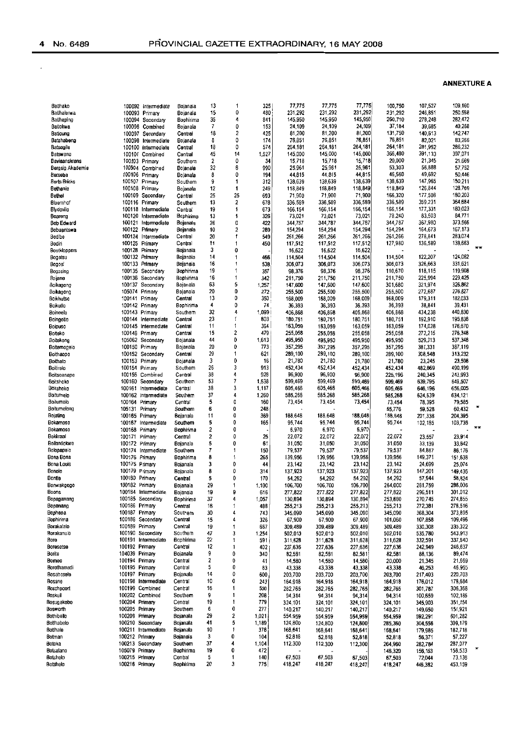**ANNEXTURE A**

| | | | | | | | | | | | | | |
|---|---|---|---|---|---|---|---|---|---|---|---|---|---|
| Bathako | 100092 | Intermediate | Bojanala | 13 | 1 | 325 | 77,775 | 77,775 | 77,775 | 100,750 | 107,527 | 109,160 | |
| Bathalerwa | 100093 | Primary | Bojanala | 15 | 0 | 480 | 231,292 | 231,292 | 231,292 | 231,292 | 246,851 | 250,598 | |
| Bathaping | 100094 | Secondary | Bophirima | 35 | 4 | 841 | 145,950 | 145,950 | 145,950 | 260,710 | 278,248 | 282,472 | |
| Batlokwa | 100096 | Combined | Bojanala | 7 | 0 | 153 | 24,109 | 24,109 | 24,109 | 37,184 | 39,685 | 40,288 | |
| Batloung | 100097 | Secondary | Central | 18 | 2 | 425 | 81,200 | 81,200 | 81,200 | 131,750 | 140,613 | 142,747 | |
| Batshabeng | 100098 | Intermediate | Bojanala | 8 | 0 | 174 | 76,851 | 76,851 | 76,851 | 76,851 | 82,021 | 83,266 | |
| Batsogile | 100100 | Intermediate | Central | 18 | 0 | 574 | 264,181 | 264,181 | 264,181 | 264,181 | 281,952 | 286,232 | |
| Batswana | 100101 | Combined | Central | 45 | 14 | 1,527 | 145,000 | 145,000 | 145,000 | 366,480 | 391,133 | 397,071 | |
| Baviaanskrans | 100103 | Primary | Southern | 2 | 0 | 34 | 15,718 | 15,718 | 15,718 | 20,000 | 21,345 | 21,669 | |
| Bergsig Akademie | 100504 | Combined | Bojanala | 32 | 6 | 990 | 25,961 | 25,961 | 25,961 | 53,303 | 56,888 | 57,752 | |
| Berseba | 100106 | Primary | Bojanala | 8 | 0 | 194 | 44,815 | 44,815 | 44,815 | 46,560 | 49,692 | 50,446 | |
| Berts Bricks | 100107 | Primary | Southern | 9 | 1 | 312 | 138,639 | 138,639 | 138,639 | 138,639 | 147,965 | 150,211 | |
| Bethanie | 100108 | Primary | Bojanala | 12 | 1 | 249 | 118,849 | 118,849 | 118,849 | 118,849 | 126,844 | 128,769 | |
| Bethel | 100109 | Secondary | Central | 25 | 25 | 693 | 71,900 | 71,900 | 71,900 | 166,320 | 177,508 | 180,203 | |
| Bloemhof | 100116 | Primary | Southern | 13 | 2 | 678 | 336,589 | 336,589 | 336,589 | 336,589 | 359,231 | 364,684 | |
| Blydevile | 100118 | Intermediate | Central | 19 | 1 | 673 | 166,154 | 166,154 | 166,154 | 166,154 | 177,331 | 180,023 | |
| Boareng | 100120 | Intermediate | Bophirima | 13 | 1 | 326 | 73,021 | 73,021 | 73,021 | 78,240 | 83,503 | 84,771 | |
| Bob Edward | 100121 | Intermediate | Bojanala | 26 | 0 | 422 | 344,787 | 344,787 | 344,787 | 344,787 | 367,980 | 373,566 | |
| Bobuantswa | 100122 | Primary | Bojanala | 10 | 2 | 289 | 154,294 | 154,294 | 154,294 | 154,294 | 164,673 | 167,173 | |
| Bodibe | 100124 | Intermediate | Central | 20 | f | 549 | 261,266 | 261,266 | 261,266 | 261,266 | 278,841 | 283,074 | |
| Bodiri | 100125 | Primary | Central | 11 | 1 | 450 | 117,512 | 117,512 | 117,512 | 127,980 | 136,589 | 138,663 | |
| Boekloppers | 100128 | Primary | Bojanala | 3 | 0 | - | 16,622 | 16,622 | 16,622 | - | - | - | ** |
| Bogatsu | 100132 | Primary | Bojanala | 14 | 1 | 466 | 114,504 | 114,504 | 114,504 | 114,504 | 122,207 | 124,062 | |
| Bogosi | 100133 | Primary | Bojanala | 16 | 1 | 538 | 306,073 | 306,073 | 306,073 | 306,073 | 326,663 | 331,621 | |
| Bogosing | 100135 | Secondary | Bophirima | 19 | 1 | 357 | 98,376 | 98,376 | 98,376 | 110,670 | 118,115 | 119,908 | |
| Bojane | 100136 | Secondary | Bophirima | 16 | 1 | 342 | 211,750 | 211,750 | 211,750 | 211,750 | 225,994 | 229,425 | |
| Boikagong | 100137 | Secondary | Bojanala | 63 | 5 | 1,257 | 147,600 | 147,600 | 147,600 | 301,680 | 321,974 | 326,862 | |
| Boikagong | 105074 | Primary | Bojanala | 20 | 0 | 272 | 255,500 | 255,500 | 255,500 | 255,500 | 272,687 | 276,827 | |
| Boikhutso | 100141 | Primary | Central | 13 | 0 | 350 | 168,009 | 168,009 | 168,009 | 168,009 | 179,311 | 182,033 | |
| Boikutlo | 100142 | Primary | Bophirima | 4 | 0 | 74 | 36,393 | 36,393 | 36,393 | 36,393 | 38,841 | 39,431 | |
| Boineelo | 100143 | Primary | Southern | 32 | 4 | 1,099 | 406,868 | 406,868 | 406,868 | 406,868 | 434,238 | 440,830 | |
| Boingotlo | 100144 | Intermediate | Central | 23 | f | 803 | 180,751 | 180,751 | 180,751 | 180,751 | 192,910 | 195,838 | |
| Boipuso | 100145 | Intermediate | Central | 11 | 1 | 354 | 163,059 | 163,059 | 163,059 | 163,059 | 174,028 | 176,670 | |
| Boiteko | 100146 | Primary | Central | 15 | 2 | 479 | 255,058 | 255,058 | 255,058 | 255,058 | 272,216 | 276,348 | |
| Boitekong | 105062 | Secondary | Bojanala | 44 | 0 | 1,613 | 495,950 | 495,950 | 495,950 | 495,950 | 529,313 | 537,348 | |
| Boitemogelo | 100150 | Primary | Bojanala | 20 | 0 | 773 | 357,295 | 357,295 | 357,295 | 357,295 | 381,331 | 387,119 | |
| Boithaopo | 100152 | Secondary | Central | 29 | 1 | 621 | 289,100 | 289,100 | 289,100 | 289,100 | 308,548 | 313,232 | |
| Boithato | 100153 | Primary | Bojanala | 3 | 0 | 16 | 21,780 | 21,780 | 21,780 | 21,780 | 23,245 | 23,598 | |
| Boitirelo | 100154 | Primary | Southern | 26 | 3 | 913 | 452,434 | 452,434 | 452,434 | 452,434 | 482,869 | 490,199 | |
| Boitsoanape | 100155 | Combined | Central | 38 | 4 | 928 | 96,900 | 96,900 | 96,900 | 225,196 | 240,345 | 243,993 | |
| Boitshoko | 100160 | Secondary | Southern | 53 | 7 | 1,538 | 599,469 | 599,469 | 599,469 | 599,469 | 639,795 | 649,507 | |
| Boitshoko | 100161 | Intermediate | Central | 38 | 3 | 1,117 | 605,466 | 605,466 | 605,466 | 605,466 | 646,196 | 656,005 | |
| Boitumelo | 100162 | Intermediate | Southern | 37 | 4 | 1,260 | 585,268 | 585,268 | 585,268 | 585,268 | 624,639 | 634,121 | |
| Boitumelo | 100164 | Primary | Central | 5 | 0 | 160 | 73,454 | 73,454 | 73,454 | 73,454 | 78,395 | 79,585 | |
| Boitumelong | 105131 | Primary | Southern | 6 | 0 | 248 | - | - | - | 55,776 | 59,528 | 60,432 | * |
| Bojating | 100165 | Primary | Bojanala | 11 | 0 | 369 | 188,648 | 188,648 | 188,648 | 188,648 | 201,338 | 204,395 | |
| Bokamoso | 100167 | Intermediate | Southern | 5 | 0 | 165 | 95,744 | 95,744 | 95,744 | 95,744 | 102,185 | 103,736 | |
| Bokamoso | 100168 | Primary | Bophirima | 2 | 0 | - | 6,970 | 6,970 | 6,970 | - | - | - | ** |
| Bokkraal | 100171 | Primary | Central | 2 | 0 | 25 | 22,072 | 22,072 | 22,072 | 22,072 | 23,557 | 23,914 | |
| Bollantlokwe | 100172 | Primary | Bojanala | 5 | 0 | 61 | 31,050 | 31,050 | 31,050 | 31,050 | 33,139 | 33,642 | |
| Bolopapelo | 100174 | Intermediate | Southern | 7 | 1 | 150 | 79,537 | 79,537 | 79,537 | 79,537 | 84,887 | 86,176 | |
| Bona Bona | 100176 | Primary | Bophirima | 8 | 1 | 265 | 139,956 | 139,956 | 139,956 | 139,956 | 149,371 | 151,638 | |
| Bona Louis | 100175 | Primary | Bojanala | 3 | 0 | 44 | 23,142 | 23,142 | 23,142 | 23,142 | 24,699 | 25,074 | |
| Bonolo | 100179 | Primary | Bojanala | 8 | 0 | 314 | 137,923 | 137,923 | 137,923 | 137,923 | 147,201 | 149,435 | |
| Bontle | 100180 | Primary | Central | 5 | 0 | 170 | 54,292 | 54,292 | 54,292 | 54,292 | 57,944 | 58,824 | |
| Bonwakgogo | 100182 | Primary | Bojanala | 29 | 1 | 1,100 | 106,700 | 106,700 | 106,700 | 264,000 | 281,759 | 286,036 | |
| Boons | 100184 | Intermediate | Bojanala | 19 | 9 | 616 | 277,822 | 277,822 | 277,822 | 277,822 | 296,511 | 301,012 | |
| Bopaganang | 100185 | Secondary | Bophirima | 37 | 4 | 1,057 | 130,894 | 130,894 | 130,894 | 253,680 | 270,745 | 274,855 | |
| Bopanang | 100186 | Primary | Central | 16 | 1 | 488 | 255,213 | 255,213 | 255,213 | 255,213 | 272,381 | 276,516 | |
| Bophepa | 100187 | Primary | Southern | 30 | 4 | 743 | 345,090 | 345,090 | 345,090 | 345,090 | 368,304 | 373,895 | |
| Bophirima | 100188 | Secondary | Central | 15 | 4 | 326 | 67,900 | 67,900 | 67,900 | 101,060 | 107,858 | 109,496 | |
| Borakalalo | 100189 | Primary | Central | 19 | 1 | 667 | 309,489 | 309,489 | 309,489 | 309,489 | 330,308 | 335,322 | |
| Borakanelo | 100190 | Secondary | Southern | 47 | 3 | 1,254 | 502,010 | 502,010 | 502,010 | 502,010 | 535,780 | 543,913 | |
| Bore | 100191 | Intermediate | Bophirima | 22 | 1 | 591 | 311,628 | 311,628 | 311,628 | 311,628 | 332,591 | 337,640 | |
| Boresetse | 100192 | Primary | Central | 12 | 1 | 402 | 227,636 | 227,636 | 227,636 | 227,636 | 242,949 | 246,637 | |
| Borite | 104039 | Primary | Bojanala | 9 | 0 | 340 | 82,581 | 82,581 | 82,581 | 82,581 | 88,136 | 89,474 | |
| Borneo | 100194 | Primary | Central | 2 | 0 | 41 | 14,580 | 14,580 | 14,580 | 20,000 | 21,345 | 21,669 | |
| Borothamadi | 100195 | Primary | Central | 5 | 0 | 83 | 43,338 | 43,338 | 43,338 | 43,338 | 46,253 | 46,955 | |
| Bosabosela | 100197 | Primary | Bojanala | 14 | 0 | 600 | 203,700 | 203,700 | 203,700 | 203,700 | 217,403 | 220,703 | |
| Bosane | 100198 | Intermediate | Central | 10 | 0 | 243 | 164,918 | 164,918 | 164,918 | 164,918 | 176,012 | 178,684 | |
| Boschpoort | 100199 | Combined | Central | 16 | 1 | 550 | 282,765 | 282,765 | 282,765 | 282,765 | 301,787 | 306,368 | |
| Boskuil | 100202 | Combined | Southern | 9 | 1 | 208 | 94,314 | 94,314 | 94,314 | 94,314 | 100,659 | 102,185 | |
| Bosugakobo | 100204 | Primary | Central | 19 | 1 | 779 | 324,101 | 324,101 | 324,101 | 324,101 | 345,903 | 351,154 | |
| Bosworth | 100205 | Primary | Southern | 6 | 0 | 277 | 140,217 | 140,217 | 140,217 | 140,217 | 149,650 | 151,921 | |
| Bothibello | 100209 | Primary | Bojanala | 29 | 2 | 1,021 | 554,959 | 554,959 | 554,959 | 554,959 | 592,291 | 601,282 | |
| Bothlabelo | 100210 | Secondary | Bojanala | 41 | 5 | 1,189 | 124,800 | 124,800 | 124,800 | 285,360 | 304,556 | 309,179 | |
| Bothale | 100211 | Intermediate | Bojanala | 10 | 1 | 378 | 168,641 | 168,641 | 168,641 | 168,641 | 179,985 | 182,718 | |
| Botman | 100212 | Primary | Bojanala | 3 | 0 | 104 | 52,818 | 52,818 | 52,818 | 52,818 | 56,371 | 57,227 | |
| Botoka | 100213 | Secondary | Southern | 37 | 4 | 1,104 | 112,300 | 112,300 | 112,300 | 264,960 | 282,784 | 287,077 | |
| Botsalano | 105079 | Primary | Bophirima | 19 | 0 | 472 | - | - | - | 146,320 | 156,163 | 158,533 | * |
| Botshelo | 100215 | Primary | Central | 5 | 1 | 140 | 67,503 | 67,503 | 67,503 | 67,503 | 72,044 | 73,138 | |
| Botshelo | 100216 | Primary | Bophirima | 20 | 3 | 775 | 418,247 | 418,247 | 418,247 | 418,247 | 446,382 | 453,159 | |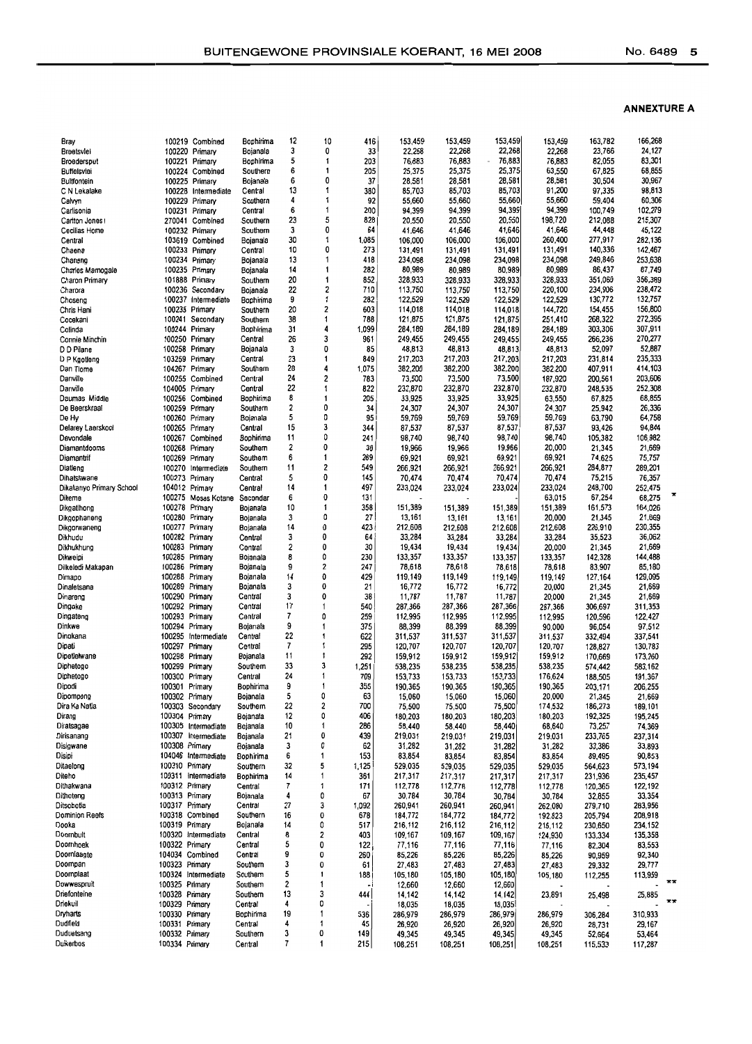## ANNEXURE A

| | | | | | | | | | | | | |
|---|---|---|---|---|---|---|---|---|---|---|---|---|
| Bray | 100219 | Combined | Bophirima | 12 | 10 | 416 | 153,459 | 153,459 | 153,459 | 153,459 | 163,782 | 166,268 |
| Breetsvlei | 100220 | Primary | Bojanala | 3 | 0 | 33 | 22,268 | 22,268 | 22,268 | 22,268 | 23,766 | 24,127 |
| Broedersput | 100221 | Primary | Bophirima | 5 | 1 | 203 | 76,883 | 76,883 | 76,883 | 76,883 | 82,055 | 83,301 |
| Buffelsvlei | 100224 | Combined | Southern | 6 | 1 | 205 | 25,375 | 25,375 | 25,375 | 63,550 | 67,825 | 68,855 |
| Bultfontein | 100225 | Primary | Bojanala | 6 | 0 | 37 | 28,581 | 28,581 | 28,581 | 28,581 | 30,504 | 30,967 |
| C N Lekalake | 100228 | Intermediate | Central | 13 | 1 | 380 | 85,703 | 85,703 | 85,703 | 91,200 | 97,335 | 98,813 |
| Calvyn | 100229 | Primary | Southern | 4 | 1 | 92 | 55,660 | 55,660 | 55,660 | 55,660 | 59,404 | 60,306 |
| Carlsonia | 100231 | Primary | Central | 6 | 1 | 200 | 94,399 | 94,399 | 94,399 | 94,399 | 100,749 | 102,279 |
| Carlton Jones I | 270041 | Combined | Southern | 23 | 5 | 828 | 20,550 | 20,550 | 20,550 | 198,720 | 212,088 | 215,307 |
| Cecilias Home | 100232 | Primary | Southern | 3 | 0 | 64 | 41,646 | 41,646 | 41,646 | 41,646 | 44,448 | 45,122 |
| Central | 103619 | Combined | Bojanala | 30 | 1 | 1,085 | 106,000 | 106,000 | 106,000 | 260,400 | 277,917 | 282,136 |
| Cheene | 100233 | Primary | Central | 10 | 0 | 273 | 131,491 | 131,491 | 131,491 | 131,491 | 140,336 | 142,467 |
| Cheneng | 100234 | Primary | Bojanala | 13 | 1 | 418 | 234,098 | 234,098 | 234,098 | 234,098 | 249,846 | 253,638 |
| Charles Mamogale | 100235 | Primary | Bojanala | 14 | 1 | 282 | 80,989 | 80,989 | 80,989 | 80,989 | 86,437 | 87,749 |
| Charon Primary | 101888 | Primary | Southern | 20 | 1 | 852 | 328,933 | 328,933 | 328,933 | 328,933 | 351,060 | 356,389 |
| Charora | 100236 | Secondary | Bojanala | 22 | 2 | 710 | 113,750 | 113,750 | 113,750 | 220,100 | 234,906 | 238,472 |
| Choseng | 100237 | Intermediate | Bophirima | 9 | 1 | 282 | 122,529 | 122,529 | 122,529 | 122,529 | 130,772 | 132,757 |
| Chris Hani | 100238 | Primary | Southern | 20 | 2 | 603 | 114,018 | 114,018 | 114,018 | 144,720 | 154,455 | 156,800 |
| Cocekani | 100241 | Secondary | Southern | 38 | 1 | 788 | 121,875 | 121,875 | 121,875 | 251,410 | 268,322 | 272,395 |
| Colinda | 100244 | Primary | Bophirima | 31 | 4 | 1,099 | 284,189 | 284,189 | 284,189 | 284,189 | 303,306 | 307,911 |
| Connie Minchin | 100250 | Primary | Central | 26 | 3 | 961 | 249,455 | 249,455 | 249,455 | 249,455 | 266,236 | 270,277 |
| D D Pilane | 100258 | Primary | Bojanala | 3 | 0 | 85 | 48,813 | 48,813 | 48,813 | 48,813 | 52,097 | 52,887 |
| D P Kgotleng | 103259 | Primary | Central | 23 | 1 | 849 | 217,203 | 217,203 | 217,203 | 217,203 | 231,814 | 235,333 |
| Dan Tloome | 104267 | Primary | Southern | 28 | 4 | 1,075 | 382,200 | 382,200 | 382,200 | 382,200 | 407,911 | 414,103 |
| Danville | 100255 | Combined | Central | 24 | 2 | 783 | 73,500 | 73,500 | 73,500 | 187,920 | 200,561 | 203,606 |
| Danville | 104005 | Primary | Central | 22 | 1 | 822 | 232,870 | 232,870 | 232,870 | 232,870 | 248,535 | 252,308 |
| Daumas Middle | 100256 | Combined | Bophirima | 8 | 1 | 205 | 33,925 | 33,925 | 33,925 | 63,550 | 67,825 | 68,855 |
| De Beerskraal | 100259 | Primary | Southern | 2 | 0 | 34 | 24,307 | 24,307 | 24,307 | 24,307 | 25,942 | 26,336 |
| De Hy | 100260 | Primary | Bojanala | 5 | 0 | 95 | 59,769 | 59,769 | 59,769 | 59,769 | 63,790 | 64,758 |
| Delarey Laerskool | 100265 | Primary | Central | 15 | 3 | 344 | 87,537 | 87,537 | 87,537 | 87,537 | 93,426 | 94,844 |
| Devondale | 100267 | Combined | Bophirima | 11 | 0 | 241 | 98,740 | 98,740 | 98,740 | 98,740 | 105,382 | 106,982 |
| Diamantdoorns | 100268 | Primary | Southern | 2 | 0 | 36 | 19,966 | 19,966 | 19,966 | 20,000 | 21,345 | 21,669 |
| Diamantrif | 100269 | Primary | Southern | 6 | 1 | 289 | 69,921 | 69,921 | 69,921 | 69,921 | 74,625 | 75,757 |
| Diatleng | 100270 | Intermediate | Southern | 11 | 2 | 549 | 266,921 | 266,921 | 266,921 | 266,921 | 284,877 | 289,201 |
| Dihatshwane | 100273 | Primary | Central | 5 | 0 | 145 | 70,474 | 70,474 | 70,474 | 70,474 | 75,215 | 76,357 |
| Dikakanyo Primary School | 104012 | Primary | Central | 14 | 1 | 497 | 233,024 | 233,024 | 233,024 | 233,024 | 248,700 | 252,475 |
| Dikeme | 100275 | Moses Kotane | Secondar | 6 | 0 | 131 | | | | 63,015 | 67,254 | 68,275 * |
| Dikgatlhong | 100278 | Primary | Bojanala | 10 | 1 | 358 | 151,389 | 151,389 | 151,389 | 151,389 | 161,573 | 164,026 |
| Dikgophaneng | 100280 | Primary | Bojanala | 3 | 0 | 27 | 13,161 | 13,161 | 13,161 | 20,000 | 21,345 | 21,669 |
| Dikgorwaneng | 100277 | Primary | Bojanala | 14 | 0 | 423 | 212,608 | 212,608 | 212,608 | 212,608 | 226,910 | 230,355 |
| Dikhudu | 100282 | Primary | Central | 3 | 0 | 64 | 33,284 | 33,284 | 33,284 | 33,284 | 35,523 | 36,062 |
| Dikhukhung | 100283 | Primary | Central | 2 | 0 | 30 | 19,434 | 19,434 | 19,434 | 20,000 | 21,345 | 21,669 |
| Dikweipi | 100285 | Primary | Bojanala | 8 | 0 | 230 | 133,357 | 133,357 | 133,357 | 133,357 | 142,328 | 144,488 |
| Dilleledi Makapan | 100286 | Primary | Bojanala | 9 | 2 | 247 | 78,618 | 78,618 | 78,618 | 78,618 | 83,907 | 85,180 |
| Dimapo | 100288 | Primary | Bojanala | 14 | 0 | 429 | 119,149 | 119,149 | 119,149 | 119,149 | 127,164 | 129,095 |
| Dinaletsana | 100289 | Primary | Bojanala | 3 | 0 | 21 | 16,772 | 16,772 | 16,772 | 20,000 | 21,345 | 21,669 |
| Dinareng | 100290 | Primary | Central | 3 | 0 | 38 | 11,787 | 11,787 | 11,787 | 20,000 | 21,345 | 21,669 |
| Dingake | 100292 | Primary | Central | 17 | 1 | 540 | 287,366 | 287,366 | 287,366 | 287,366 | 306,697 | 311,353 |
| Dingateng | 100293 | Primary | Central | 7 | 0 | 259 | 112,995 | 112,995 | 112,995 | 112,995 | 120,596 | 122,427 |
| Dinkwe | 100294 | Primary | Bojanala | 9 | 1 | 375 | 88,399 | 88,399 | 88,399 | 90,000 | 96,054 | 97,512 |
| Dinokana | 100295 | Intermediate | Central | 22 | 1 | 622 | 311,537 | 311,537 | 311,537 | 311,537 | 332,494 | 337,541 |
| Dipati | 100297 | Primary | Central | 7 | 1 | 295 | 120,707 | 120,707 | 120,707 | 120,707 | 128,827 | 130,783 |
| Dipetlelwane | 100298 | Primary | Bojanala | 11 | 1 | 292 | 159,912 | 159,912 | 159,912 | 159,912 | 170,669 | 173,260 |
| Diphetogo | 100299 | Primary | Southern | 33 | 3 | 1,251 | 538,235 | 538,235 | 538,235 | 538,235 | 574,442 | 583,162 |
| Diphetogo | 100300 | Primary | Central | 24 | 1 | 709 | 153,733 | 153,733 | 153,733 | 176,624 | 188,505 | 191,367 |
| Dipodi | 100301 | Primary | Bophirima | 9 | 1 | 355 | 190,365 | 190,365 | 190,365 | 190,365 | 203,171 | 206,255 |
| Dipompong | 100302 | Primary | Bojanala | 5 | 0 | 63 | 15,060 | 15,060 | 15,060 | 20,000 | 21,345 | 21,669 |
| Dira Ka Natla | 100303 | Secondary | Southern | 22 | 2 | 700 | 75,500 | 75,500 | 75,500 | 174,532 | 186,273 | 189,101 |
| Dirang | 100304 | Primary | Bojanala | 12 | 0 | 406 | 180,203 | 180,203 | 180,203 | 180,203 | 192,325 | 195,245 |
| Diratsagae | 100305 | Intermediate | Bojanala | 10 | 1 | 286 | 58,440 | 58,440 | 58,440 | 68,640 | 73,257 | 74,369 |
| Dirisanang | 100307 | Intermediate | Bojanala | 21 | 0 | 439 | 219,031 | 219,031 | 219,031 | 219,031 | 233,765 | 237,314 |
| Disigwane | 100308 | Primary | Bojanala | 3 | 0 | 62 | 31,282 | 31,282 | 31,282 | 31,282 | 33,386 | 33,893 |
| Disipi | 104046 | Intermediate | Bophirima | 6 | 1 | 153 | 83,854 | 83,854 | 83,854 | 83,854 | 89,495 | 90,853 |
| Ditaelong | 100310 | Primary | Southern | 32 | 5 | 1,125 | 529,035 | 529,035 | 529,035 | 529,035 | 564,623 | 573,194 |
| Diteho | 100311 | Intermediate | Bophirima | 14 | 1 | 361 | 217,317 | 217,317 | 217,317 | 217,317 | 231,936 | 235,457 |
| Dithakwana | 100312 | Primary | Central | 7 | 1 | 171 | 112,778 | 112,778 | 112,778 | 112,778 | 120,365 | 122,192 |
| Dithoteng | 100313 | Primary | Bojanala | 4 | 0 | 67 | 30,784 | 30,784 | 30,784 | 30,784 | 32,855 | 33,354 |
| Ditsobotla | 100317 | Primary | Central | 27 | 3 | 1,092 | 260,941 | 260,941 | 260,941 | 262,080 | 279,710 | 283,956 |
| Dominion Reefs | 100318 | Combined | Southern | 16 | 0 | 678 | 184,772 | 184,772 | 184,772 | 192,823 | 205,794 | 208,918 |
| Dooka | 100319 | Primary | Bojanala | 14 | 0 | 517 | 216,112 | 216,112 | 216,112 | 216,112 | 230,650 | 234,152 |
| Doornbult | 100320 | Intermediate | Central | 8 | 2 | 403 | 109,167 | 109,167 | 109,167 | 124,930 | 133,334 | 135,358 |
| Doornhoek | 100322 | Primary | Central | 5 | 0 | 122 | 77,116 | 77,116 | 77,116 | 77,116 | 82,304 | 83,553 |
| Doornlaagte | 104034 | Combined | Central | 9 | 0 | 260 | 85,226 | 85,226 | 85,226 | 85,226 | 90,959 | 92,340 |
| Doornpan | 100323 | Primary | Southern | 3 | 0 | 61 | 27,483 | 27,483 | 27,483 | 27,483 | 29,332 | 29,777 |
| Doornplaat | 100324 | Intermediate | Southern | 5 | 1 | 188 | 105,180 | 105,180 | 105,180 | 105,180 | 112,255 | 113,959 |
| Dowwespruit | 100325 | Primary | Southern | 2 | 1 | - | 12,660 | 12,660 | 12,660 | - | - | - ** |
| Driefonteine | 100328 | Primary | Southern | 13 | 3 | 444 | 14,142 | 14,142 | 14,142 | 23,891 | 25,498 | 25,885 |
| Driekuil | 100329 | Primary | Central | 4 | 0 | - | 18,035 | 18,035 | 18,035 | - | - | - ** |
| Dryharts | 100330 | Primary | Bophirima | 19 | 1 | 536 | 286,979 | 286,979 | 286,979 | 286,979 | 306,284 | 310,933 |
| Dudfield | 100331 | Primary | Central | 4 | 1 | 45 | 26,920 | 26,920 | 26,920 | 26,920 | 28,731 | 29,167 |
| Duduetsang | 100332 | Primary | Southern | 3 | 0 | 149 | 49,345 | 49,345 | 49,345 | 49,345 | 52,664 | 53,464 |
| Duikerbos | 100334 | Primary | Central | 7 | 1 | 215 | 108,251 | 108,251 | 108,251 | 108,251 | 115,533 | 117,287 |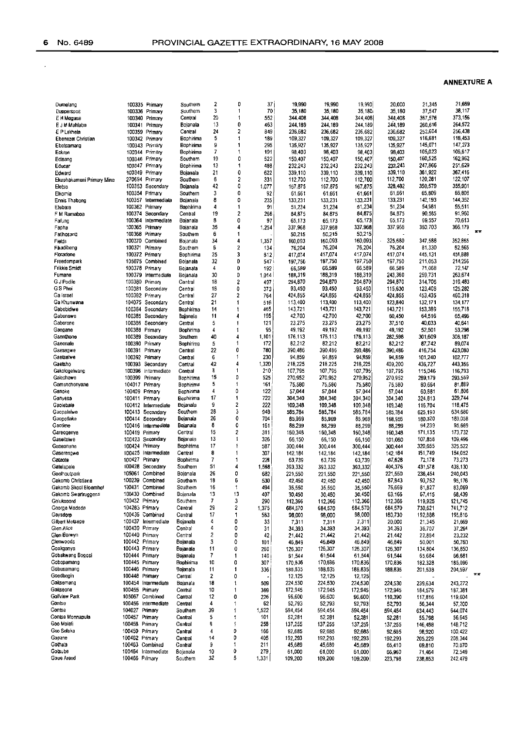**ANNEXURE A**

| | | | | | | | | | | | | | |
|---|---|---|---|---|---|---|---|---|---|---|---|---|---|
| Dumelang | 100335 | Primary | Southern | 2 | 0 | 37 | 19,990 | 19,990 | 19,990 | 20,000 | 21,345 | 21,669 | |
| Duppersoos | 100336 | Primary | Southern | 3 | 1 | 70 | 35,180 | 35,180 | 35,180 | 35,180 | 37,547 | 38,117 | |
| E H Mogase | 100340 | Primary | Central | 20 | 1 | 552 | 344,408 | 344,408 | 344,408 | 344,408 | 367,576 | 373,156 | |
| E J M Mahlaba | 100341 | Primary | Bojanala | 13 | 0 | 463 | 244,189 | 244,189 | 244,189 | 244,189 | 260,616 | 264,572 | |
| E P Lekhela | 100359 | Primary | Central | 24 | 2 | 849 | 236,682 | 236,682 | 236,682 | 236,682 | 252,604 | 256,438 | |
| Ebenezer Christian | 100342 | Primary | Bophirima | 5 | 1 | 189 | 109,327 | 109,327 | 109,327 | 109,327 | 116,681 | 118,453 | |
| Ebetsamang | 100343 | Primary | Bophirima | 9 | 1 | 295 | 135,927 | 135,927 | 135,927 | 135,927 | 145,071 | 147,273 | |
| Eckron | 100344 | Primary | Bophirima | 7 | 1 | 191 | 98,403 | 98,403 | 98,403 | 98,403 | 105,023 | 106,617 | |
| Edisang | 100346 | Primary | Southern | 19 | 0 | 522 | 150,407 | 150,407 | 150,407 | 150,407 | 160,525 | 162,962 | |
| Educar | 100347 | Primary | Bophirima | 13 | 1 | 498 | 232,243 | 232,243 | 232,243 | 232,243 | 247,866 | 251,629 | |
| Edward | 100349 | Primary | Bojanala | 21 | 0 | 622 | 339,110 | 339,110 | 339,110 | 339,110 | 361,922 | 367,416 | |
| Ekuphakameni Primary Mine | 270694 | Primary | Southern | 6 | 2 | 331 | 112,700 | 112,700 | 112,700 | 112,700 | 120,281 | 122,107 | |
| Eletsa | 100353 | Secondary | Bojanala | 42 | 0 | 1,077 | 167,875 | 167,875 | 167,875 | 328,482 | 350,579 | 355,901 | |
| Elkomia | 100354 | Primary | Southern | 3 | 0 | 92 | 61,661 | 61,661 | 61,661 | 61,661 | 65,809 | 66,808 | |
| Ennis Thabong | 100357 | Intermediate | Bojanala | 8 | 0 | 235 | 133,231 | 133,231 | 133,231 | 133,231 | 142,193 | 144,352 | |
| Etebane | 100362 | Primary | Bophirima | 4 | 1 | 91 | 51,234 | 51,234 | 51,234 | 51,234 | 54,681 | 55,511 | |
| F M Ramaboa | 100374 | Secondary | Central | 19 | 2 | 266 | 84,875 | 84,875 | 84,875 | 84,875 | 90,585 | 91,960 | |
| Fafung | 100364 | Intermediate | Bojanala | 8 | 0 | 97 | 65,173 | 65,173 | 65,173 | 65,173 | 69,557 | 70,613 | |
| Fapha | 100365 | Primary | Bojanala | 35 | 4 | 1,254 | 337,968 | 337,968 | 337,968 | 337,968 | 360,703 | 366,179 | |
| Fatlhosang | 100368 | Primary | Southern | 6 | 1 | - | 50,215 | 50,215 | 50,215 | - | - | - | ** |
| Fields | 100370 | Combined | Bojanala | 34 | 4 | 1,357 | 160,093 | 160,093 | 160,093 | 325,680 | 347,588 | 352,865 | |
| Fikadibeng | 100371 | Primary | Southern | 6 | 2 | 134 | 76,204 | 76,204 | 76,204 | 76,204 | 81,330 | 82,565 | |
| Floradene | 100372 | Primary | Bophirima | 25 | 3 | 812 | 417,074 | 417,074 | 417,074 | 417,074 | 445,131 | 451,888 | |
| Freedompark | 105075 | Combined | Bojanala | 32 | 0 | 547 | 197,750 | 197,750 | 197,750 | 197,750 | 211,053 | 214,256 | |
| Frikkie Smidt | 100378 | Primary | Bojanala | 4 | 0 | 192 | 66,589 | 66,589 | 66,589 | 66,589 | 71,068 | 72,147 | |
| Fumane | 100379 | Intermediate | Bojanala | 30 | 0 | 1,014 | 188,319 | 188,319 | 188,319 | 243,360 | 259,731 | 263,674 | |
| G J Podile | 100380 | Primary | Central | 18 | 2 | 497 | 294,870 | 294,870 | 294,870 | 294,870 | 314,706 | 319,483 | |
| G S Phoi | 100381 | Secondary | Central | 18 | 0 | 373 | 93,450 | 93,450 | 93,450 | 115,630 | 123,408 | 125,282 | |
| Ga Israel | 100382 | Primary | Central | 27 | 2 | 764 | 424,855 | 424,855 | 424,855 | 424,855 | 453,435 | 460,318 | |
| Ga Khunwana | 104075 | Secondary | Central | 21 | 1 | 516 | 113,400 | 113,400 | 113,400 | 123,840 | 132,171 | 134,177 | |
| Gabobidiwe | 100384 | Secondary | Bophirima | 14 | 1 | 465 | 143,721 | 143,721 | 143,721 | 143,721 | 153,389 | 155,718 | |
| Gabonewe | 100385 | Secondary | Bojanala | 11 | 4 | 195 | 42,700 | 42,700 | 42,700 | 60,450 | 64,516 | 65,496 | |
| Gaborone | 100386 | Secondary | Central | 5 | 1 | 121 | 23,275 | 23,275 | 23,275 | 37,510 | 40,033 | 40,641 | |
| Gaegane | 100388 | Primary | Bophirima | 4 | 1 | 95 | 49,192 | 49,192 | 49,192 | 49,192 | 52,501 | 53,298 | |
| Gaenthone | 100389 | Secondary | Southern | 40 | 4 | 1,101 | 176,113 | 176,113 | 176,113 | 282,598 | 301,609 | 306,187 | |
| Gaeonale | 100390 | Primary | Bophirima | 5 | 1 | 172 | 82,212 | 82,212 | 82,212 | 82,212 | 87,742 | 89,074 | |
| Gaesegwe | 100391 | Primary | Central | 22 | 0 | 780 | 390,486 | 390,486 | 390,486 | 390,486 | 416,754 | 423,080 | |
| Gaetsalwe | 100392 | Primary | Central | 6 | 1 | 230 | 94,859 | 94,859 | 94,859 | 94,859 | 101,240 | 102,777 | |
| Gaetsho | 100393 | Secondary | Central | 42 | 4 | 1,320 | 218,225 | 218,225 | 218,225 | 409,200 | 436,727 | 443,356 | |
| Gakologelwang | 100396 | Intermediate | Central | 8 | 1 | 210 | 107,795 | 107,795 | 107,795 | 107,795 | 115,046 | 116,793 | |
| Galeshewe | 100399 | Primary | Bophirima | 15 | 0 | 525 | 270,952 | 270,952 | 270,952 | 270,952 | 289,179 | 293,569 | |
| Gamorichonyane | 104017 | Primary | Bophirima | 5 | 1 | 161 | 75,580 | 75,580 | 75,580 | 75,580 | 80,664 | 81,889 | |
| Ganoke | 100409 | Primary | Bophirima | 4 | 0 | 122 | 57,044 | 57,044 | 57,044 | 57,044 | 60,881 | 61,806 | |
| Ganyesa | 100411 | Primary | Bophirima | 17 | 1 | 722 | 304,340 | 304,340 | 304,340 | 304,340 | 324,813 | 329,744 | |
| Gaolebale | 100412 | Intermediate | Bojanala | 9 | 2 | 222 | 109,348 | 109,348 | 109,348 | 109,348 | 116,704 | 118,475 | |
| Gaopalelwe | 100413 | Secondary | Southern | 28 | 3 | 948 | 585,784 | 585,784 | 585,784 | 585,784 | 625,190 | 634,680 | |
| Gaopotlake | 100414 | Secondary | Bojanala | 26 | 0 | 704 | 85,969 | 85,969 | 85,969 | 168,955 | 180,320 | 183,058 | |
| Gaotime | 100416 | Intermediate | Bojanala | 8 | 0 | 161 | 88,299 | 88,299 | 88,299 | 88,299 | 94,239 | 95,669 | |
| Gareogenya | 100419 | Primary | Central | 15 | 2 | 311 | 160,348 | 160,348 | 160,348 | 160,348 | 171,135 | 173,732 | |
| Gaseitsiwe | 100423 | Secondary | Bojanala | 13 | 1 | 326 | 66,150 | 66,150 | 66,150 | 101,060 | 107,858 | 109,496 | |
| Gaseonane | 100424 | Primary | Bophirima | 17 | 1 | 587 | 300,444 | 300,444 | 300,444 | 300,444 | 320,655 | 325,522 | |
| Gaserengwe | 100425 | Intermediate | Central | 8 | 1 | 307 | 142,184 | 142,184 | 142,184 | 142,184 | 151,749 | 154,052 | |
| Gataote | 100427 | Primary | Bophirima | 7 | 1 | 228 | 63,739 | 63,739 | 63,739 | 67,628 | 72,178 | 73,273 | |
| Gatelapele | 100428 | Secondary | Southern | 51 | 4 | 1,568 | 393,332 | 393,332 | 393,332 | 404,376 | 431,578 | 438,130 | |
| Geelhoutpark | 105061 | Combined | Bojanala | 26 | 0 | 682 | 221,550 | 221,550 | 221,550 | 221,550 | 236,454 | 240,043 | |
| Gekomb Christiana | 100239 | Combined | Southern | 18 | 6 | 530 | 42,450 | 42,450 | 42,450 | 87,843 | 93,752 | 95,176 | |
| Gekomb Skool Bloemhof | 100431 | Combined | Southern | 16 | 1 | 494 | 35,550 | 35,550 | 35,550 | 76,669 | 81,827 | 83,069 | |
| Gekomb Swartruggens | 100430 | Combined | Bojanala | 13 | 13 | 407 | 30,450 | 30,450 | 30,450 | 63,166 | 67,415 | 68,439 | |
| Geluksoord | 100432 | Primary | Southern | 7 | 3 | 290 | 112,366 | 112,366 | 112,366 | 112,366 | 119,925 | 121,745 | |
| George Madoda | 104263 | Primary | Central | 29 | 2 | 1,375 | 684,570 | 684,570 | 684,570 | 684,570 | 730,621 | 741,712 | |
| Geysdorp | 100436 | Combined | Central | 17 | 1 | 583 | 98,000 | 98,000 | 98,000 | 180,730 | 192,888 | 195,816 | |
| Gilbert Motsepe | 100437 | Intermediate | Bojanala | 4 | 0 | 33 | 7,311 | 7,311 | 7,311 | 20,000 | 21,345 | 21,669 | |
| Glen Alice | 100439 | Primary | Central | 4 | 0 | 31 | 34,393 | 34,393 | 34,393 | 34,393 | 36,707 | 37,264 | |
| Glen Berwyn | 100440 | Primary | Central | 2 | 0 | 42 | 21,442 | 21,442 | 21,442 | 21,442 | 22,884 | 23,232 | |
| Glenwoods | 100442 | Primary | Bojanala | 3 | 0 | 101 | 46,849 | 46,849 | 46,849 | 46,849 | 50,001 | 50,760 | |
| Goakganya | 100443 | Primary | Bojanala | 11 | 0 | 260 | 126,307 | 126,307 | 126,307 | 126,307 | 134,804 | 136,850 | |
| Gobakwang Bogosi | 100444 | Primary | Bojanala | 7 | 1 | 140 | 61,544 | 61,544 | 61,544 | 61,544 | 65,684 | 66,681 | |
| Gobopamang | 100445 | Primary | Bophirima | 10 | 0 | 307 | 170,836 | 170,836 | 170,836 | 170,836 | 182,328 | 185,096 | |
| Gobusamang | 100446 | Primary | Bojanala | 11 | 1 | 336 | 188,835 | 188,835 | 188,835 | 188,835 | 201,538 | 204,597 | ** |
| Goedbegin | 100448 | Primary | Central | 2 | 0 | - | 12,125 | 12,125 | 12,125 | - | - | - | |
| Goitsemang | 100454 | Intermediate | Bojanala | 18 | 1 | 509 | 224,530 | 224,530 | 224,530 | 224,530 | 239,634 | 243,272 | |
| Goitseone | 100455 | Primary | Central | 10 | 1 | 369 | 172,945 | 172,945 | 172,945 | 172,945 | 184,579 | 187,381 | |
| Golfview Park | 105067 | Combined | Central | 12 | 0 | 226 | 96,600 | 96,600 | 96,600 | 110,390 | 117,816 | 119,604 | |
| Gontse | 100456 | Intermediate | Central | 4 | 1 | 62 | 52,793 | 52,793 | 52,793 | 52,793 | 56,344 | 57,200 | |
| Gontse | 104027 | Primary | Southern | 39 | 1 | 1,522 | 594,454 | 594,454 | 594,454 | 594,454 | 634,443 | 644,074 | |
| Gontse Monnapula | 100457 | Primary | Central | 5 | 1 | 101 | 52,281 | 52,281 | 52,281 | 52,281 | 55,798 | 56,645 | |
| Goo Molefi | 100458 | Primary | Central | 8 | 1 | 258 | 137,255 | 137,255 | 137,255 | 137,255 | 146,488 | 148,712 | |
| Goo Selaka | 100459 | Primary | Central | 4 | 0 | 166 | 92,685 | 92,685 | 92,685 | 92,685 | 98,920 | 100,422 | |
| Gopane | 100462 | Primary | Central | 14 | 0 | 405 | 192,293 | 192,293 | 192,293 | 192,293 | 205,229 | 208,344 | |
| Gothata | 100463 | Combined | Central | 9 | 1 | 211 | 45,689 | 45,689 | 45,689 | 65,410 | 69,810 | 70,870 | |
| Gotsube | 100464 | Intermediate | Bojanala | 10 | 0 | 279 | 61,000 | 61,000 | 61,000 | 66,960 | 71,464 | 72,549 | |
| Goue Arend | 100466 | Primary | Southern | 32 | 5 | 1,331 | 109,200 | 109,200 | 109,200 | 223,798 | 238,853 | 242,479 | |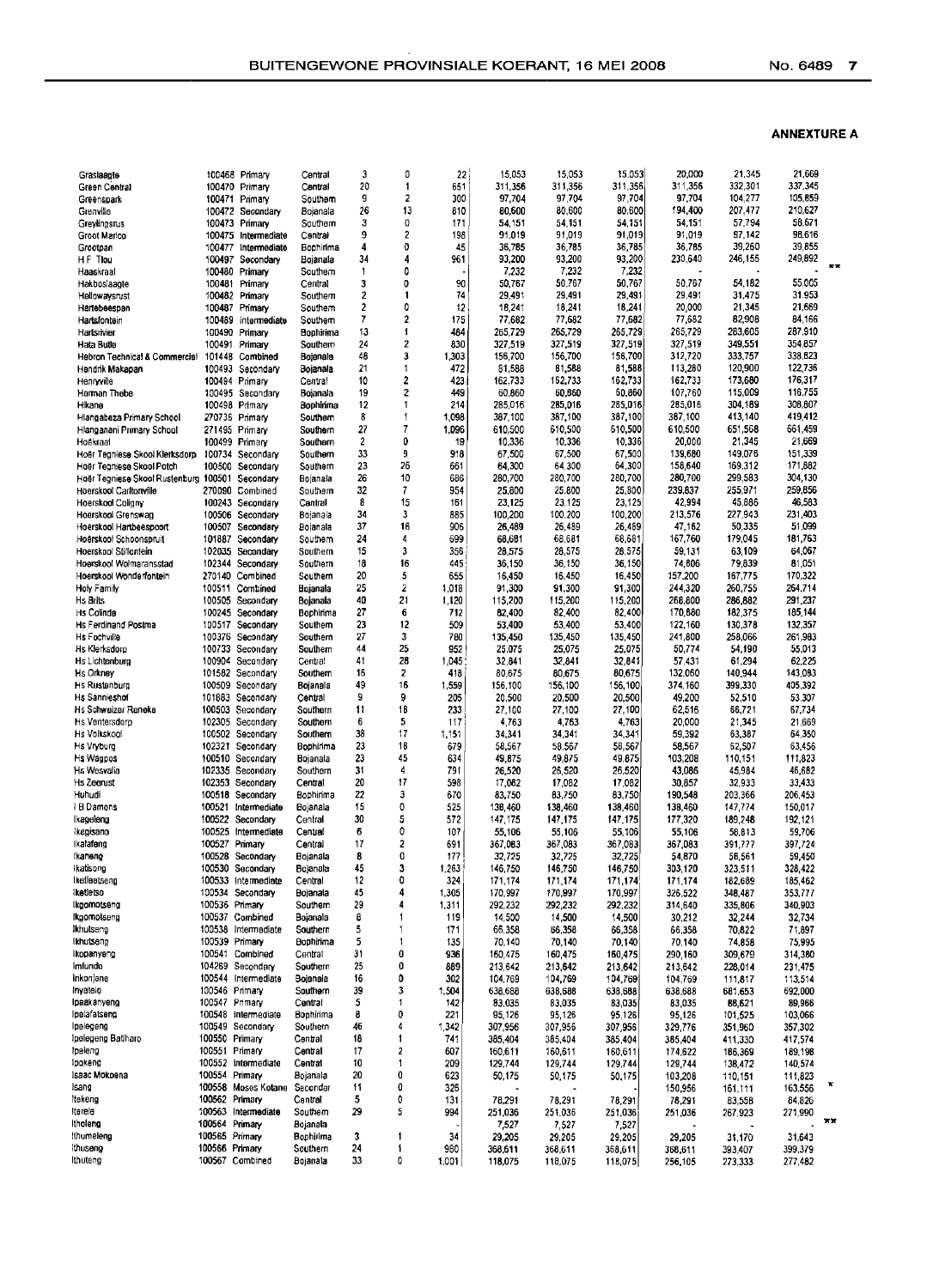**ANNEXURE A**

| | | | | | | | | | | | | | |
|---|---|---|---|---|---|---|---|---|---|---|---|---|---|
| Graslaagte | 100468 | Primary | Central | 3 | 0 | 22 | 15,053 | 15,053 | 15,053 | 20,000 | 21,345 | 21,669 | |
| Green Central | 100470 | Primary | Central | 20 | 1 | 651 | 311,356 | 311,356 | 311,356 | 311,356 | 332,301 | 337,345 | |
| Greenspark | 100471 | Primary | Southern | 9 | 2 | 300 | 97,704 | 97,704 | 97,704 | 97,704 | 104,277 | 105,859 | |
| Grenville | 100472 | Secondary | Bojanala | 26 | 13 | 810 | 80,600 | 80,600 | 80,600 | 194,400 | 207,477 | 210,627 | |
| Greylingsrus | 100473 | Primary | Southern | 3 | 0 | 171 | 54,151 | 54,151 | 54,151 | 54,151 | 57,794 | 58,671 | |
| Groot Marico | 100475 | Intermediate | Central | 9 | 2 | 198 | 91,019 | 91,019 | 91,019 | 91,019 | 97,142 | 98,616 | |
| Grootpan | 100477 | Intermediate | Bophirima | 4 | 0 | 45 | 36,785 | 36,785 | 36,785 | 36,785 | 39,260 | 39,855 | |
| H F Tlou | 100497 | Secondary | Bojanala | 34 | 4 | 961 | 93,200 | 93,200 | 93,200 | 230,640 | 246,155 | 249,892 | |
| Haaskraal | 100480 | Primary | Southern | 1 | 0 | - | 7,232 | 7,232 | 7,232 | - | - | - | ** |
| Hakboslaagte | 100481 | Primary | Central | 3 | 0 | 90 | 50,767 | 50,767 | 50,767 | 50,767 | 54,182 | 55,005 | |
| Hallowaysrust | 100482 | Primary | Southern | 2 | 1 | 74 | 29,491 | 29,491 | 29,491 | 29,491 | 31,475 | 31,953 | |
| Hartebeespan | 100487 | Primary | Southern | 2 | 0 | 12 | 18,241 | 18,241 | 18,241 | 20,000 | 21,345 | 21,669 | |
| Hartsfontein | 100489 | Intermediate | Southern | 7 | 2 | 175 | 77,682 | 77,682 | 77,682 | 77,682 | 82,908 | 84,166 | |
| Hartsrivier | 100490 | Primary | Bophirima | 13 | 1 | 484 | 265,729 | 265,729 | 265,729 | 265,729 | 283,605 | 287,910 | |
| Hata Butle | 100491 | Primary | Southern | 24 | 2 | 830 | 327,519 | 327,519 | 327,519 | 327,519 | 349,551 | 354,857 | |
| Hebron Technical & Commercial | 101448 | Combined | Bojanala | 48 | 3 | 1,303 | 156,700 | 156,700 | 156,700 | 312,720 | 333,757 | 338,823 | |
| Hendrik Makapan | 100493 | Secondary | Bojanala | 21 | 1 | 472 | 81,588 | 81,588 | 81,588 | 113,280 | 120,900 | 122,736 | |
| Henryville | 100494 | Primary | Central | 10 | 2 | 423 | 162,733 | 162,733 | 162,733 | 162,733 | 173,680 | 176,317 | |
| Herman Thebe | 100495 | Secondary | Bojanala | 19 | 2 | 449 | 60,860 | 60,860 | 60,860 | 107,760 | 115,009 | 116,755 | |
| Hikane | 100498 | Primary | Bophirima | 12 | 1 | 214 | 285,016 | 285,016 | 285,016 | 285,016 | 304,189 | 308,807 | |
| Hlangabeza Primary School | 270736 | Primary | Southern | 8 | 1 | 1,098 | 387,100 | 387,100 | 387,100 | 387,100 | 413,140 | 419,412 | |
| Hlanganani Primary School | 271495 | Primary | Southern | 27 | 7 | 1,096 | 610,500 | 610,500 | 610,500 | 610,500 | 651,568 | 661,459 | |
| Hoëkraal | 100499 | Primary | Southern | 2 | 0 | 19 | 10,336 | 10,336 | 10,336 | 20,000 | 21,345 | 21,669 | |
| Hoër Tegniese Skool Klerksdorp | 100734 | Secondary | Southern | 33 | 9 | 918 | 67,500 | 67,500 | 67,500 | 139,680 | 149,076 | 151,339 | |
| Hoër Tegniese Skool Potch | 100500 | Secondary | Southern | 23 | 26 | 661 | 64,300 | 64,300 | 64,300 | 158,640 | 169,312 | 171,882 | |
| Hoër Tegniese Skool Rustenburg | 100501 | Secondary | Bojanala | 26 | 10 | 686 | 280,700 | 280,700 | 280,700 | 280,700 | 299,583 | 304,130 | |
| Hoerskool Carltonville | 270090 | Combined | Southern | 32 | 7 | 954 | 25,800 | 25,800 | 25,800 | 239,837 | 255,971 | 259,856 | |
| Hoerskool Coligny | 100243 | Secondary | Central | 8 | 15 | 161 | 23,125 | 23,125 | 23,125 | 42,994 | 45,886 | 46,583 | |
| Hoerskool Grenswag | 100506 | Secondary | Bojanala | 34 | 3 | 885 | 100,200 | 100,200 | 100,200 | 213,576 | 227,943 | 231,403 | |
| Hoerskool Hartbeespoort | 100507 | Secondary | Bojanala | 37 | 16 | 906 | 26,489 | 26,489 | 26,489 | 47,162 | 50,335 | 51,099 | |
| Hoerskool Schoonspruit | 101887 | Secondary | Southern | 24 | 4 | 699 | 68,681 | 68,681 | 68,681 | 167,760 | 179,045 | 181,763 | |
| Hoerskool Stilfontein | 102035 | Secondary | Southern | 15 | 3 | 356 | 28,575 | 28,575 | 28,575 | 59,131 | 63,109 | 64,067 | |
| Hoerskool Wolmaransstad | 102344 | Secondary | Southern | 18 | 16 | 445 | 36,150 | 36,150 | 36,150 | 74,806 | 79,839 | 81,051 | |
| Hoerskool Wonderfontein | 270140 | Combined | Southern | 20 | 5 | 655 | 16,450 | 16,450 | 16,450 | 157,200 | 167,775 | 170,322 | |
| Holy Family | 100511 | Combined | Bojanala | 25 | 2 | 1,018 | 91,300 | 91,300 | 91,300 | 244,320 | 260,755 | 264,714 | |
| Hs Brits | 100505 | Secondary | Bojanala | 40 | 21 | 1,120 | 115,200 | 115,200 | 115,200 | 268,800 | 286,882 | 291,237 | |
| Hs Colinda | 100245 | Secondary | Bophirima | 27 | 6 | 712 | 82,400 | 82,400 | 82,400 | 170,880 | 182,375 | 185,144 | |
| Hs Ferdinand Postma | 100517 | Secondary | Southern | 23 | 12 | 509 | 53,400 | 53,400 | 53,400 | 122,160 | 130,378 | 132,357 | |
| Hs Fochville | 100376 | Secondary | Southern | 27 | 3 | 780 | 135,450 | 135,450 | 135,450 | 241,800 | 258,066 | 261,983 | |
| Hs Klerksdorp | 100733 | Secondary | Southern | 44 | 25 | 952 | 25,075 | 25,075 | 25,075 | 50,774 | 54,190 | 55,013 | |
| Hs Lichtenburg | 100904 | Secondary | Central | 41 | 28 | 1,045 | 32,841 | 32,841 | 32,841 | 57,431 | 61,294 | 62,225 | |
| Hs Orkney | 101582 | Secondary | Southern | 16 | 2 | 418 | 80,675 | 80,675 | 80,675 | 132,060 | 140,944 | 143,083 | |
| Hs Rustenburg | 100509 | Secondary | Bojanala | 49 | 16 | 1,559 | 156,100 | 156,100 | 156,100 | 374,160 | 399,330 | 405,392 | |
| Hs Sannieshof | 101883 | Secondary | Central | 9 | 9 | 205 | 20,500 | 20,500 | 20,500 | 49,200 | 52,510 | 53,307 | |
| Hs Schweizer Reneke | 100503 | Secondary | Southern | 11 | 18 | 233 | 27,100 | 27,100 | 27,100 | 62,516 | 66,721 | 67,734 | |
| Hs Ventersdorp | 102305 | Secondary | Southern | 6 | 5 | 117 | 4,763 | 4,763 | 4,763 | 20,000 | 21,345 | 21,669 | |
| Hs Volkskool | 100502 | Secondary | Southern | 38 | 17 | 1,151 | 34,341 | 34,341 | 34,341 | 59,392 | 63,387 | 64,350 | |
| Hs Vryburg | 102321 | Secondary | Bophirima | 23 | 18 | 679 | 58,567 | 58,567 | 58,567 | 58,567 | 62,507 | 63,456 | |
| Hs Wagpos | 100510 | Secondary | Bojanala | 23 | 45 | 634 | 49,875 | 49,875 | 49,875 | 103,208 | 110,151 | 111,823 | |
| Hs Wesvalia | 102335 | Secondary | Southern | 31 | 4 | 791 | 26,520 | 26,520 | 26,520 | 43,086 | 45,984 | 46,682 | |
| Hs Zeerust | 102353 | Secondary | Central | 20 | 17 | 598 | 17,082 | 17,082 | 17,082 | 30,857 | 32,933 | 33,433 | |
| Huhudi | 100518 | Secondary | Bophirima | 22 | 3 | 670 | 83,750 | 83,750 | 83,750 | 190,548 | 203,366 | 206,453 | |
| I B Damons | 100521 | Intermediate | Bojanala | 15 | 0 | 525 | 138,460 | 138,460 | 138,460 | 138,460 | 147,774 | 150,017 | |
| Ikageleng | 100522 | Secondary | Central | 30 | 5 | 572 | 147,175 | 147,175 | 147,175 | 177,320 | 189,248 | 192,121 | |
| Ikagisano | 100525 | Intermediate | Central | 6 | 0 | 107 | 55,106 | 55,106 | 55,106 | 55,106 | 58,813 | 59,706 | |
| Ikalafeng | 100527 | Primary | Central | 17 | 2 | 691 | 367,083 | 367,083 | 367,083 | 367,083 | 391,777 | 397,724 | |
| Ikaneng | 100528 | Secondary | Bojanala | 8 | 0 | 177 | 32,725 | 32,725 | 32,725 | 54,870 | 58,561 | 59,450 | |
| Ikatisong | 100530 | Secondary | Bojanala | 45 | 3 | 1,263 | 146,750 | 146,750 | 146,750 | 303,120 | 323,511 | 328,422 | |
| Ikatlaatseng | 100533 | Intermediate | Central | 12 | 0 | 324 | 171,174 | 171,174 | 171,174 | 171,174 | 182,689 | 185,462 | |
| Iketletso | 100534 | Secondary | Bojanala | 45 | 4 | 1,305 | 170,997 | 170,997 | 170,997 | 326,522 | 348,487 | 353,777 | |
| Ikgomotseng | 100536 | Primary | Southern | 29 | 4 | 1,311 | 292,232 | 292,232 | 292,232 | 314,640 | 335,806 | 340,903 | |
| Ikgomotseng | 100537 | Combined | Bojanala | 8 | 1 | 119 | 14,500 | 14,500 | 14,500 | 30,212 | 32,244 | 32,734 | |
| Ikhulseng | 100538 | Intermediate | Southern | 5 | 1 | 171 | 66,358 | 66,358 | 66,358 | 66,358 | 70,822 | 71,897 | |
| Ikhutseng | 100539 | Primary | Bophirima | 5 | 1 | 135 | 70,140 | 70,140 | 70,140 | 70,140 | 74,858 | 75,995 | |
| Ikopanyeng | 100541 | Combined | Central | 31 | 0 | 936 | 160,475 | 160,475 | 160,475 | 290,160 | 309,679 | 314,380 | |
| Imfundo | 104269 | Secondary | Southern | 25 | 0 | 889 | 213,642 | 213,642 | 213,642 | 213,642 | 228,014 | 231,475 | |
| Inkonjane | 100544 | Intermediate | Bojanala | 16 | 0 | 302 | 104,769 | 104,769 | 104,769 | 104,769 | 111,817 | 113,514 | |
| Inyatelo | 100546 | Primary | Southern | 39 | 3 | 1,504 | 638,688 | 638,688 | 638,688 | 638,688 | 681,653 | 692,000 | |
| Ipaakanyeng | 100547 | Primary | Central | 5 | 1 | 142 | 83,035 | 83,035 | 83,035 | 83,035 | 88,621 | 89,966 | |
| Ipalafatseng | 100548 | Intermediate | Bophirima | 8 | 0 | 221 | 95,126 | 95,126 | 95,126 | 95,126 | 101,525 | 103,066 | |
| Ipelegeng | 100549 | Secondary | Southern | 46 | 4 | 1,342 | 307,956 | 307,956 | 307,956 | 329,776 | 351,960 | 357,302 | |
| Ipelegeng Batlharo | 100550 | Primary | Central | 18 | 1 | 741 | 385,404 | 385,404 | 385,404 | 385,404 | 411,330 | 417,574 | |
| Ipeleng | 100551 | Primary | Central | 17 | 2 | 607 | 160,611 | 160,611 | 160,611 | 174,622 | 186,369 | 189,198 | |
| Ipokeng | 100552 | Intermediate | Central | 10 | 1 | 209 | 129,744 | 129,744 | 129,744 | 129,744 | 138,472 | 140,574 | |
| Isaac Mokoena | 100554 | Primary | Bojanala | 20 | 0 | 623 | 50,175 | 50,175 | 50,175 | 103,208 | 110,151 | 111,823 | |
| Isang | 100558 | Moses Kotane | Secondar | 11 | 0 | 326 | - | - | - | 150,956 | 161,111 | 163,556 | * |
| Itekeng | 100562 | Primary | Central | 5 | 0 | 131 | 78,291 | 78,291 | 78,291 | 78,291 | 83,558 | 84,826 | |
| Iterele | 100563 | Intermediate | Southern | 29 | 5 | 994 | 251,036 | 251,036 | 251,036 | 251,036 | 267,923 | 271,990 | |
| Itholeng | 100564 | Primary | Bojanala | | | - | 7,527 | 7,527 | 7,527 | - | - | - | ** |
| Ithumeleng | 100565 | Primary | Bophirima | 3 | 1 | 34 | 29,205 | 29,205 | 29,205 | 29,205 | 31,170 | 31,643 | |
| Ithuseng | 100566 | Primary | Southern | 24 | 1 | 980 | 368,611 | 368,611 | 368,611 | 368,611 | 393,407 | 399,379 | |
| Ithuteng | 100567 | Combined | Bojanala | 33 | 0 | 1,001 | 118,075 | 118,075 | 118,075 | 256,105 | 273,333 | 277,482 | |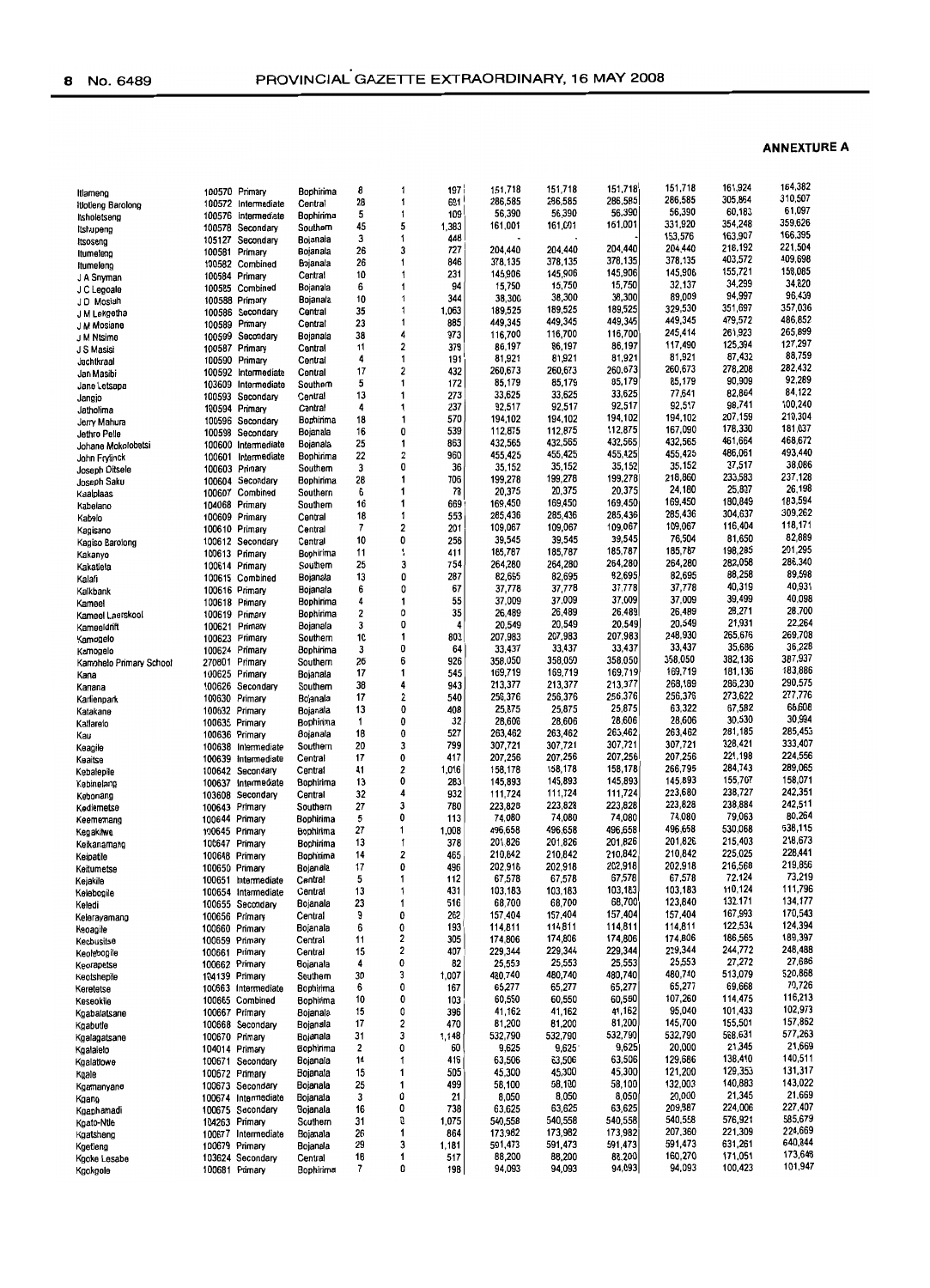**ANNEXURE A**

| | | | | | | | | | | | | |
|---|---|---|---|---|---|---|---|---|---|---|---|---|
| Itlameng | 100570 | Primary | Bophirima | 8 | 1 | 197 | 151,718 | 151,718 | 151,718 | 151,718 | 161,924 | 164,382 |
| Itlotleng Barolong | 100572 | Intermediate | Central | 28 | 1 | 691 | 286,585 | 286,585 | 286,585 | 286,585 | 305,864 | 310,507 |
| Itsholetseng | 100576 | Intermediate | Bophirima | 5 | 1 | 109 | 56,390 | 56,390 | 56,390 | 56,390 | 60,183 | 61,097 |
| Itshupeng | 100578 | Secondary | Southern | 45 | 5 | 1,383 | 161,001 | 161,001 | 161,001 | 331,920 | 354,248 | 359,626 |
| Itsoseng | 105127 | Secondary | Bojanala | 3 | 1 | 448 | - | - | - | 153,576 | 163,907 | 166,395 |
| Itumeleng | 100581 | Primary | Bojanala | 26 | 3 | 727 | 204,440 | 204,440 | 204,440 | 204,440 | 218,192 | 221,504 |
| Itumeleng | 100582 | Combined | Bojanala | 26 | 1 | 846 | 378,135 | 378,135 | 378,135 | 378,135 | 403,572 | 409,698 |
| J A Snyman | 100584 | Primary | Central | 10 | 1 | 231 | 145,906 | 145,906 | 145,906 | 145,906 | 155,721 | 158,085 |
| J C Legoale | 100585 | Combined | Bojanala | 6 | 1 | 94 | 15,750 | 15,750 | 15,750 | 32,137 | 34,299 | 34,820 |
| J D Mosiah | 100588 | Primary | Bojanala | 10 | 1 | 344 | 38,300 | 38,300 | 38,300 | 89,009 | 94,997 | 96,439 |
| J M Lekgetha | 100586 | Secondary | Central | 35 | 1 | 1,063 | 189,525 | 189,525 | 189,525 | 329,530 | 351,697 | 357,036 |
| J M Mosiane | 100589 | Primary | Central | 23 | 1 | 885 | 449,345 | 449,345 | 449,345 | 449,345 | 479,572 | 486,852 |
| J M Ntsime | 100599 | Secondary | Bojanala | 38 | 4 | 973 | 116,700 | 116,700 | 116,700 | 245,414 | 261,923 | 265,899 |
| J S Masisi | 100587 | Primary | Central | 11 | 2 | 378 | 86,197 | 86,197 | 86,197 | 117,490 | 125,394 | 127,297 |
| Jachtkraal | 100590 | Primary | Central | 4 | 1 | 191 | 81,921 | 81,921 | 81,921 | 81,921 | 87,432 | 88,759 |
| Jan Masibi | 100592 | Intermediate | Central | 17 | 2 | 432 | 260,673 | 260,673 | 260,673 | 260,673 | 278,208 | 282,432 |
| Jane Letsapa | 103609 | Intermediate | Southern | 5 | 1 | 172 | 85,179 | 85,179 | 85,179 | 85,179 | 90,909 | 92,289 |
| Jangjo | 100593 | Secondary | Central | 13 | 1 | 273 | 33,625 | 33,625 | 33,625 | 77,641 | 82,864 | 84,122 |
| Jatholima | 100594 | Primary | Central | 4 | 1 | 237 | 92,517 | 92,517 | 92,517 | 92,517 | 98,741 | 100,240 |
| Jerry Mahura | 100596 | Secondary | Bophirima | 18 | 1 | 570 | 194,102 | 194,102 | 194,102 | 194,102 | 207,159 | 210,304 |
| Jethro Pelle | 100598 | Secondary | Bojanala | 16 | 0 | 539 | 112,875 | 112,875 | 112,875 | 167,090 | 178,330 | 181,037 |
| Johane Mokolobetsi | 100600 | Intermediate | Bojanala | 25 | 1 | 863 | 432,565 | 432,565 | 432,565 | 432,565 | 461,664 | 468,672 |
| John Frylinck | 100601 | Intermediate | Bophirima | 22 | 2 | 960 | 455,425 | 455,425 | 455,425 | 455,425 | 486,061 | 493,440 |
| Joseph Ditsele | 100603 | Primary | Southern | 3 | 0 | 36 | 35,152 | 35,152 | 35,152 | 35,152 | 37,517 | 38,086 |
| Joseph Saku | 100604 | Secondary | Bophirima | 28 | 1 | 706 | 199,278 | 199,278 | 199,278 | 218,860 | 233,583 | 237,128 |
| Kaalplaas | 100607 | Combined | Southern | 6 | 1 | 78 | 20,375 | 20,375 | 20,375 | 24,180 | 25,807 | 26,198 |
| Kabelano | 104068 | Primary | Southern | 16 | 1 | 669 | 169,450 | 169,450 | 169,450 | 169,450 | 180,849 | 183,594 |
| Kabelo | 100609 | Primary | Central | 18 | 1 | 553 | 285,436 | 285,436 | 285,436 | 285,436 | 304,637 | 309,262 |
| Kagisano | 100610 | Primary | Central | 7 | 2 | 201 | 109,067 | 109,067 | 109,067 | 109,067 | 116,404 | 118,171 |
| Kagiso Barolong | 100612 | Secondary | Central | 10 | 0 | 256 | 39,545 | 39,545 | 39,545 | 76,504 | 81,650 | 82,889 |
| Kakanyo | 100613 | Primary | Bophirima | 11 | 1 | 411 | 185,787 | 185,787 | 185,787 | 185,787 | 198,285 | 201,295 |
| Kakatleta | 100614 | Primary | Southern | 25 | 3 | 754 | 264,280 | 264,280 | 264,280 | 264,280 | 282,058 | 286,340 |
| Kalafi | 100615 | Combined | Bojanala | 13 | 0 | 287 | 82,695 | 82,695 | 82,695 | 82,695 | 88,258 | 89,598 |
| Kalkbank | 100616 | Primary | Bojanala | 6 | 0 | 67 | 37,778 | 37,778 | 37,778 | 37,778 | 40,319 | 40,931 |
| Kameel | 100618 | Primary | Bophirima | 4 | 1 | 55 | 37,009 | 37,009 | 37,009 | 37,009 | 39,499 | 40,098 |
| Kameel Laerskool | 100619 | Primary | Bophirima | 2 | 0 | 35 | 26,489 | 26,489 | 26,489 | 26,489 | 28,271 | 28,700 |
| Kameeldrift | 100621 | Primary | Bojanala | 3 | 0 | 4 | 20,549 | 20,549 | 20,549 | 20,549 | 21,931 | 22,264 |
| Kamogelo | 100623 | Primary | Southern | 10 | 1 | 803 | 207,983 | 207,983 | 207,983 | 248,930 | 265,676 | 269,708 |
| Kamogelo | 100624 | Primary | Bophirima | 3 | 0 | 64 | 33,437 | 33,437 | 33,437 | 33,437 | 35,686 | 36,228 |
| Kamohelo Primary School | 270801 | Primary | Southern | 26 | 6 | 926 | 358,050 | 358,050 | 358,050 | 358,050 | 382,136 | 387,937 |
| Kana | 100625 | Primary | Bojanala | 17 | 1 | 545 | 169,719 | 169,719 | 169,719 | 169,719 | 181,136 | 183,886 |
| Kanana | 100626 | Secondary | Southern | 38 | 4 | 943 | 213,377 | 213,377 | 213,377 | 268,189 | 286,230 | 290,575 |
| Karlienpark | 100630 | Primary | Bojanala | 17 | 2 | 540 | 256,376 | 256,376 | 256,376 | 256,376 | 273,622 | 277,776 |
| Katakane | 100632 | Primary | Bojanala | 13 | 0 | 408 | 25,875 | 25,875 | 25,875 | 63,322 | 67,582 | 68,608 |
| Katlarelo | 100635 | Primary | Bophirima | 1 | 0 | 32 | 28,606 | 28,606 | 28,606 | 28,606 | 30,530 | 30,994 |
| Kau | 100636 | Primary | Bojanala | 18 | 0 | 527 | 263,462 | 263,462 | 263,462 | 263,462 | 281,185 | 285,453 |
| Keagile | 100638 | Intermediate | Southern | 20 | 3 | 799 | 307,721 | 307,721 | 307,721 | 307,721 | 328,421 | 333,407 |
| Keaitsa | 100639 | Intermediate | Central | 17 | 0 | 417 | 207,256 | 207,256 | 207,256 | 207,256 | 221,198 | 224,556 |
| Kebalepile | 100642 | Secondary | Central | 41 | 2 | 1,016 | 158,178 | 158,178 | 158,178 | 266,795 | 284,743 | 289,065 |
| Kebinelang | 100637 | Intermediate | Bophirima | 13 | 0 | 283 | 145,893 | 145,893 | 145,893 | 145,893 | 155,707 | 158,071 |
| Kebonang | 103608 | Secondary | Central | 32 | 4 | 932 | 111,724 | 111,724 | 111,724 | 223,680 | 238,727 | 242,351 |
| Kedlemetse | 100643 | Primary | Southern | 27 | 3 | 780 | 223,828 | 223,828 | 223,828 | 223,828 | 238,884 | 242,511 |
| Keemenang | 100644 | Primary | Bophirima | 5 | 0 | 113 | 74,080 | 74,080 | 74,080 | 74,080 | 79,063 | 80,264 |
| Kegakilwe | 100645 | Primary | Bophirima | 27 | 1 | 1,008 | 496,658 | 496,658 | 496,658 | 496,658 | 530,068 | 538,115 |
| Keikanamang | 100647 | Primary | Bophirima | 13 | 1 | 378 | 201,826 | 201,826 | 201,826 | 201,826 | 215,403 | 218,673 |
| Keipatile | 100648 | Primary | Bophirima | 14 | 2 | 465 | 210,842 | 210,842 | 210,842 | 210,842 | 225,025 | 228,441 |
| Keitumetse | 100650 | Primary | Bojanala | 17 | 0 | 496 | 202,918 | 202,918 | 202,918 | 202,918 | 216,568 | 219,856 |
| Kejakile | 100651 | Intermediate | Central | 5 | 1 | 112 | 67,578 | 67,578 | 67,578 | 67,578 | 72,124 | 73,219 |
| Kelebogile | 100654 | Intermediate | Central | 13 | 1 | 431 | 103,183 | 103,183 | 103,183 | 103,183 | 110,124 | 111,796 |
| Keledi | 100655 | Secondary | Bojanala | 23 | 1 | 516 | 68,700 | 68,700 | 68,700 | 123,840 | 132,171 | 134,177 |
| Kelerayamang | 100656 | Primary | Central | 9 | 0 | 262 | 157,404 | 157,404 | 157,404 | 157,404 | 167,993 | 170,543 |
| Keoagile | 100660 | Primary | Bojanala | 6 | 0 | 193 | 114,811 | 114,811 | 114,811 | 114,811 | 122,534 | 124,394 |
| Keobusitse | 100659 | Primary | Central | 11 | 2 | 305 | 174,806 | 174,806 | 174,806 | 174,806 | 186,565 | 189,397 |
| Keofebogile | 100661 | Primary | Central | 15 | 2 | 407 | 229,344 | 229,344 | 229,344 | 229,344 | 244,772 | 248,488 |
| Keorapetse | 100662 | Primary | Bojanala | 4 | 0 | 82 | 25,553 | 25,553 | 25,553 | 25,553 | 27,272 | 27,686 |
| Keotshepile | 104139 | Primary | Southern | 30 | 3 | 1,007 | 480,740 | 480,740 | 480,740 | 480,740 | 513,079 | 520,868 |
| Keretetse | 100663 | Intermediate | Bophirima | 6 | 0 | 167 | 65,277 | 65,277 | 65,277 | 65,277 | 69,668 | 70,726 |
| Keseokile | 100665 | Combined | Bophirima | 10 | 0 | 103 | 60,550 | 60,550 | 60,550 | 107,260 | 114,475 | 116,213 |
| Kgabalatsane | 100667 | Primary | Bojanala | 15 | 0 | 396 | 41,162 | 41,162 | 41,162 | 95,040 | 101,433 | 102,973 |
| Kgabutle | 100668 | Secondary | Bojanala | 17 | 2 | 470 | 81,200 | 81,200 | 81,200 | 145,700 | 155,501 | 157,862 |
| Kgalagatsane | 100670 | Primary | Bojanala | 31 | 3 | 1,148 | 532,790 | 532,790 | 532,790 | 532,790 | 568,631 | 577,263 |
| Kgalalelo | 104014 | Primary | Bophirima | 2 | 0 | 60 | 9,625 | 9,625 | 9,625 | 20,000 | 21,345 | 21,669 |
| Kgalatlowe | 100671 | Secondary | Bojanala | 14 | 1 | 416 | 63,506 | 63,506 | 63,506 | 129,686 | 138,410 | 140,511 |
| Kgale | 100672 | Primary | Bojanala | 15 | 1 | 505 | 45,300 | 45,300 | 45,300 | 121,200 | 129,353 | 131,317 |
| Kgamanyane | 100673 | Secondary | Bojanala | 25 | 1 | 499 | 58,100 | 58,100 | 58,100 | 132,003 | 140,883 | 143,022 |
| Kgang | 100674 | Intermediate | Bojanala | 3 | 0 | 21 | 8,050 | 8,050 | 8,050 | 20,000 | 21,345 | 21,669 |
| Kgaphamadi | 100675 | Secondary | Bojanala | 16 | 0 | 738 | 63,625 | 63,625 | 63,625 | 209,987 | 224,006 | 227,407 |
| Kgato-Ntle | 104263 | Primary | Southern | 31 | 0 | 1,075 | 540,558 | 540,558 | 540,558 | 540,558 | 576,921 | 585,679 |
| Kgatsheng | 100677 | Intermediate | Bojanala | 26 | 1 | 864 | 173,982 | 173,982 | 173,982 | 207,360 | 221,309 | 224,669 |
| Kgetleng | 100679 | Primary | Bojanala | 29 | 3 | 1,181 | 591,473 | 591,473 | 591,473 | 591,473 | 631,261 | 640,844 |
| Kgoke Lesabe | 103624 | Secondary | Central | 18 | 1 | 517 | 88,200 | 88,200 | 88,200 | 160,270 | 171,051 | 173,648 |
| Kgokgole | 100681 | Primary | Bophirima | 7 | 0 | 198 | 94,093 | 94,093 | 94,093 | 94,093 | 100,423 | 101,947 |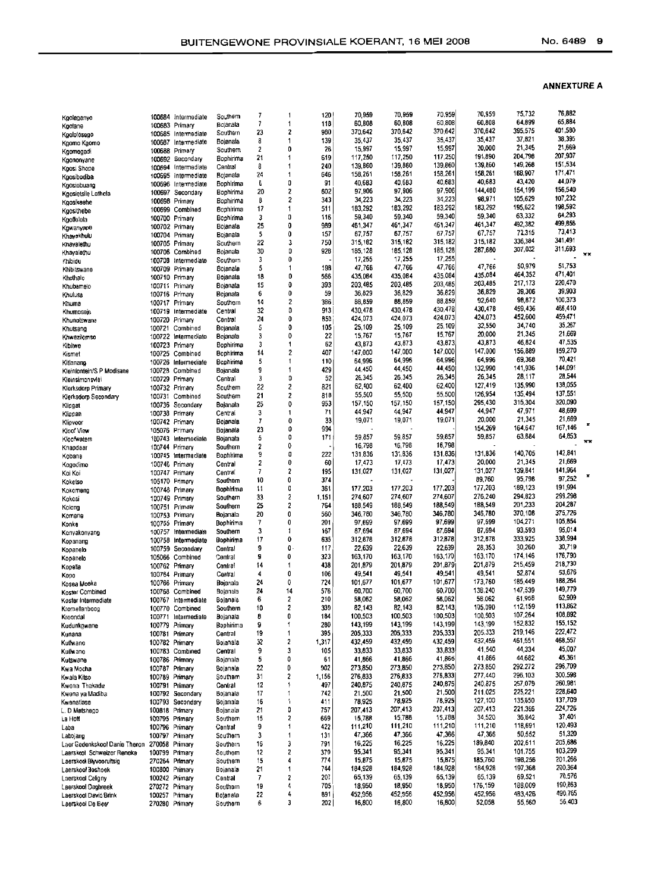**ANNEXURE A**

| | | | | | | | | | | | | | |
|---|---|---|---|---|---|---|---|---|---|---|---|---|---|
| Kgolaganyo | 100684 | Intermediate | Southern | 7 | 1 | 120 | 70,959 | 70,959 | 70,959 | 70,959 | 75,732 | 76,882 | |
| Kgotane | 100683 | Primary | Bojanala | 7 | 1 | 118 | 60,808 | 60,808 | 60,808 | 60,808 | 64,899 | 65,884 | |
| Kgololosego | 100685 | Intermediate | Southern | 23 | 2 | 980 | 370,642 | 370,642 | 370,642 | 370,642 | 395,575 | 401,580 | |
| Kgomo Kgomo | 100687 | Intermediate | Bojanala | 8 | 1 | 139 | 35,437 | 35,437 | 35,437 | 35,437 | 37,821 | 38,395 | |
| Kgomogadi | 100688 | Primary | Southern | 2 | 0 | 26 | 15,997 | 15,997 | 15,997 | 20,000 | 21,345 | 21,669 | |
| Kgononyane | 100692 | Secondary | Bophirima | 21 | 1 | 619 | 117,250 | 117,250 | 117,250 | 191,890 | 204,798 | 207,907 | |
| Kgosi Shope | 100694 | Intermediate | Central | 8 | 1 | 240 | 139,860 | 139,860 | 139,860 | 139,860 | 149,268 | 151,534 | |
| Kgosibodiba | 100695 | Intermediate | Bojanala | 24 | 1 | 646 | 158,261 | 158,261 | 158,261 | 158,261 | 168,907 | 171,471 | |
| Kgosiebuang | 100696 | Intermediate | Bophirima | 6 | 0 | 91 | 40,683 | 40,683 | 40,683 | 40,683 | 43,420 | 44,079 | |
| Kgosietsile Lethola | 100697 | Secondary | Bophirima | 20 | 2 | 602 | 97,906 | 97,906 | 97,906 | 144,480 | 154,199 | 156,540 | |
| Kgosikeahe | 100698 | Primary | Bophirima | 8 | 2 | 343 | 34,223 | 34,223 | 34,223 | 98,971 | 105,629 | 107,232 | |
| Kgosithebe | 100699 | Combined | Bophirima | 17 | 1 | 511 | 183,292 | 183,292 | 183,292 | 183,292 | 195,622 | 198,592 | |
| Kgotlelela | 100700 | Primary | Bophirima | 3 | 0 | 116 | 59,340 | 59,340 | 59,340 | 59,340 | 63,332 | 64,293 | |
| Kgwanyape | 100702 | Primary | Bojanala | 25 | 0 | 989 | 461,347 | 461,347 | 461,347 | 461,347 | 492,382 | 499,856 | |
| Khayakhulu | 100704 | Primary | Bojanala | 5 | 0 | 157 | 67,757 | 67,757 | 67,757 | 67,757 | 72,315 | 73,413 | |
| Khayalethu | 100705 | Primary | Southern | 22 | 3 | 750 | 315,182 | 315,182 | 315,182 | 315,182 | 336,384 | 341,491 | |
| Khayalethu | 100706 | Combined | Bojanala | 30 | 0 | 928 | 185,128 | 185,128 | 185,128 | 287,680 | 307,032 | 311,693 | |
| Khibidu | 100708 | Intermediate | Southern | 3 | 0 | - | 17,255 | 17,255 | 17,255 | - | - | - | ** |
| Khibitswane | 100709 | Primary | Bojanala | 5 | 1 | 198 | 47,766 | 47,766 | 47,766 | 47,766 | 50,979 | 51,753 | |
| Khothalo | 100710 | Primary | Bojanala | 18 | 0 | 566 | 435,084 | 435,084 | 435,084 | 435,084 | 464,352 | 471,401 | |
| Khubamelo | 100711 | Primary | Bojanala | 15 | 0 | 393 | 203,485 | 203,485 | 203,485 | 203,485 | 217,173 | 220,470 | |
| Khulusa | 100716 | Primary | Bojanala | 6 | 0 | 59 | 36,829 | 36,829 | 36,829 | 36,829 | 39,306 | 39,903 | |
| Khuma | 100717 | Primary | Southern | 14 | 2 | 386 | 88,859 | 88,859 | 88,859 | 92,640 | 98,872 | 100,373 | |
| Khumosaje | 100719 | Intermediate | Central | 32 | 0 | 913 | 430,478 | 430,478 | 430,478 | 430,478 | 459,436 | 466,410 | |
| Khunotswane | 100720 | Primary | Central | 24 | 0 | 850 | 424,073 | 424,073 | 424,073 | 424,073 | 452,600 | 459,471 | |
| Khutsang | 100721 | Combined | Bojanala | 5 | 0 | 105 | 25,109 | 25,109 | 25,109 | 32,550 | 34,740 | 35,267 | |
| Khwezilomso | 100722 | Intermediate | Bojanala | 3 | 0 | 22 | 15,767 | 15,767 | 15,767 | 20,000 | 21,345 | 21,669 | |
| Kibitwe | 100723 | Primary | Bophirima | 3 | 1 | 62 | 43,873 | 43,873 | 43,873 | 43,873 | 46,824 | 47,535 | |
| Kismet | 100725 | Combined | Bophirima | 14 | 2 | 407 | 147,000 | 147,000 | 147,000 | 147,000 | 156,889 | 159,270 | |
| Kitlanang | 100726 | Intermediate | Bophirima | 5 | 1 | 110 | 64,996 | 64,996 | 64,996 | 64,996 | 69,368 | 70,421 | |
| Kleinfontein/S P Modisane | 100728 | Combined | Bojanala | 9 | 1 | 429 | 44,450 | 44,450 | 44,450 | 132,990 | 141,936 | 144,091 | |
| Kleinsimonsvlei | 100729 | Primary | Central | 3 | 0 | 52 | 26,345 | 26,345 | 26,345 | 26,345 | 28,117 | 28,544 | |
| Klerksdorp Primary | 100732 | Primary | Southern | 22 | 2 | 821 | 62,400 | 62,400 | 62,400 | 127,419 | 135,990 | 138,055 | |
| Klerksdorp Secondary | 100731 | Combined | Southern | 21 | 2 | 818 | 55,500 | 55,500 | 55,500 | 126,954 | 135,494 | 137,551 | |
| Klipgat | 100736 | Secondary | Bojanala | 25 | 0 | 953 | 157,150 | 157,150 | 157,150 | 295,430 | 315,304 | 320,090 | |
| Klippan | 100738 | Primary | Central | 3 | 1 | 71 | 44,947 | 44,947 | 44,947 | 44,947 | 47,971 | 48,699 | |
| Klipvoor | 100742 | Primary | Bojanala | 7 | 0 | 33 | 19,071 | 19,071 | 19,071 | 20,000 | 21,345 | 21,669 | |
| Kloof View | 105076 | Primary | Bojanala | 23 | 0 | 994 | | | | 154,269 | 164,647 | 167,146 | * |
| Kloofwaters | 100743 | Intermediate | Bojanala | 5 | 0 | 171 | 59,857 | 59,857 | 59,857 | 59,857 | 63,884 | 64,853 | |
| Knapdaar | 100744 | Primary | Southern | 2 | 0 | - | 16,798 | 16,798 | 16,798 | - | - | - | ** |
| Kobana | 100745 | Intermediate | Bophirima | 9 | 0 | 222 | 131,836 | 131,836 | 131,836 | 131,836 | 140,705 | 142,841 | |
| Kogodimo | 100746 | Primary | Central | 2 | 0 | 60 | 17,473 | 17,473 | 17,473 | 20,000 | 21,345 | 21,669 | |
| Koi Koi | 100747 | Primary | Central | 7 | 2 | 195 | 131,027 | 131,027 | 131,027 | 131,027 | 139,841 | 141,964 | |
| Koketso | 105170 | Primary | Southern | 10 | 0 | 374 | - | - | - | 89,760 | 95,798 | 97,252 | * |
| Kokomeng | 100748 | Primary | Bophirima | 11 | 0 | 361 | 177,203 | 177,203 | 177,203 | 177,203 | 189,123 | 191,994 | |
| Kokosi | 100749 | Primary | Southern | 33 | 2 | 1,151 | 274,607 | 274,607 | 274,607 | 276,240 | 294,823 | 299,298 | |
| Kolong | 100751 | Primary | Southern | 25 | 2 | 764 | 188,549 | 188,549 | 188,549 | 188,549 | 201,233 | 204,287 | |
| Komane | 100753 | Primary | Bojanala | 20 | 0 | 560 | 346,780 | 346,780 | 346,780 | 346,780 | 370,108 | 375,726 | |
| Konke | 100755 | Primary | Bophirima | 7 | 0 | 201 | 97,699 | 97,699 | 97,699 | 97,699 | 104,271 | 105,854 | |
| Konyakonyang | 100757 | Intermediate | Southern | 3 | 1 | 167 | 87,694 | 87,694 | 87,694 | 87,694 | 93,593 | 95,014 | |
| Kopanang | 100758 | Intermediate | Bophirima | 17 | 0 | 635 | 312,878 | 312,878 | 312,878 | 312,878 | 333,925 | 338,994 | |
| Kopanelo | 100759 | Secondary | Central | 9 | 0 | 117 | 22,639 | 22,639 | 22,639 | 28,353 | 30,260 | 30,719 | |
| Kopanelo | 105066 | Combined | Central | 9 | 0 | 323 | 163,170 | 163,170 | 163,170 | 163,170 | 174,146 | 176,790 | |
| Kopella | 100762 | Primary | Central | 14 | 1 | 438 | 201,879 | 201,879 | 201,879 | 201,879 | 215,459 | 218,730 | |
| Kopo | 100764 | Primary | Central | 4 | 0 | 106 | 49,541 | 49,541 | 49,541 | 49,541 | 52,874 | 53,676 | |
| Kosea Moeka | 100766 | Primary | Bojanala | 24 | 0 | 724 | 101,677 | 101,677 | 101,677 | 173,760 | 185,449 | 188,264 | |
| Koster Combined | 100768 | Combined | Bojanala | 24 | 14 | 576 | 60,700 | 60,700 | 60,700 | 138,240 | 147,539 | 149,779 | |
| Koster Intermediate | 100767 | Intermediate | Bojanala | 6 | 2 | 210 | 58,062 | 58,062 | 58,062 | 58,062 | 61,968 | 62,909 | |
| Kromellenboog | 100770 | Combined | Southern | 10 | 2 | 339 | 82,143 | 82,143 | 82,143 | 105,090 | 112,159 | 113,862 | |
| Kroondal | 100771 | Intermediate | Bojanala | 8 | 0 | 184 | 100,503 | 100,503 | 100,503 | 100,503 | 107,264 | 108,892 | |
| Kudunkgwane | 100779 | Primary | Bophirima | 9 | 1 | 280 | 143,199 | 143,199 | 143,199 | 143,199 | 152,832 | 155,152 | |
| Kunana | 100781 | Primary | Central | 19 | 1 | 395 | 205,333 | 205,333 | 205,333 | 205,333 | 219,146 | 222,472 | |
| Kutlwano | 100782 | Primary | Bojanala | 32 | 2 | 1,317 | 432,459 | 432,459 | 432,459 | 432,459 | 461,551 | 468,557 | |
| Kutlwano | 100783 | Combined | Central | 9 | 3 | 105 | 33,833 | 33,833 | 33,833 | 41,540 | 44,334 | 45,007 | |
| Kutswane | 100786 | Primary | Bojanala | 5 | 0 | 61 | 41,866 | 41,866 | 41,866 | 41,866 | 44,682 | 45,361 | |
| Kwa Mocha | 100787 | Primary | Bojanala | 22 | 0 | 902 | 273,850 | 273,850 | 273,850 | 273,850 | 292,272 | 296,709 | |
| Kwala Kitso | 100789 | Primary | Southern | 31 | 2 | 1,156 | 276,833 | 276,833 | 276,833 | 277,440 | 296,103 | 300,598 | |
| Kwena Thakadu | 100791 | Primary | Central | 12 | 1 | 497 | 240,875 | 240,875 | 240,875 | 240,875 | 257,079 | 260,981 | |
| Kwena ya Madiba | 100792 | Secondary | Bojanala | 17 | 1 | 742 | 21,500 | 21,500 | 21,500 | 211,025 | 225,221 | 228,640 | |
| Kwenatlase | 100793 | Secondary | Bojanala | 16 | 1 | 411 | 78,925 | 78,925 | 78,925 | 127,100 | 135,650 | 137,709 | |
| L. D Matshego | 100818 | Primary | Bojanala | 21 | 0 | 757 | 207,413 | 207,413 | 207,413 | 207,413 | 221,366 | 224,726 | |
| La Hoff | 100795 | Primary | Southern | 15 | 2 | 669 | 15,788 | 15,788 | 15,788 | 34,520 | 36,842 | 37,401 | |
| Laba | 100796 | Primary | Central | 9 | 1 | 422 | 111,210 | 111,210 | 111,210 | 111,210 | 118,691 | 120,493 | |
| Labojang | 100797 | Primary | Southern | 3 | 1 | 131 | 47,366 | 47,366 | 47,366 | 47,366 | 50,552 | 51,320 | |
| Laer Gedenkskool Danie Theron | 270058 | Primary | Southern | 16 | 3 | 791 | 16,225 | 16,225 | 16,225 | 189,840 | 202,611 | 205,686 | |
| Laerskool Schweizer Reneke | 100799 | Primary | Southern | 12 | 2 | 379 | 95,341 | 95,341 | 95,341 | 95,341 | 101,755 | 103,299 | |
| Laerskool Blyvooruitsig | 270264 | Primary | Southern | 15 | 4 | 774 | 15,875 | 15,875 | 15,875 | 185,760 | 198,256 | 201,266 | |
| Laerskool Boshoek | 100800 | Primary | Bojanala | 21 | 1 | 744 | 184,928 | 184,928 | 184,928 | 184,928 | 197,368 | 200,364 | |
| Laerskool Celigny | 100242 | Primary | Central | 7 | 2 | 207 | 65,139 | 65,139 | 65,139 | 65,139 | 69,521 | 70,576 | |
| Laerskool Dagbreek | 270272 | Primary | Southern | 19 | 4 | 705 | 18,950 | 18,950 | 18,950 | 176,159 | 188,009 | 190,863 | |
| Laerskool Davic Brink | 100257 | Primary | Bojanala | 22 | 4 | 891 | 452,956 | 452,956 | 452,956 | 452,956 | 483,426 | 490,765 | |
| Laerskool De Beer | 270280 | Primary | Southern | 6 | 3 | 202 | 16,800 | 16,800 | 16,800 | 52,058 | 55,560 | 56,403 | |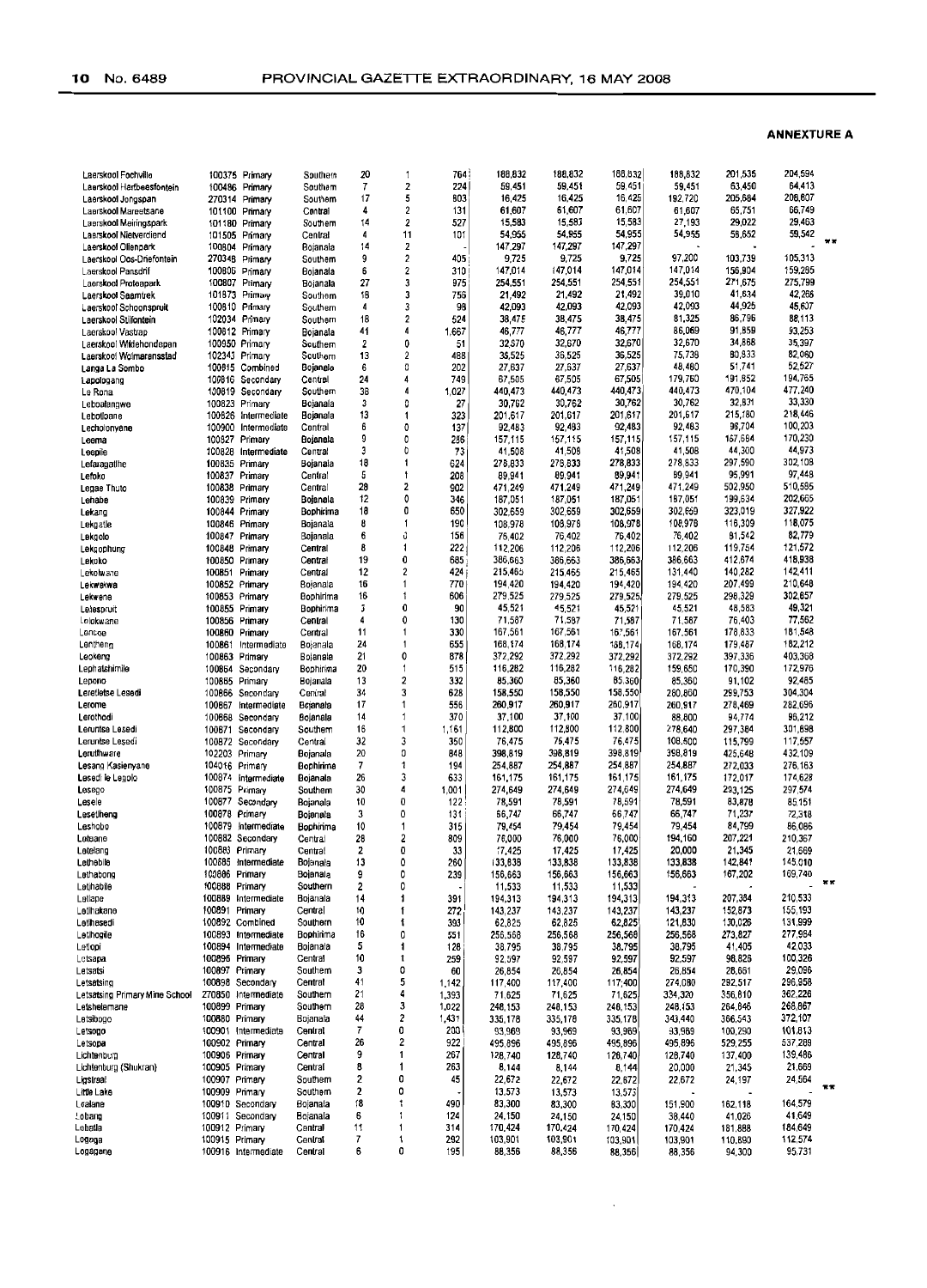**ANNEXURE A**

| School | EMIS | Type | District | | | | | | | | | | |
|---|---|---|---|---|---|---|---|---|---|---|---|---|---|
| Laerskool Fochville | 100375 | Primary | Southern | 20 | 1 | 764 | 188,832 | 188,832 | 188,832 | 188,832 | 201,535 | 204,594 | |
| Laerskool Hartbeesfontein | 100486 | Primary | Southern | 7 | 2 | 224 | 59,451 | 59,451 | 59,451 | 59,451 | 63,450 | 64,413 | |
| Laerskool Jongspan | 270314 | Primary | Southern | 17 | 5 | 803 | 16,425 | 16,425 | 16,425 | 192,720 | 205,684 | 208,807 | |
| Laerskool Mareetsane | 101100 | Primary | Central | 4 | 2 | 131 | 61,607 | 61,607 | 61,607 | 61,607 | 65,751 | 66,749 | |
| Laerskool Meiringspark | 101180 | Primary | Southern | 14 | 2 | 527 | 15,583 | 15,583 | 15,583 | 27,193 | 29,022 | 29,463 | |
| Laerskool Nietverdiend | 101505 | Primary | Central | 4 | 11 | 101 | 54,955 | 54,955 | 54,955 | 54,955 | 58,652 | 59,542 | |
| Laerskool Olienpark | 100804 | Primary | Bojanala | 14 | 2 | - | 147,297 | 147,297 | 147,297 | - | - | - | ** |
| Laerskool Oos-Driefontein | 270348 | Primary | Southern | 9 | 2 | 405 | 9,725 | 9,725 | 9,725 | 97,200 | 103,739 | 105,313 | |
| Laerskool Pansdrif | 100806 | Primary | Bojanala | 6 | 2 | 310 | 147,014 | 147,014 | 147,014 | 147,014 | 156,904 | 159,285 | |
| Laerskool Proteapark | 100807 | Primary | Bojanala | 27 | 3 | 975 | 254,551 | 254,551 | 254,551 | 254,551 | 271,675 | 275,799 | |
| Laerskool Saamtrek | 101873 | Primary | Southern | 18 | 3 | 756 | 21,492 | 21,492 | 21,492 | 39,010 | 41,634 | 42,266 | |
| Laerskool Schoonspruit | 100810 | Primary | Southern | 4 | 3 | 98 | 42,093 | 42,093 | 42,093 | 42,093 | 44,925 | 45,607 | |
| Laerskool Stilfontein | 102034 | Primary | Southern | 18 | 2 | 524 | 38,475 | 38,475 | 38,475 | 81,325 | 86,796 | 88,113 | |
| Laerskool Vastrap | 100812 | Primary | Bojanala | 41 | 4 | 1,667 | 46,777 | 46,777 | 46,777 | 86,069 | 91,859 | 93,253 | |
| Laerskool Wildehondepan | 100950 | Primary | Southern | 2 | 0 | 51 | 32,670 | 32,670 | 32,670 | 32,670 | 34,868 | 35,397 | |
| Laerskool Wolmaransstad | 102343 | Primary | Southern | 13 | 2 | 488 | 36,525 | 36,525 | 36,525 | 75,738 | 80,833 | 82,060 | |
| Langa La Sombo | 100815 | Combined | Bojanala | 6 | 0 | 202 | 27,637 | 27,637 | 27,637 | 48,480 | 51,741 | 52,527 | |
| Lapologang | 100816 | Secondary | Central | 24 | 4 | 749 | 67,505 | 67,505 | 67,505 | 179,760 | 191,852 | 194,765 | |
| Le Rona | 100819 | Secondary | Southern | 38 | 4 | 1,027 | 440,473 | 440,473 | 440,473 | 440,473 | 470,104 | 477,240 | |
| Leboalangwe | 100823 | Primary | Bojanala | 3 | 0 | 27 | 30,762 | 30,762 | 30,762 | 30,762 | 32,831 | 33,330 | |
| Lebotloane | 100826 | Intermediate | Bojanala | 13 | 1 | 323 | 201,617 | 201,617 | 201,617 | 201,617 | 215,180 | 218,446 | |
| Lecholonyane | 100900 | Intermediate | Central | 6 | 0 | 137 | 92,483 | 92,483 | 92,483 | 92,483 | 98,704 | 100,203 | |
| Leema | 100827 | Primary | Bojanala | 9 | 0 | 286 | 157,115 | 157,115 | 157,115 | 157,115 | 167,684 | 170,230 | |
| Leepile | 100828 | Intermediate | Central | 3 | 0 | 73 | 41,508 | 41,508 | 41,508 | 41,508 | 44,300 | 44,973 | |
| Lefaragatlhe | 100835 | Primary | Bojanala | 18 | 1 | 624 | 278,833 | 278,833 | 278,833 | 278,833 | 297,590 | 302,108 | |
| Lefoko | 100837 | Primary | Central | 5 | 1 | 208 | 89,941 | 89,941 | 89,941 | 89,941 | 95,991 | 97,448 | |
| Legae Thuto | 100838 | Primary | Central | 28 | 2 | 902 | 471,249 | 471,249 | 471,249 | 471,249 | 502,950 | 510,585 | |
| Lehabe | 100839 | Primary | Bojanala | 12 | 0 | 346 | 187,051 | 187,051 | 187,051 | 187,051 | 199,634 | 202,665 | |
| Lekang | 100844 | Primary | Bophirima | 18 | 0 | 650 | 302,659 | 302,659 | 302,659 | 302,659 | 323,019 | 327,922 | |
| Lekgatle | 100846 | Primary | Bojanala | 8 | 1 | 190 | 108,978 | 108,978 | 108,978 | 108,978 | 116,309 | 118,075 | |
| Lekgolo | 100847 | Primary | Bojanala | 6 | 0 | 156 | 76,402 | 76,402 | 76,402 | 76,402 | 81,542 | 82,779 | |
| Lekgophung | 100848 | Primary | Central | 8 | 1 | 222 | 112,206 | 112,206 | 112,206 | 112,206 | 119,754 | 121,572 | |
| Lekoko | 100850 | Primary | Central | 19 | 0 | 685 | 386,663 | 386,663 | 386,663 | 386,663 | 412,674 | 418,938 | |
| Lekolwane | 100851 | Primary | Central | 12 | 2 | 424 | 215,465 | 215,465 | 215,465 | 131,440 | 140,282 | 142,411 | |
| Lekwakwa | 100852 | Primary | Bojanala | 16 | 1 | 770 | 194,420 | 194,420 | 194,420 | 194,420 | 207,499 | 210,648 | |
| Lekwena | 100853 | Primary | Bophirima | 16 | 1 | 606 | 279,525 | 279,525 | 279,525 | 279,525 | 298,329 | 302,857 | |
| Lelespruit | 100855 | Primary | Bophirima | 3 | 0 | 90 | 45,521 | 45,521 | 45,521 | 45,521 | 48,583 | 49,321 | |
| Lelokwane | 100856 | Primary | Central | 4 | 0 | 130 | 71,587 | 71,587 | 71,587 | 71,587 | 76,403 | 77,562 | |
| Lencoe | 100860 | Primary | Central | 11 | 1 | 330 | 167,561 | 167,561 | 167,561 | 167,561 | 178,833 | 181,548 | |
| Lentheng | 100861 | Intermediate | Bojanala | 24 | 1 | 655 | 168,174 | 168,174 | 168,174 | 168,174 | 179,487 | 182,212 | |
| Leokeng | 100863 | Primary | Bojanala | 21 | 0 | 878 | 372,292 | 372,292 | 372,292 | 372,292 | 397,336 | 403,368 | |
| Lephatshimile | 100864 | Secondary | Bophirima | 20 | 1 | 515 | 116,282 | 116,282 | 116,282 | 159,650 | 170,390 | 172,976 | |
| Lepono | 100865 | Primary | Bojanala | 13 | 2 | 332 | 85,360 | 85,360 | 85,360 | 85,360 | 91,102 | 92,485 | |
| Leretletse Lesedi | 100866 | Secondary | Central | 34 | 3 | 628 | 158,550 | 158,550 | 158,550 | 280,860 | 299,753 | 304,304 | |
| Lerome | 100867 | Intermediate | Bojanala | 17 | 1 | 556 | 260,917 | 260,917 | 260,917 | 260,917 | 278,469 | 282,696 | |
| Lerothodi | 100868 | Secondary | Bojanala | 14 | 1 | 370 | 37,100 | 37,100 | 37,100 | 88,800 | 94,774 | 96,212 | |
| Leruntse Lesedi | 100871 | Secondary | Southern | 16 | 1 | 1,161 | 112,800 | 112,800 | 112,800 | 278,640 | 297,384 | 301,898 | |
| Leruntse Lesedi | 100872 | Secondary | Central | 32 | 3 | 350 | 76,475 | 76,475 | 76,475 | 108,600 | 115,799 | 117,557 | |
| Leruthwane | 102203 | Primary | Bojanala | 20 | 0 | 848 | 398,819 | 398,819 | 398,819 | 398,819 | 425,648 | 432,109 | |
| Lesang Kasienyane | 104016 | Primary | Bophirima | 7 | 1 | 194 | 254,887 | 254,887 | 254,887 | 254,887 | 272,033 | 276,163 | |
| Lesedi le Legolo | 100874 | Intermediate | Bojanala | 26 | 3 | 633 | 161,175 | 161,175 | 161,175 | 161,175 | 172,017 | 174,628 | |
| Lesego | 100875 | Primary | Southern | 30 | 4 | 1,001 | 274,649 | 274,649 | 274,649 | 274,649 | 293,125 | 297,574 | |
| Lesele | 100877 | Secondary | Bojanala | 10 | 0 | 122 | 78,591 | 78,591 | 78,591 | 78,591 | 83,878 | 85,151 | |
| Lesetlheng | 100878 | Primary | Bojanala | 3 | 0 | 131 | 66,747 | 66,747 | 66,747 | 66,747 | 71,237 | 72,318 | |
| Leshobo | 100879 | Intermediate | Bophirima | 10 | 1 | 315 | 79,454 | 79,454 | 79,454 | 79,454 | 84,799 | 86,086 | |
| Letsane | 100882 | Secondary | Central | 28 | 2 | 809 | 76,000 | 76,000 | 76,000 | 194,160 | 207,221 | 210,367 | |
| Letelang | 100883 | Primary | Central | 2 | 0 | 33 | 17,425 | 17,425 | 17,425 | 20,000 | 21,345 | 21,669 | |
| Lethabile | 100885 | Intermediate | Bojanala | 13 | 0 | 260 | 133,838 | 133,838 | 133,838 | 133,838 | 142,841 | 145,010 | |
| Lethabong | 100886 | Primary | Bojanala | 9 | 0 | 239 | 156,663 | 156,663 | 156,663 | 156,663 | 167,202 | 169,740 | |
| Lethabile | 100888 | Primary | Southern | 2 | 0 | - | 11,533 | 11,533 | 11,533 | - | - | - | ** |
| Letlape | 100889 | Intermediate | Bojanala | 14 | 1 | 391 | 194,313 | 194,313 | 194,313 | 194,313 | 207,384 | 210,533 | |
| Letlhakane | 100891 | Primary | Central | 10 | 1 | 272 | 143,237 | 143,237 | 143,237 | 143,237 | 152,873 | 155,193 | |
| Letlhasedi | 100892 | Combined | Southern | 10 | 1 | 393 | 62,825 | 62,825 | 62,825 | 121,830 | 130,026 | 131,999 | |
| Letlhogile | 100893 | Intermediate | Bophirima | 16 | 0 | 551 | 256,568 | 256,568 | 256,568 | 256,568 | 273,827 | 277,984 | |
| Letlopi | 100894 | Intermediate | Bojanala | 5 | 1 | 128 | 38,795 | 38,795 | 38,795 | 38,795 | 41,405 | 42,033 | |
| Letsapa | 100896 | Primary | Central | 10 | 1 | 259 | 92,597 | 92,597 | 92,597 | 92,597 | 98,826 | 100,326 | |
| Letsatsi | 100897 | Primary | Southern | 3 | 0 | 60 | 26,854 | 26,854 | 26,854 | 26,854 | 28,661 | 29,096 | |
| Letsetsing | 100898 | Secondary | Central | 41 | 5 | 1,142 | 117,400 | 117,400 | 117,400 | 274,080 | 292,517 | 296,958 | |
| Letsatsing Primary Mine School | 270850 | Intermediate | Southern | 21 | 4 | 1,393 | 71,625 | 71,625 | 71,625 | 334,320 | 356,810 | 362,226 | |
| Letshelemane | 100899 | Primary | Southern | 28 | 3 | 1,022 | 248,153 | 248,153 | 248,153 | 248,153 | 264,846 | 268,867 | |
| Letsibogo | 100880 | Primary | Bojanala | 44 | 2 | 1,431 | 335,178 | 335,178 | 335,178 | 343,440 | 366,543 | 372,107 | |
| Letsogo | 100901 | Intermediate | Central | 7 | 0 | 200 | 93,969 | 93,969 | 93,969 | 93,969 | 100,290 | 101,813 | |
| Letsopa | 100902 | Primary | Central | 26 | 2 | 922 | 495,896 | 495,896 | 495,896 | 495,896 | 529,255 | 537,289 | |
| Lichtenburg | 100906 | Primary | Central | 9 | 1 | 267 | 128,740 | 128,740 | 128,740 | 128,740 | 137,400 | 139,486 | |
| Lichtenburg (Shukran) | 100905 | Primary | Central | 8 | 1 | 263 | 8,144 | 8,144 | 8,144 | 20,000 | 21,345 | 21,669 | |
| Ligstraal | 100907 | Primary | Southern | 2 | 0 | 45 | 22,672 | 22,672 | 22,672 | 22,672 | 24,197 | 24,564 | |
| Little Lake | 100909 | Primary | Southern | 2 | 0 | - | 13,573 | 13,573 | 13,573 | - | - | - | ** |
| Loalane | 100910 | Secondary | Bojanala | 18 | 1 | 490 | 83,300 | 83,300 | 83,300 | 151,900 | 162,118 | 164,579 | |
| Lobang | 100911 | Secondary | Bojanala | 6 | 1 | 124 | 24,150 | 24,150 | 24,150 | 38,440 | 41,026 | 41,649 | |
| Lobatla | 100912 | Primary | Central | 11 | 1 | 314 | 170,424 | 170,424 | 170,424 | 170,424 | 181,888 | 184,649 | |
| Logaga | 100915 | Primary | Central | 7 | 1 | 292 | 103,901 | 103,901 | 103,901 | 103,901 | 110,890 | 112,574 | |
| Logagane | 100916 | Intermediate | Central | 6 | 0 | 195 | 88,356 | 88,356 | 88,356 | 88,356 | 94,300 | 95,731 | |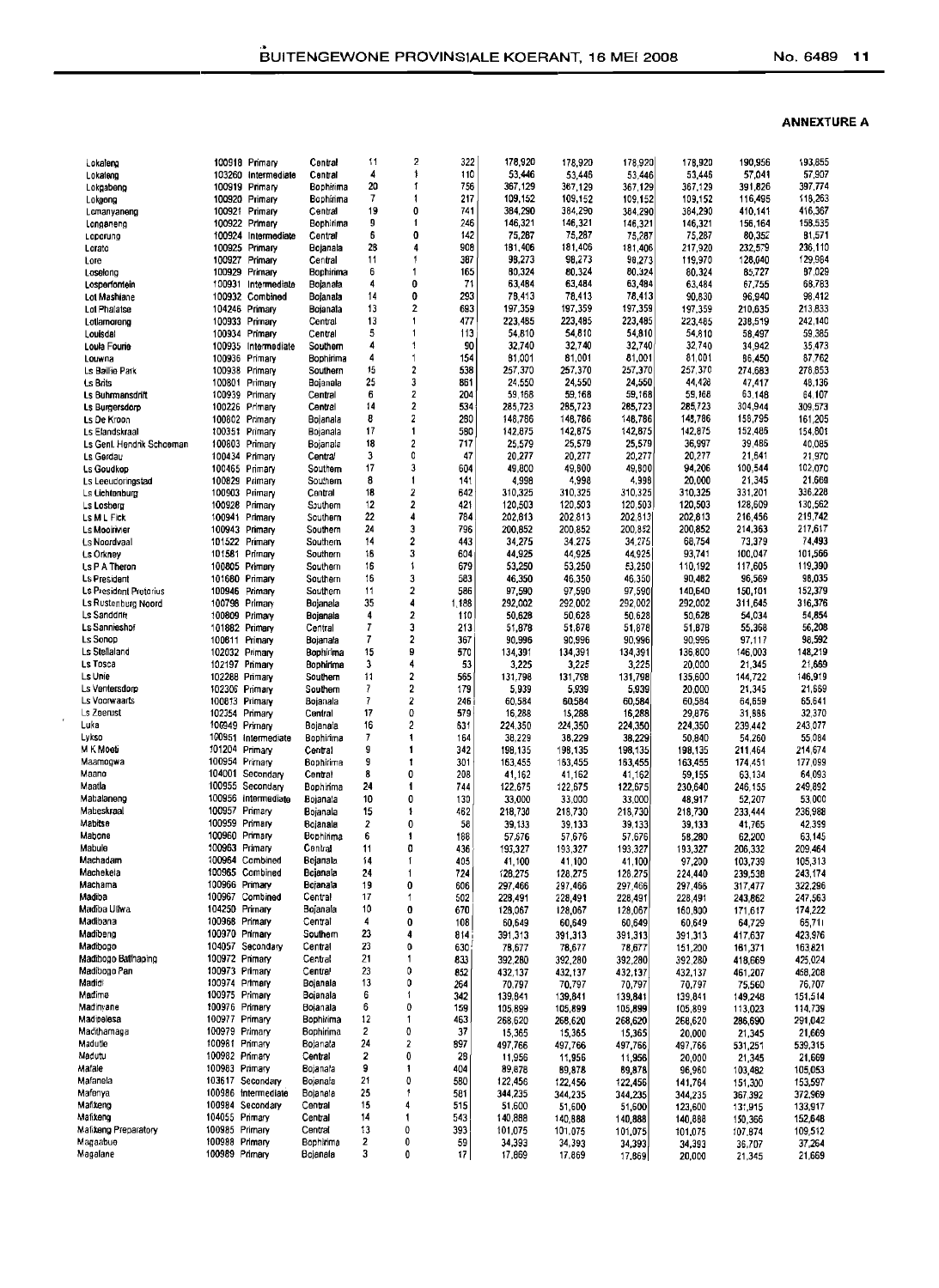**ANNEXURE A**

| | | | | | | | | | | | | |
|---|---|---|---|---|---|---|---|---|---|---|---|---|
| Lokaleng | 100918 | Primary | Central | 11 | 2 | 322 | 178,920 | 178,920 | 178,920 | 178,920 | 190,956 | 193,855 |
| Lokaleng | 103260 | Intermediate | Central | 4 | 1 | 110 | 53,446 | 53,446 | 53,446 | 53,446 | 57,041 | 57,907 |
| Lokgabeng | 100919 | Primary | Bophirima | 20 | 1 | 756 | 367,129 | 367,129 | 367,129 | 367,129 | 391,826 | 397,774 |
| Lokgong | 100920 | Primary | Bophirima | 7 | 1 | 217 | 109,152 | 109,152 | 109,152 | 109,152 | 116,495 | 118,263 |
| Lomanyaneng | 100921 | Primary | Central | 19 | 0 | 741 | 384,290 | 384,290 | 384,290 | 384,290 | 410,141 | 416,367 |
| Longaneng | 100922 | Primary | Bophirima | 9 | 1 | 246 | 146,321 | 146,321 | 146,321 | 146,321 | 156,164 | 158,535 |
| Loporung | 100924 | Intermediate | Central | 6 | 0 | 142 | 75,287 | 75,287 | 75,287 | 75,287 | 80,352 | 81,571 |
| Lorato | 100925 | Primary | Bojanala | 28 | 4 | 908 | 181,406 | 181,406 | 181,406 | 217,920 | 232,579 | 236,110 |
| Lore | 100927 | Primary | Central | 11 | 1 | 387 | 98,273 | 98,273 | 98,273 | 119,970 | 128,040 | 129,984 |
| Loselong | 100929 | Primary | Bophirima | 6 | 1 | 165 | 80,324 | 80,324 | 80,324 | 80,324 | 85,727 | 87,029 |
| Losperfontein | 100931 | Intermediate | Bojanala | 4 | 0 | 71 | 63,484 | 63,484 | 63,484 | 63,484 | 67,755 | 68,783 |
| Lot Mashiane | 100932 | Combined | Bojanala | 14 | 0 | 293 | 78,413 | 78,413 | 78,413 | 90,830 | 96,940 | 98,412 |
| Lot Phalatse | 104246 | Primary | Bojanala | 13 | 2 | 693 | 197,359 | 197,359 | 197,359 | 197,359 | 210,635 | 213,833 |
| Lotlamoreng | 100933 | Primary | Central | 13 | 1 | 477 | 223,485 | 223,485 | 223,485 | 223,485 | 238,519 | 242,140 |
| Louisdal | 100934 | Primary | Central | 5 | 1 | 113 | 54,810 | 54,810 | 54,810 | 54,810 | 58,497 | 59,385 |
| Loula Fourie | 100935 | Intermediate | Southern | 4 | 1 | 90 | 32,740 | 32,740 | 32,740 | 32,740 | 34,942 | 35,473 |
| Louwna | 100936 | Primary | Bophirima | 4 | 1 | 154 | 81,001 | 81,001 | 81,001 | 81,001 | 86,450 | 87,762 |
| Ls Baillie Park | 100938 | Primary | Southern | 15 | 2 | 538 | 257,370 | 257,370 | 257,370 | 257,370 | 274,683 | 278,853 |
| Ls Brits | 100801 | Primary | Bojanala | 25 | 3 | 861 | 24,550 | 24,550 | 24,550 | 44,428 | 47,417 | 48,136 |
| Ls Buhrmansdrift | 100939 | Primary | Central | 6 | 2 | 204 | 59,168 | 59,168 | 59,168 | 59,168 | 63,148 | 64,107 |
| Ls Burgersdorp | 100226 | Primary | Central | 14 | 2 | 534 | 285,723 | 285,723 | 285,723 | 285,723 | 304,944 | 309,573 |
| Ls De Kroon | 100802 | Primary | Bojanala | 8 | 2 | 290 | 148,786 | 148,786 | 148,786 | 148,786 | 158,795 | 161,205 |
| Ls Elandskraal | 100351 | Primary | Bojanala | 17 | 1 | 580 | 142,875 | 142,875 | 142,875 | 142,875 | 152,486 | 154,801 |
| Ls Genl. Hendrik Schoeman | 100803 | Primary | Bojanala | 18 | 2 | 717 | 25,579 | 25,579 | 25,579 | 36,997 | 39,486 | 40,085 |
| Ls Gerdau | 100434 | Primary | Central | 3 | 0 | 47 | 20,277 | 20,277 | 20,277 | 20,277 | 21,641 | 21,970 |
| Ls Goudkop | 100465 | Primary | Southern | 17 | 3 | 604 | 49,800 | 49,800 | 49,800 | 94,206 | 100,544 | 102,070 |
| Ls Leeudoringstad | 100829 | Primary | Southern | 8 | 1 | 141 | 4,998 | 4,998 | 4,998 | 20,000 | 21,345 | 21,669 |
| Ls Lichtenburg | 100903 | Primary | Central | 18 | 2 | 642 | 310,325 | 310,325 | 310,325 | 310,325 | 331,201 | 336,228 |
| Ls Losberg | 100928 | Primary | Southern | 12 | 2 | 421 | 120,503 | 120,503 | 120,503 | 120,503 | 128,609 | 130,562 |
| Ls M L Fick | 100941 | Primary | Southern | 22 | 4 | 784 | 202,813 | 202,813 | 202,813 | 202,813 | 216,456 | 219,742 |
| Ls Mooirivier | 100943 | Primary | Southern | 24 | 3 | 796 | 200,852 | 200,852 | 200,852 | 200,852 | 214,363 | 217,617 |
| Ls Noordvaal | 101522 | Primary | Southern | 14 | 2 | 443 | 34,275 | 34,275 | 34,275 | 68,754 | 73,379 | 74,493 |
| Ls Orkney | 101581 | Primary | Southern | 16 | 3 | 604 | 44,925 | 44,925 | 44,925 | 93,741 | 100,047 | 101,566 |
| Ls P A Theron | 100805 | Primary | Southern | 16 | 1 | 679 | 53,250 | 53,250 | 53,250 | 110,192 | 117,605 | 119,390 |
| Ls President | 101680 | Primary | Southern | 16 | 3 | 583 | 46,350 | 46,350 | 46,350 | 90,482 | 96,569 | 98,035 |
| Ls President Pretorius | 100946 | Primary | Southern | 11 | 2 | 586 | 97,590 | 97,590 | 97,590 | 140,640 | 150,101 | 152,379 |
| Ls Rustenburg Noord | 100798 | Primary | Bojanala | 35 | 4 | 1,188 | 292,002 | 292,002 | 292,002 | 292,002 | 311,645 | 316,376 |
| Ls Sanddrift | 100809 | Primary | Bojanala | 4 | 2 | 110 | 50,628 | 50,628 | 50,628 | 50,628 | 54,034 | 54,854 |
| Ls Sannieshof | 101882 | Primary | Central | 7 | 3 | 213 | 51,878 | 51,878 | 51,878 | 51,878 | 55,368 | 56,208 |
| Ls Sonop | 100811 | Primary | Bojanala | 7 | 2 | 367 | 90,996 | 90,996 | 90,996 | 90,996 | 97,117 | 98,592 |
| Ls Stellaland | 102032 | Primary | Bophirima | 15 | 9 | 570 | 134,391 | 134,391 | 134,391 | 136,800 | 146,003 | 148,219 |
| Ls Tosca | 102197 | Primary | Bophirima | 3 | 4 | 53 | 3,225 | 3,225 | 3,225 | 20,000 | 21,345 | 21,669 |
| Ls Unie | 102288 | Primary | Southern | 11 | 2 | 565 | 131,798 | 131,798 | 131,798 | 135,600 | 144,722 | 146,919 |
| Ls Ventersdorp | 102306 | Primary | Southern | 7 | 2 | 179 | 5,939 | 5,939 | 5,939 | 20,000 | 21,345 | 21,669 |
| Ls Voorwaarts | 100813 | Primary | Bojanala | 7 | 2 | 246 | 60,584 | 60,584 | 60,584 | 60,584 | 64,659 | 65,641 |
| Ls Zeerust | 102354 | Primary | Central | 17 | 0 | 579 | 16,288 | 16,288 | 16,288 | 29,876 | 31,886 | 32,370 |
| Luka | 100949 | Primary | Bojanala | 16 | 2 | 631 | 224,350 | 224,350 | 224,350 | 224,350 | 239,442 | 243,077 |
| Lykso | 100951 | Intermediate | Bophirima | 7 | 1 | 164 | 38,229 | 38,229 | 38,229 | 50,840 | 54,260 | 55,084 |
| M K Moeti | 101204 | Primary | Central | 9 | 1 | 342 | 198,135 | 198,135 | 198,135 | 198,135 | 211,464 | 214,674 |
| Maamogwa | 100954 | Primary | Bophirima | 9 | 1 | 301 | 163,455 | 163,455 | 163,455 | 163,455 | 174,451 | 177,099 |
| Maano | 104001 | Secondary | Central | 8 | 0 | 208 | 41,162 | 41,162 | 41,162 | 59,155 | 63,134 | 64,093 |
| Maatla | 100955 | Secondary | Bophirima | 24 | 1 | 744 | 122,675 | 122,675 | 122,675 | 230,640 | 246,155 | 249,892 |
| Mabalaneng | 100956 | Intermediate | Bojanala | 10 | 0 | 130 | 33,000 | 33,000 | 33,000 | 48,917 | 52,207 | 53,000 |
| Mabeskraal | 100957 | Primary | Bojanala | 15 | 1 | 462 | 218,730 | 218,730 | 218,730 | 218,730 | 233,444 | 236,988 |
| Mabitse | 100959 | Primary | Bojanala | 2 | 0 | 58 | 39,133 | 39,133 | 39,133 | 39,133 | 41,765 | 42,399 |
| Mabone | 100960 | Primary | Bophirima | 6 | 1 | 188 | 57,676 | 57,676 | 57,676 | 58,280 | 62,200 | 63,145 |
| Mabule | 100963 | Primary | Central | 11 | 0 | 436 | 193,327 | 193,327 | 193,327 | 193,327 | 206,332 | 209,464 |
| Machadam | 100964 | Combined | Bojanala | 14 | 1 | 405 | 41,100 | 41,100 | 41,100 | 97,200 | 103,739 | 105,313 |
| Machekela | 100965 | Combined | Bojanala | 24 | 1 | 724 | 128,275 | 128,275 | 128,275 | 224,440 | 239,538 | 243,174 |
| Machama | 100966 | Primary | Bojanala | 19 | 0 | 606 | 297,466 | 297,466 | 297,466 | 297,466 | 317,477 | 322,296 |
| Madiba | 100967 | Combined | Central | 17 | 1 | 502 | 228,491 | 228,491 | 228,491 | 228,491 | 243,862 | 247,563 |
| Madiba Ulwa | 104250 | Primary | Bojanala | 10 | 0 | 670 | 128,067 | 128,067 | 128,067 | 160,800 | 171,617 | 174,222 |
| Madibana | 100968 | Primary | Central | 4 | 0 | 108 | 60,649 | 60,649 | 60,649 | 60,649 | 64,729 | 65,711 |
| Madibeng | 100970 | Primary | Southern | 23 | 4 | 814 | 391,313 | 391,313 | 391,313 | 391,313 | 417,637 | 423,976 |
| Madibogo | 104057 | Secondary | Central | 23 | 0 | 630 | 78,677 | 78,677 | 78,677 | 151,200 | 161,371 | 163,821 |
| Madibogo Batlhaping | 100972 | Primary | Central | 21 | 1 | 833 | 392,280 | 392,280 | 392,280 | 392,280 | 418,669 | 425,024 |
| Madibogo Pan | 100973 | Primary | Central | 23 | 0 | 852 | 432,137 | 432,137 | 432,137 | 432,137 | 461,207 | 468,208 |
| Madidi | 100974 | Primary | Bojanala | 13 | 0 | 264 | 70,797 | 70,797 | 70,797 | 70,797 | 75,560 | 76,707 |
| Madime | 100975 | Primary | Bojanala | 6 | 1 | 342 | 139,841 | 139,841 | 139,841 | 139,841 | 149,248 | 151,514 |
| Madinyane | 100976 | Primary | Bojanala | 6 | 0 | 159 | 105,899 | 105,899 | 105,899 | 105,899 | 113,023 | 114,739 |
| Madipelesa | 100977 | Primary | Bophirima | 12 | 1 | 463 | 268,620 | 268,620 | 268,620 | 268,620 | 286,690 | 291,042 |
| Madithamaga | 100979 | Primary | Bophirima | 2 | 0 | 37 | 15,365 | 15,365 | 15,365 | 20,000 | 21,345 | 21,669 |
| Madutle | 100981 | Primary | Bojanala | 24 | 2 | 897 | 497,766 | 497,766 | 497,766 | 497,766 | 531,251 | 539,315 |
| Madutu | 100982 | Primary | Central | 2 | 0 | 29 | 11,956 | 11,956 | 11,956 | 20,000 | 21,345 | 21,669 |
| Mafale | 100983 | Primary | Bojanala | 9 | 1 | 404 | 89,878 | 89,878 | 89,878 | 96,960 | 103,482 | 105,053 |
| Mafenela | 103617 | Secondary | Bojanala | 21 | 0 | 580 | 122,456 | 122,456 | 122,456 | 141,764 | 151,300 | 153,597 |
| Mafenya | 100986 | Intermediate | Bojanala | 25 | 1 | 581 | 344,235 | 344,235 | 344,235 | 344,235 | 367,392 | 372,969 |
| Mafikeng | 100984 | Secondary | Central | 15 | 4 | 515 | 51,600 | 51,600 | 51,600 | 123,600 | 131,915 | 133,917 |
| Mafikeng | 104055 | Primary | Central | 14 | 1 | 543 | 140,888 | 140,888 | 140,888 | 140,888 | 150,366 | 152,648 |
| Mafikeng Preparatory | 100985 | Primary | Central | 13 | 0 | 393 | 101,075 | 101,075 | 101,075 | 101,075 | 107,874 | 109,512 |
| Magaabue | 100988 | Primary | Bophirima | 2 | 0 | 59 | 34,393 | 34,393 | 34,393 | 34,393 | 36,707 | 37,264 |
| Magalane | 100989 | Primary | Bojanala | 3 | 0 | 17 | 17,869 | 17,869 | 17,869 | 20,000 | 21,345 | 21,669 |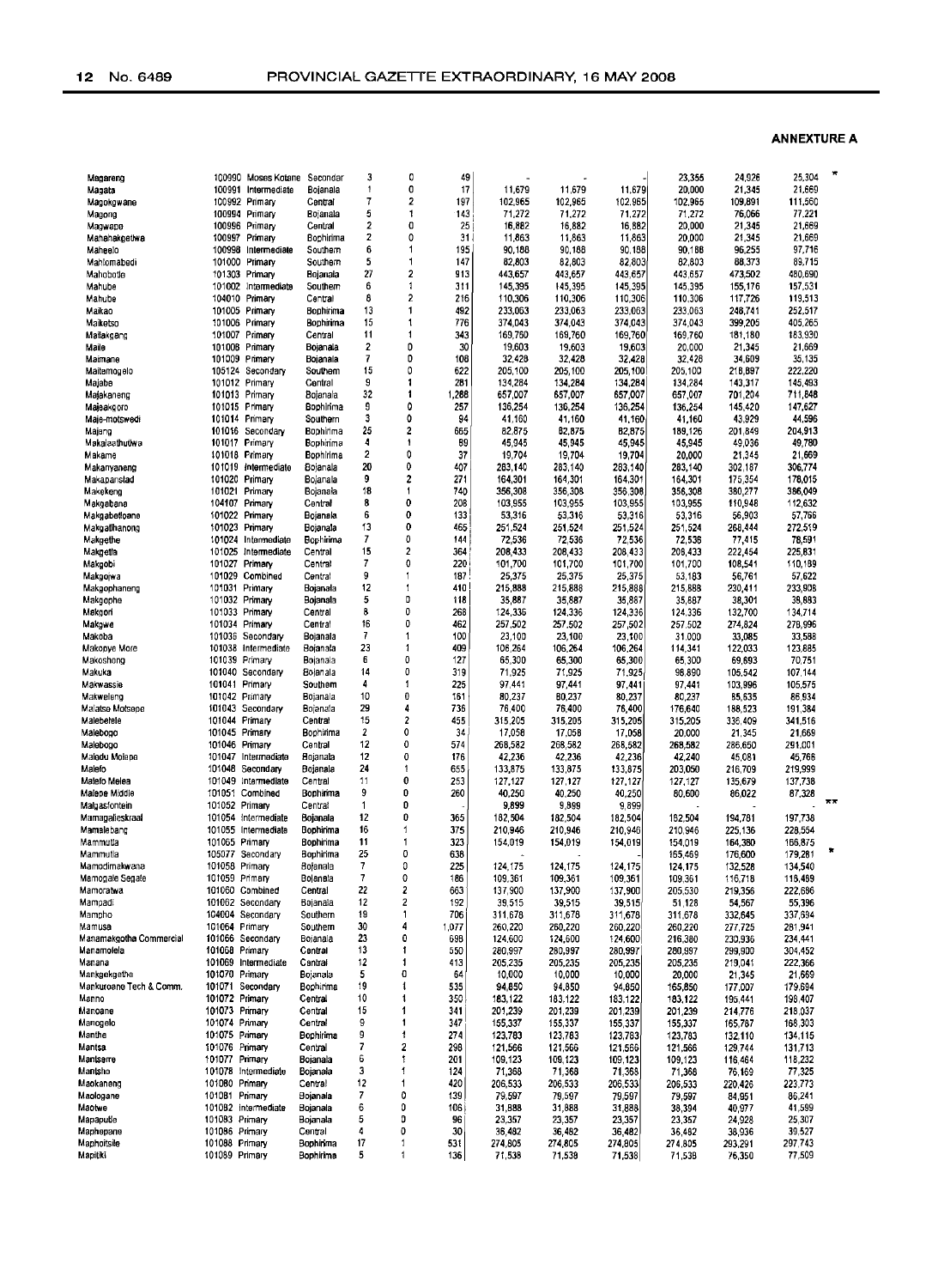**ANNEXTURE A**

| | | | | | | | | | | | | | |
|---|---|---|---|---|---|---|---|---|---|---|---|---|---|
| Magareng | 100990 | Moses Kotane Secondar | | 3 | 0 | 49 | - | - | - | 23,355 | 24,926 | 25,304 | * |
| Magata | 100991 | Intermediate | Bojanala | 1 | 0 | 17 | 11,679 | 11,679 | 11,679 | 20,000 | 21,345 | 21,669 | |
| Magokgwane | 100992 | Primary | Central | 7 | 2 | 197 | 102,965 | 102,965 | 102,965 | 102,965 | 109,891 | 111,560 | |
| Magong | 100994 | Primary | Bojanala | 5 | 1 | 143 | 71,272 | 71,272 | 71,272 | 71,272 | 76,066 | 77,221 | |
| Magwape | 100996 | Primary | Central | 2 | 0 | 25 | 16,882 | 16,882 | 16,882 | 20,000 | 21,345 | 21,669 | |
| Mahahakgetwa | 100997 | Primary | Bophirima | 2 | 0 | 31 | 11,863 | 11,863 | 11,863 | 20,000 | 21,345 | 21,669 | |
| Maheelo | 100998 | Intermediate | Southern | 6 | 1 | 195 | 90,188 | 90,188 | 90,188 | 90,188 | 96,255 | 97,716 | |
| Mahlomabedi | 101000 | Primary | Southern | 5 | 1 | 147 | 82,803 | 82,803 | 82,803 | 82,803 | 88,373 | 89,715 | |
| Mahobotle | 101303 | Primary | Bojanala | 27 | 2 | 913 | 443,657 | 443,657 | 443,657 | 443,657 | 473,502 | 480,690 | |
| Mahube | 101002 | Intermediate | Southern | 6 | 1 | 311 | 145,395 | 145,395 | 145,395 | 145,395 | 155,176 | 157,531 | |
| Mahube | 104010 | Primary | Central | 8 | 2 | 216 | 110,306 | 110,306 | 110,306 | 110,306 | 117,726 | 119,513 | |
| Maikao | 101005 | Primary | Bophirima | 13 | 1 | 492 | 233,063 | 233,063 | 233,063 | 233,063 | 248,741 | 252,517 | |
| Maiketso | 101006 | Primary | Bophirima | 15 | 1 | 776 | 374,043 | 374,043 | 374,043 | 374,043 | 399,205 | 405,265 | |
| Maileakgang | 101007 | Primary | Central | 11 | 1 | 343 | 169,760 | 169,760 | 169,760 | 169,760 | 181,180 | 183,930 | |
| Maile | 101008 | Primary | Bojanala | 2 | 0 | 30 | 19,603 | 19,603 | 19,603 | 20,000 | 21,345 | 21,669 | |
| Maimane | 101009 | Primary | Bojanala | 7 | 0 | 108 | 32,428 | 32,428 | 32,428 | 32,428 | 34,609 | 35,135 | |
| Maitemogelo | 105124 | Secondary | Southern | 15 | 0 | 622 | 205,100 | 205,100 | 205,100 | 205,100 | 218,897 | 222,220 | |
| Majaba | 101012 | Primary | Central | 9 | 1 | 281 | 134,284 | 134,284 | 134,284 | 134,284 | 143,317 | 145,493 | |
| Majakaneng | 101013 | Primary | Bojanala | 32 | 1 | 1,288 | 657,007 | 657,007 | 657,007 | 657,007 | 701,204 | 711,848 | |
| Majeakgoro | 101015 | Primary | Bophirima | 9 | 0 | 257 | 136,254 | 136,254 | 136,254 | 136,254 | 145,420 | 147,627 | |
| Maje-motswedi | 101014 | Primary | Southern | 3 | 0 | 94 | 41,160 | 41,160 | 41,160 | 41,160 | 43,929 | 44,596 | |
| Majang | 101016 | Secondary | Bophirima | 25 | 2 | 665 | 82,875 | 82,875 | 82,875 | 189,126 | 201,849 | 204,913 | |
| Makalaathutwa | 101017 | Primary | Bophirima | 4 | 1 | 89 | 45,945 | 45,945 | 45,945 | 45,945 | 49,036 | 49,780 | |
| Makame | 101018 | Primary | Bophirima | 2 | 0 | 37 | 19,704 | 19,704 | 19,704 | 20,000 | 21,345 | 21,669 | |
| Makanyaneng | 101019 | Intermediate | Bojanala | 20 | 0 | 407 | 283,140 | 283,140 | 283,140 | 283,140 | 302,187 | 306,774 | |
| Makapanstad | 101020 | Primary | Bojanala | 9 | 2 | 271 | 164,301 | 164,301 | 164,301 | 164,301 | 175,354 | 178,016 | |
| Makekeng | 101021 | Primary | Bojanala | 18 | 1 | 740 | 356,308 | 356,308 | 356,308 | 356,308 | 380,277 | 386,049 | |
| Makgabana | 104107 | Primary | Central | 8 | 0 | 208 | 103,955 | 103,955 | 103,955 | 103,955 | 110,948 | 112,632 | |
| Makgabetloane | 101022 | Primary | Bojanala | 6 | 0 | 133 | 53,316 | 53,316 | 53,316 | 53,316 | 56,903 | 57,766 | |
| Makgatlhanong | 101023 | Primary | Bojanala | 13 | 0 | 465 | 251,524 | 251,524 | 251,524 | 251,524 | 268,444 | 272,519 | |
| Makgethe | 101024 | Intermediate | Bophirima | 7 | 0 | 144 | 72,536 | 72,536 | 72,536 | 72,536 | 77,415 | 78,591 | |
| Makgetla | 101025 | Intermediate | Central | 15 | 2 | 364 | 208,433 | 208,433 | 208,433 | 208,433 | 222,454 | 225,831 | |
| Makgobi | 101027 | Primary | Central | 7 | 0 | 220 | 101,700 | 101,700 | 101,700 | 101,700 | 108,541 | 110,189 | |
| Makgolwa | 101029 | Combined | Central | 9 | 1 | 187 | 25,375 | 25,375 | 25,375 | 53,183 | 56,761 | 57,622 | |
| Makgophaneng | 101031 | Primary | Bojanala | 12 | 1 | 410 | 215,888 | 215,888 | 215,888 | 215,888 | 230,411 | 233,908 | |
| Makgophe | 101032 | Primary | Bojanala | 5 | 0 | 118 | 35,887 | 35,887 | 35,887 | 35,887 | 38,301 | 38,883 | |
| Makgori | 101033 | Primary | Central | 8 | 0 | 268 | 124,336 | 124,336 | 124,336 | 124,336 | 132,700 | 134,714 | |
| Makgwe | 101034 | Primary | Central | 16 | 0 | 462 | 257,502 | 257,502 | 257,502 | 257,502 | 274,824 | 278,996 | |
| Makoba | 101036 | Secondary | Bojanala | 7 | 1 | 100 | 23,100 | 23,100 | 23,100 | 31,000 | 33,085 | 33,588 | |
| Makonye More | 101038 | Intermediate | Bojanala | 23 | 1 | 409 | 106,264 | 106,264 | 106,264 | 114,341 | 122,033 | 123,885 | |
| Makoshong | 101039 | Primary | Bojanala | 6 | 0 | 127 | 65,300 | 65,300 | 65,300 | 65,300 | 69,693 | 70,751 | |
| Makuka | 101040 | Secondary | Bojanala | 14 | 0 | 319 | 71,925 | 71,925 | 71,925 | 98,890 | 105,542 | 107,144 | |
| Makwassie | 101041 | Primary | Southern | 4 | 1 | 225 | 97,441 | 97,441 | 97,441 | 97,441 | 103,996 | 105,575 | |
| Makweleng | 101042 | Primary | Bojanala | 10 | 0 | 161 | 80,237 | 80,237 | 80,237 | 80,237 | 85,635 | 86,934 | |
| Malatso Motsepe | 101043 | Secondary | Bojanala | 29 | 4 | 736 | 76,400 | 76,400 | 76,400 | 176,640 | 188,523 | 191,384 | |
| Malebelele | 101044 | Primary | Central | 15 | 2 | 455 | 315,205 | 315,205 | 315,205 | 315,205 | 336,409 | 341,516 | |
| Malebogo | 101045 | Primary | Bophirima | 2 | 0 | 34 | 17,058 | 17,058 | 17,058 | 20,000 | 21,345 | 21,669 | |
| Malebogo | 101046 | Primary | Central | 12 | 0 | 574 | 268,582 | 268,582 | 268,582 | 268,582 | 286,650 | 291,001 | |
| Malodu Molapo | 101047 | Intermediate | Bojanala | 12 | 0 | 176 | 42,236 | 42,236 | 42,236 | 42,240 | 45,081 | 45,766 | |
| Malefo | 101048 | Secondary | Bojanala | 24 | 1 | 655 | 133,875 | 133,875 | 133,875 | 203,050 | 216,709 | 219,999 | |
| Malefo Melea | 101049 | Intermediate | Central | 11 | 0 | 253 | 127,127 | 127,127 | 127,127 | 127,127 | 135,679 | 137,738 | |
| Malepe Middle | 101051 | Combined | Bophirima | 9 | 0 | 260 | 40,250 | 40,250 | 40,250 | 80,600 | 86,022 | 87,328 | |
| Malgasfontein | 101052 | Primary | Central | 1 | 0 | | 9,899 | 9,899 | 9,899 | - | - | - | ** |
| Mamagalieskraal | 101054 | Intermediate | Bojanala | 12 | 0 | 365 | 182,504 | 182,504 | 182,504 | 182,504 | 194,781 | 197,738 | |
| Mamalebang | 101055 | Intermediate | Bophirima | 16 | 1 | 375 | 210,946 | 210,946 | 210,946 | 210,946 | 225,136 | 228,554 | |
| Mammutla | 101065 | Primary | Bophirima | 11 | 1 | 323 | 154,019 | 154,019 | 154,019 | 154,019 | 164,380 | 166,875 | |
| Mammutla | 105077 | Secondary | Bophirima | 25 | 0 | 638 | - | - | - | 165,469 | 176,600 | 179,281 | * |
| Mamodimakwana | 101058 | Primary | Bojanala | 7 | 0 | 225 | 124,175 | 124,175 | 124,175 | 124,175 | 132,528 | 134,540 | |
| Mamogale Segale | 101059 | Primary | Bojanala | 7 | 0 | 186 | 109,361 | 109,361 | 109,361 | 109,361 | 116,718 | 118,489 | |
| Mamoratwa | 101060 | Combined | Central | 22 | 2 | 663 | 137,900 | 137,900 | 137,900 | 205,530 | 219,356 | 222,686 | |
| Mampadi | 101062 | Secondary | Bojanala | 12 | 2 | 192 | 39,515 | 39,515 | 39,515 | 51,128 | 54,567 | 55,396 | |
| Mampho | 104004 | Secondary | Southern | 19 | 1 | 706 | 311,678 | 311,678 | 311,678 | 311,678 | 332,645 | 337,694 | |
| Mamusa | 101064 | Primary | Southern | 30 | 4 | 1,077 | 260,220 | 260,220 | 260,220 | 260,220 | 277,725 | 281,941 | |
| Manamakgotha Commercial | 101066 | Secondary | Bojanala | 23 | 0 | 698 | 124,600 | 124,600 | 124,600 | 216,380 | 230,936 | 234,441 | |
| Manamolela | 101068 | Primary | Central | 13 | 1 | 550 | 280,997 | 280,997 | 280,997 | 280,997 | 299,900 | 304,452 | |
| Manana | 101069 | Intermediate | Central | 12 | 1 | 413 | 205,235 | 205,235 | 205,235 | 205,235 | 219,041 | 222,366 | |
| Mankgekgethe | 101070 | Primary | Bojanala | 5 | 0 | 64 | 10,000 | 10,000 | 10,000 | 20,000 | 21,345 | 21,669 | |
| Mankuroane Tech & Comm. | 101071 | Secondary | Bophirima | 19 | 1 | 535 | 94,850 | 94,850 | 94,850 | 165,850 | 177,007 | 179,694 | |
| Manno | 101072 | Primary | Central | 10 | 1 | 350 | 183,122 | 183,122 | 183,122 | 183,122 | 195,441 | 198,407 | |
| Manoane | 101073 | Primary | Central | 15 | 1 | 341 | 201,239 | 201,239 | 201,239 | 201,239 | 214,776 | 218,037 | |
| Manogelo | 101074 | Primary | Central | 9 | 1 | 347 | 155,337 | 155,337 | 155,337 | 155,337 | 165,787 | 168,303 | |
| Manthe | 101075 | Primary | Bophirima | 9 | 1 | 274 | 123,783 | 123,783 | 123,783 | 123,783 | 132,110 | 134,115 | |
| Mantsa | 101076 | Primary | Central | 7 | 2 | 298 | 121,566 | 121,566 | 121,566 | 121,566 | 129,744 | 131,713 | |
| Mantserre | 101077 | Primary | Bojanala | 6 | 1 | 201 | 109,123 | 109,123 | 109,123 | 109,123 | 116,464 | 118,232 | |
| Mantsho | 101078 | Intermediate | Bojanala | 3 | 1 | 124 | 71,368 | 71,368 | 71,368 | 71,368 | 76,169 | 77,325 | |
| Maokaneng | 101080 | Primary | Central | 12 | 1 | 420 | 206,533 | 206,533 | 206,533 | 206,533 | 220,426 | 223,773 | |
| Maologane | 101081 | Primary | Bojanala | 7 | 0 | 139 | 79,597 | 79,597 | 79,597 | 79,597 | 84,951 | 86,241 | |
| Maotwe | 101082 | Intermediate | Bojanala | 6 | 0 | 106 | 31,888 | 31,888 | 31,888 | 38,394 | 40,977 | 41,599 | |
| Mapaputle | 101083 | Primary | Bojanala | 5 | 0 | 96 | 23,357 | 23,357 | 23,357 | 23,357 | 24,928 | 25,307 | |
| Maphepane | 101086 | Primary | Central | 4 | 0 | 30 | 36,482 | 36,482 | 36,482 | 36,482 | 38,936 | 39,527 | |
| Maphoitsile | 101088 | Primary | Bophirima | 17 | 1 | 531 | 274,805 | 274,805 | 274,805 | 274,805 | 293,291 | 297,743 | |
| Mapitiki | 101089 | Primary | Bophirima | 5 | 1 | 136 | 71,538 | 71,538 | 71,538 | 71,538 | 76,350 | 77,509 | |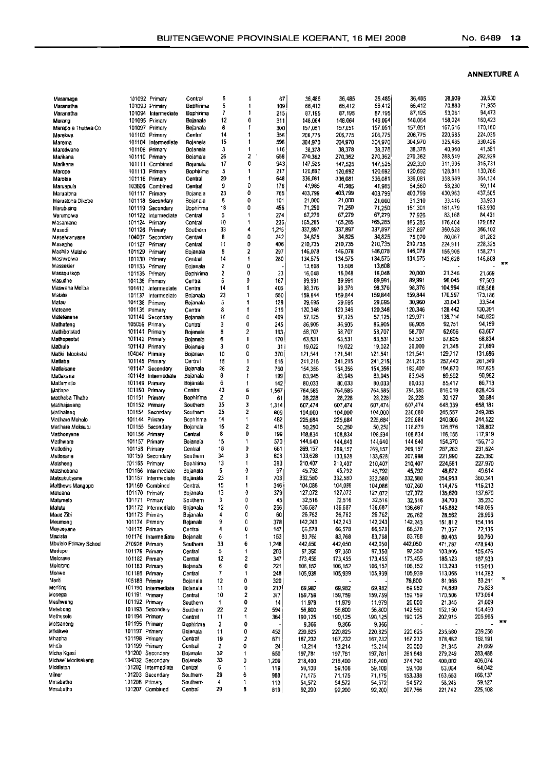**ANNEXURE A**

| | | | | | | | | | | | | | |
|---|---|---|---|---|---|---|---|---|---|---|---|---|---|
| Maremege | 101092 | Primary | Central | 6 | 1 | 67 | 36,485 | 36,485 | 36,485 | 36,485 | 38,939 | 39,530 | |
| Maranatha | 101093 | Primary | Bophirima | 5 | 1 | 109 | 66,412 | 66,412 | 66,412 | 66,412 | 70,880 | 71,955 | |
| Maranatha | 101094 | Intermediate | Bophirima | 7 | 1 | 215 | 87,195 | 87,195 | 87,195 | 87,195 | 93,061 | 94,473 | |
| Marang | 101095 | Primary | Bojanala | 12 | 0 | 311 | 148,064 | 148,064 | 148,064 | 148,064 | 158,024 | 160,423 | |
| Marapo a Thutlwa Co | 101097 | Primary | Bojanala | 8 | 1 | 300 | 157,051 | 157,051 | 157,051 | 157,051 | 167,616 | 170,160 | |
| Marekwa | 101103 | Primary | Central | 14 | 1 | 356 | 206,775 | 206,775 | 206,775 | 206,775 | 220,685 | 224,035 | |
| Marema | 101104 | Intermediate | Bojanala | 15 | 1 | 596 | 304,970 | 304,970 | 304,970 | 304,970 | 325,485 | 330,426 | |
| Maretlwane | 101106 | Primary | Bojanala | 3 | 1 | 116 | 38,378 | 38,378 | 38,378 | 38,378 | 40,960 | 41,581 | |
| Marikana | 101110 | Primary | Bojanala | 26 | 2 | 658 | 270,362 | 270,362 | 270,362 | 270,362 | 288,549 | 292,929 | |
| Marikana | 101111 | Combined | Bojanala | 17 | 0 | 943 | 147,525 | 147,525 | 147,525 | 292,330 | 311,995 | 316,731 | |
| Marope | 101113 | Primary | Bophirima | 5 | 1 | 217 | 120,692 | 120,692 | 120,692 | 120,692 | 128,811 | 130,766 | |
| Marotse | 101116 | Primary | Central | 20 | 1 | 648 | 336,081 | 336,081 | 336,081 | 336,081 | 358,689 | 364,134 | |
| Maruapula | 103606 | Combined | Central | 9 | 0 | 176 | 41,985 | 41,985 | 41,985 | 54,560 | 58,230 | 59,114 | |
| Maruatona | 101117 | Primary | Bojanala | 23 | 0 | 765 | 403,799 | 403,799 | 403,799 | 403,799 | 430,963 | 437,505 | |
| Maruatona Dikobe | 101118 | Secondary | Bojanala | 5 | 0 | 101 | 21,000 | 21,000 | 21,000 | 31,310 | 33,416 | 33,923 | |
| Marubising | 101119 | Secondary | Bophirima | 18 | 0 | 456 | 71,250 | 71,250 | 71,250 | 151,301 | 161,479 | 163,930 | |
| Marumolwa | 101122 | Intermediate | Central | 6 | 1 | 274 | 67,279 | 67,279 | 67,279 | 77,926 | 83,168 | 84,431 | |
| Masamane | 101124 | Primary | Central | 10 | 1 | 236 | 165,285 | 165,285 | 165,285 | 165,285 | 176,404 | 179,082 | |
| Masedi | 101126 | Primary | Southern | 33 | 4 | 1,215 | 337,897 | 337,897 | 337,897 | 337,897 | 360,628 | 366,102 | |
| Meselwanyane | 104037 | Secondary | Central | 8 | 0 | 242 | 34,825 | 34,825 | 34,825 | 75,020 | 80,067 | 81,282 | |
| Masephe | 101127 | Primary | Central | 11 | 0 | 406 | 210,735 | 210,735 | 210,735 | 210,735 | 224,911 | 228,325 | |
| Mashilo Matsho | 101129 | Primary | Bojanala | 8 | 2 | 297 | 146,078 | 146,078 | 146,078 | 146,078 | 155,905 | 158,271 | |
| Mashwelwa | 101130 | Primary | Central | 14 | 1 | 280 | 134,575 | 134,575 | 134,575 | 134,575 | 143,628 | 145,808 | ** |
| Massekier | 101133 | Primary | Bojanala | 2 | 0 | | 13,608 | 13,608 | 13,608 | - | - | - | |
| Massouskop | 101135 | Primary | Bophirima | 2 | 0 | 23 | 16,048 | 16,048 | 16,048 | 20,000 | 21,345 | 21,669 | |
| Masutlhe | 101136 | Primary | Central | 5 | 0 | 167 | 89,991 | 89,991 | 89,991 | 89,991 | 96,045 | 97,503 | |
| Maswana Molloa | 101413 | Intermediate | Central | 14 | 1 | 406 | 98,376 | 98,376 | 98,376 | 98,376 | 104,994 | 106,588 | |
| Matale | 101137 | Intermediate | Bojanala | 23 | 1 | 550 | 159,844 | 159,844 | 159,844 | 159,844 | 170,597 | 173,186 | |
| Matau | 101138 | Primary | Bojanala | 5 | 1 | 129 | 29,695 | 29,695 | 29,695 | 30,960 | 33,043 | 33,544 | |
| Mateane | 101139 | Primary | Central | 8 | 1 | 219 | 120,346 | 120,346 | 120,346 | 120,346 | 128,442 | 130,391 | |
| Matetenene | 101140 | Secondary | Bojanala | 14 | 0 | 409 | 57,125 | 57,125 | 57,125 | 129,971 | 138,714 | 140,820 | |
| Mathateng | 105059 | Primary | Central | 3 | 0 | 245 | 86,905 | 86,905 | 86,905 | 86,905 | 92,751 | 94,159 | |
| Mathibestad | 101141 | Primary | Bojanala | 8 | 2 | 193 | 58,707 | 58,707 | 58,707 | 58,707 | 62,656 | 63,607 | |
| Mathopestat | 101142 | Primary | Bojanala | 6 | 1 | 170 | 63,531 | 63,531 | 63,531 | 63,531 | 67,805 | 68,834 | |
| Mathule | 101143 | Primary | Bojanala | 3 | 0 | 31 | 19,022 | 19,022 | 19,022 | 20,000 | 21,345 | 21,669 | |
| Matiki Mooketsi | 104047 | Primary | Bojanala | 10 | 0 | 370 | 121,541 | 121,541 | 121,541 | 121,541 | 129,717 | 131,686 | |
| Matlaba | 101145 | Primary | Central | 15 | 1 | 515 | 241,215 | 241,215 | 241,215 | 241,215 | 257,442 | 261,349 | |
| Matlaisane | 101147 | Secondary | Bojanala | 26 | 2 | 760 | 154,356 | 154,356 | 154,356 | 182,400 | 194,670 | 197,625 | |
| Matlakana | 101148 | Intermediate | Bojanala | 8 | 1 | 199 | 83,945 | 83,945 | 83,945 | 83,945 | 89,592 | 90,952 | |
| Matlametlo | 101149 | Primary | Bojanala | 6 | 1 | 142 | 80,033 | 80,033 | 80,033 | 80,033 | 85,417 | 86,713 | |
| Matlape | 101150 | Primary | Central | 43 | 5 | 1,567 | 764,585 | 764,585 | 764,585 | 764,585 | 816,019 | 828,406 | |
| Matlheba Tlhabe | 101151 | Primary | Bophirima | 2 | 0 | 61 | 28,228 | 28,228 | 28,228 | 28,228 | 30,127 | 30,584 | |
| Matlhajaneng | 101152 | Primary | Southern | 35 | 3 | 1,314 | 607,474 | 607,474 | 607,474 | 607,474 | 648,339 | 658,181 | |
| Matlhaleng | 101154 | Secondary | Southern | 25 | 2 | 809 | 104,000 | 104,000 | 104,000 | 230,080 | 245,557 | 249,285 | |
| Matlhare Moholo | 101144 | Primary | Bophirima | 14 | 1 | 482 | 225,684 | 225,684 | 225,684 | 225,684 | 240,866 | 244,522 | |
| Matlhare Mokautu | 101155 | Secondary | Bojanala | 15 | 2 | 418 | 50,250 | 50,250 | 50,250 | 118,879 | 126,876 | 128,802 | |
| Matlhonyane | 101156 | Primary | Central | 8 | 0 | 199 | 108,834 | 108,834 | 108,834 | 108,834 | 116,155 | 117,919 | |
| Matlhware | 101157 | Primary | Bojanala | 15 | 1 | 570 | 144,640 | 144,640 | 144,640 | 144,640 | 154,370 | 156,713 | |
| Matloding | 101158 | Primary | Central | 18 | 0 | 661 | 269,157 | 269,157 | 269,157 | 269,157 | 287,263 | 291,624 | |
| Matlosane | 101159 | Secondary | Southern | 34 | 3 | 808 | 133,628 | 133,628 | 133,628 | 207,998 | 221,990 | 225,360 | |
| Matsheng | 101165 | Primary | Bophirima | 13 | 1 | 393 | 210,407 | 210,407 | 210,407 | 210,407 | 224,561 | 227,970 | |
| Matshobana | 101166 | Intermediate | Bojanala | 5 | 0 | 97 | 45,792 | 45,792 | 45,792 | 45,792 | 48,872 | 49,614 | |
| Matsukubyane | 101167 | Intermediate | Bojanala | 23 | 1 | 703 | 332,580 | 332,580 | 332,580 | 332,580 | 354,953 | 360,341 | |
| Matthews Mangope | 101169 | Combined | Central | 15 | 1 | 346 | 104,086 | 104,086 | 104,086 | 107,260 | 114,475 | 116,213 | |
| Matuana | 101170 | Primary | Bojanala | 13 | 0 | 379 | 127,072 | 127,072 | 127,072 | 127,072 | 135,620 | 137,679 | |
| Matumelo | 101171 | Primary | Southern | 3 | 0 | 45 | 32,516 | 32,516 | 32,516 | 32,516 | 34,703 | 35,230 | |
| Matutu | 101172 | Intermediate | Bojanala | 12 | 0 | 256 | 136,687 | 136,687 | 136,687 | 136,687 | 145,882 | 148,096 | |
| Maud Zibi | 101173 | Primary | Bojanala | 4 | 0 | 60 | 26,762 | 26,762 | 26,762 | 26,762 | 28,562 | 28,996 | |
| Maumong | 101174 | Primary | Bojanala | 9 | 0 | 378 | 142,243 | 142,243 | 142,243 | 142,243 | 151,812 | 154,116 | |
| Mayaeyane | 101175 | Primary | Central | 4 | 0 | 147 | 66,578 | 66,578 | 66,578 | 66,578 | 71,057 | 72,135 | |
| Mazista | 101176 | Intermediate | Bojanala | 6 | 1 | 153 | 83,768 | 83,768 | 83,768 | 83,768 | 89,403 | 90,760 | |
| Mbulelo Primary School | 270926 | Primary | Southern | 33 | 6 | 1,246 | 442,050 | 442,050 | 442,050 | 442,050 | 471,787 | 478,948 | |
| Medupe | 101179 | Primary | Central | 5 | 1 | 203 | 97,350 | 97,350 | 97,350 | 97,350 | 103,899 | 105,476 | |
| Melorane | 101182 | Primary | Central | 12 | 2 | 347 | 173,455 | 173,455 | 173,455 | 173,455 | 185,123 | 187,933 | |
| Melotong | 101183 | Primary | Bojanala | 6 | 0 | 221 | 106,152 | 106,152 | 106,152 | 106,152 | 113,293 | 115,013 | |
| Mepwe | 101186 | Primary | Central | 7 | 1 | 248 | 105,939 | 105,939 | 105,939 | 105,939 | 113,066 | 114,782 | |
| Meriti | 105188 | Primary | Bojanala | 12 | 0 | 320 | - | - | - | 76,800 | 81,966 | 83,211 | * |
| Meriting | 101190 | Intermediate | Bojanala | 11 | 0 | 210 | 69,982 | 69,982 | 69,982 | 69,982 | 74,689 | 75,823 | |
| Mesega | 101191 | Primary | Central | 10 | 2 | 317 | 159,759 | 159,759 | 159,759 | 159,759 | 170,506 | 173,094 | |
| Meshweng | 101192 | Primary | Southern | 1 | 0 | 14 | 11,979 | 11,979 | 11,979 | 20,000 | 21,345 | 21,669 | |
| Metebong | 101193 | Secondary | Southern | 22 | 2 | 594 | 56,800 | 56,800 | 56,800 | 142,560 | 152,150 | 154,460 | |
| Methusele | 101194 | Primary | Central | 11 | 1 | 364 | 190,125 | 190,125 | 190,125 | 190,125 | 202,915 | 205,995 | |
| Metsaneng | 101195 | Primary | Bophirima | 2 | 0 | - | 9,366 | 9,366 | 9,366 | - | - | - | ** |
| Mfidikwe | 101197 | Primary | Bojanala | 11 | 0 | 452 | 220,825 | 220,825 | 220,825 | 220,825 | 235,680 | 239,258 | |
| Mhapha | 101198 | Primary | Central | 19 | 2 | 671 | 167,232 | 167,232 | 167,232 | 167,232 | 178,482 | 181,191 | |
| Mhelo | 101199 | Primary | Central | 2 | 0 | 24 | 13,214 | 13,214 | 13,214 | 20,000 | 21,345 | 21,669 | |
| Micha Kgasi | 101200 | Secondary | Bojanala | 32 | 1 | 650 | 197,781 | 197,781 | 197,781 | 261,648 | 279,249 | 283,488 | |
| Michael Modisakeng | 104032 | Secondary | Bojanala | 33 | 0 | 1,209 | 218,400 | 218,400 | 218,400 | 374,790 | 400,002 | 406,074 | |
| Middleton | 101202 | Intermediate | Central | 6 | 1 | 119 | 59,108 | 59,108 | 59,108 | 59,108 | 63,084 | 64,042 | |
| Milner | 101203 | Secondary | Southern | 29 | 6 | 988 | 71,175 | 71,175 | 71,175 | 153,338 | 163,653 | 166,137 | |
| Mmabatho | 101206 | Primary | Southern | 4 | 1 | 110 | 54,572 | 54,572 | 54,572 | 54,572 | 58,243 | 59,127 | |
| Mmabatho | 101207 | Combined | Central | 29 | 8 | 819 | 92,200 | 92,200 | 92,200 | 207,766 | 221,742 | 225,108 | |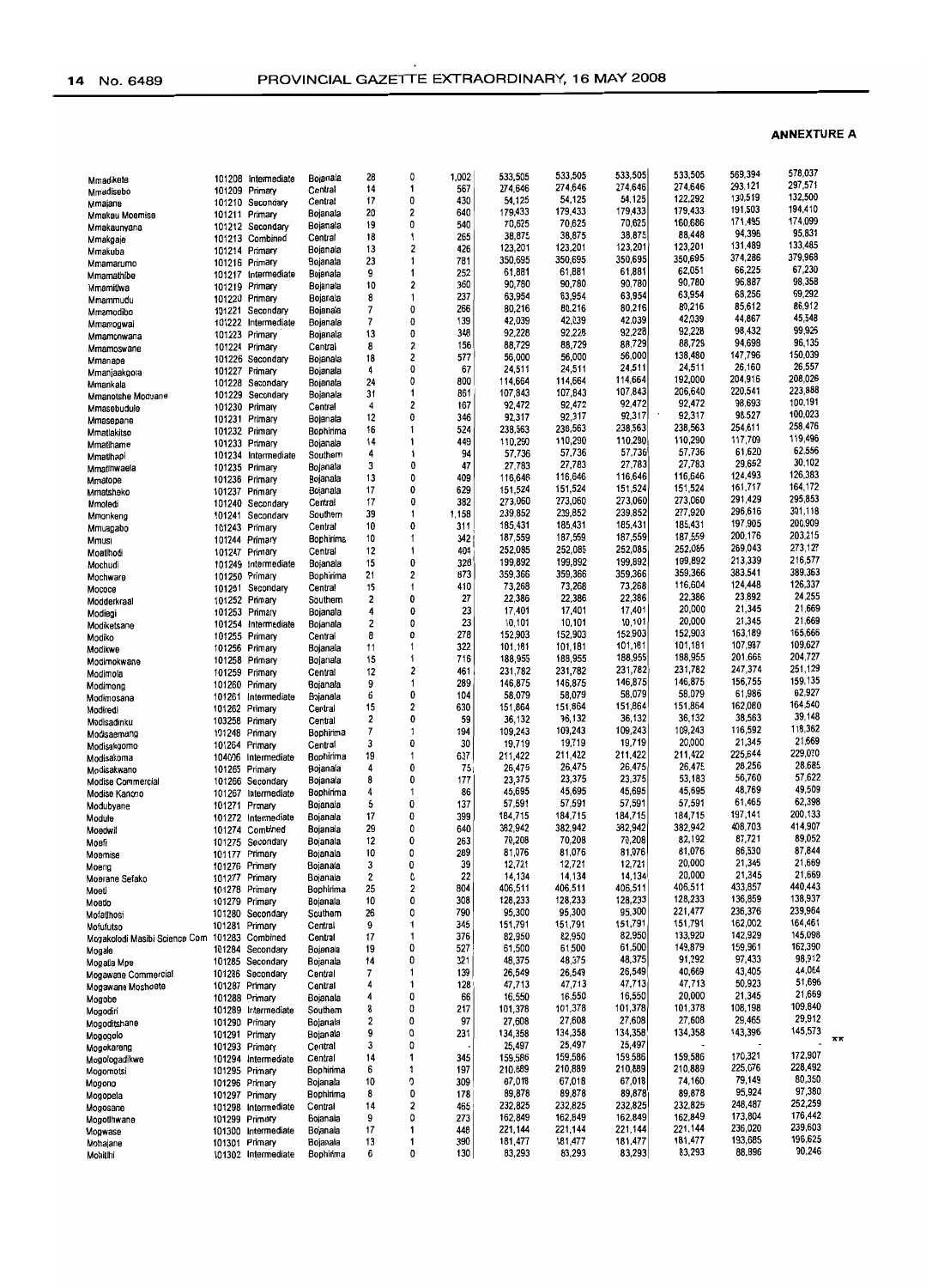**ANNEXTURE A**

| | | | | | | | | | | | | |
|---|---|---|---|---|---|---|---|---|---|---|---|---|
| Mmadikete | 101208 | Intermediate | Bojanala | 28 | 0 | 1,002 | 533,505 | 533,505 | 533,505 | 533,505 | 569,394 | 578,037 |
| Mmadisebo | 101209 | Primary | Central | 14 | 1 | 567 | 274,646 | 274,646 | 274,646 | 274,646 | 293,121 | 297,571 |
| Mmajane | 101210 | Secondary | Central | 17 | 0 | 430 | 54,125 | 54,125 | 54,125 | 122,292 | 130,519 | 132,500 |
| Mmakau Moemise | 101211 | Primary | Bojanala | 20 | 2 | 640 | 179,433 | 179,433 | 179,433 | 179,433 | 191,503 | 194,410 |
| Mmakaunyana | 101212 | Secondary | Bojanala | 19 | 0 | 540 | 70,625 | 70,625 | 70,625 | 160,686 | 171,495 | 174,099 |
| Mmakgaje | 101213 | Combined | Central | 18 | 1 | 265 | 38,875 | 38,875 | 38,875 | 88,448 | 94,398 | 95,831 |
| Mmakuba | 101214 | Primary | Bojanala | 13 | 2 | 426 | 123,201 | 123,201 | 123,201 | 123,201 | 131,489 | 133,485 |
| Mmamarumo | 101216 | Primary | Bojanala | 23 | 1 | 781 | 350,695 | 350,695 | 350,695 | 350,695 | 374,286 | 379,968 |
| Mmamathibe | 101217 | Intermediate | Bojanala | 9 | 1 | 252 | 61,881 | 61,881 | 61,881 | 62,051 | 66,225 | 67,230 |
| Mmamitlwa | 101219 | Primary | Bojanala | 10 | 2 | 360 | 90,780 | 90,780 | 90,780 | 90,780 | 96,887 | 98,358 |
| Mmammudu | 101220 | Primary | Bojanala | 8 | 1 | 237 | 63,954 | 63,954 | 63,954 | 63,954 | 68,256 | 69,292 |
| Mmamodibo | 101221 | Secondary | Bojanala | 7 | 0 | 266 | 80,216 | 80,216 | 80,216 | 80,216 | 85,612 | 86,912 |
| Mmamogwai | 101222 | Intermediate | Bojanala | 7 | 0 | 139 | 42,039 | 42,039 | 42,039 | 42,039 | 44,867 | 45,548 |
| Mmamonwana | 101223 | Primary | Bojanala | 13 | 0 | 348 | 92,228 | 92,228 | 92,228 | 92,228 | 98,432 | 99,925 |
| Mmamoswane | 101224 | Primary | Central | 8 | 2 | 156 | 88,729 | 88,729 | 88,729 | 88,729 | 94,698 | 96,135 |
| Mmanape | 101226 | Secondary | Bojanala | 18 | 2 | 577 | 56,000 | 56,000 | 56,000 | 138,480 | 147,796 | 150,039 |
| Mmanjaakgora | 101227 | Primary | Bojanala | 4 | 0 | 67 | 24,511 | 24,511 | 24,511 | 24,511 | 26,160 | 26,557 |
| Mmankala | 101228 | Secondary | Bojanala | 24 | 0 | 800 | 114,664 | 114,664 | 114,664 | 192,000 | 204,916 | 208,026 |
| Mmanotshe Moduane | 101229 | Secondary | Bojanala | 31 | 1 | 861 | 107,843 | 107,843 | 107,843 | 206,640 | 220,541 | 223,888 |
| Mmasebudule | 101230 | Primary | Central | 4 | 2 | 167 | 92,472 | 92,472 | 92,472 | 92,472 | 98,693 | 100,191 |
| Mmasepane | 101231 | Primary | Bojanala | 12 | 0 | 346 | 92,317 | 92,317 | 92,317 | 92,317 | 98,527 | 100,023 |
| Mmatlakitso | 101232 | Primary | Bophirima | 16 | 1 | 524 | 238,563 | 238,563 | 238,563 | 238,563 | 254,611 | 258,476 |
| Mmatthame | 101233 | Primary | Bojanala | 14 | 1 | 449 | 110,290 | 110,290 | 110,290 | 110,290 | 117,709 | 119,496 |
| Mmatthapi | 101234 | Intermediate | Southern | 4 | 1 | 94 | 57,736 | 57,736 | 57,736 | 57,736 | 61,620 | 62,556 |
| Mmatlhwaela | 101235 | Primary | Bojanala | 3 | 0 | 47 | 27,783 | 27,783 | 27,783 | 27,783 | 29,652 | 30,102 |
| Mmatope | 101236 | Primary | Bojanala | 13 | 0 | 409 | 116,646 | 116,646 | 116,646 | 116,646 | 124,493 | 126,383 |
| Mmatshoko | 101237 | Primary | Bojanala | 17 | 0 | 629 | 151,524 | 151,524 | 151,524 | 151,524 | 161,717 | 164,172 |
| Mmoledi | 101240 | Secondary | Central | 17 | 0 | 382 | 273,060 | 273,060 | 273,060 | 273,060 | 291,429 | 295,853 |
| Mmonkeng | 101241 | Secondary | Southern | 39 | 1 | 1,158 | 239,852 | 239,852 | 239,852 | 277,920 | 296,616 | 301,118 |
| Mmuagabo | 101243 | Primary | Central | 10 | 0 | 311 | 185,431 | 185,431 | 185,431 | 185,431 | 197,905 | 200,909 |
| Mmusi | 101244 | Primary | Bophirima | 10 | 1 | 342 | 187,559 | 187,559 | 187,559 | 187,559 | 200,176 | 203,215 |
| Moatlhodi | 101247 | Primary | Central | 12 | 1 | 404 | 252,085 | 252,085 | 252,085 | 252,085 | 269,043 | 273,127 |
| Mochudi | 101249 | Intermediate | Bojanala | 15 | 0 | 328 | 199,892 | 199,892 | 199,892 | 199,892 | 213,339 | 216,577 |
| Mochware | 101250 | Primary | Bophirima | 21 | 2 | 873 | 359,366 | 359,366 | 359,366 | 359,366 | 383,541 | 389,363 |
| Mococe | 101251 | Secondary | Central | 15 | 1 | 410 | 73,268 | 73,268 | 73,268 | 116,604 | 124,448 | 126,337 |
| Modderkraal | 101252 | Primary | Southern | 2 | 0 | 27 | 22,386 | 22,386 | 22,386 | 22,386 | 23,892 | 24,255 |
| Modiegi | 101253 | Primary | Bojanala | 4 | 0 | 23 | 17,401 | 17,401 | 17,401 | 20,000 | 21,345 | 21,669 |
| Modiketsane | 101254 | Intermediate | Bojanala | 2 | 0 | 23 | 10,101 | 10,101 | 10,101 | 20,000 | 21,345 | 21,669 |
| Modiko | 101255 | Primary | Central | 8 | 0 | 278 | 152,903 | 152,903 | 152,903 | 152,903 | 163,189 | 165,666 |
| Modikwe | 101256 | Primary | Bojanala | 11 | 1 | 322 | 101,181 | 101,181 | 101,181 | 101,181 | 107,987 | 109,627 |
| Modimokwane | 101258 | Primary | Bojanala | 15 | 1 | 716 | 188,955 | 188,955 | 188,955 | 188,955 | 201,666 | 204,727 |
| Modimola | 101259 | Primary | Central | 12 | 2 | 461 | 231,782 | 231,782 | 231,782 | 231,782 | 247,374 | 251,129 |
| Modimong | 101260 | Primary | Bojanala | 9 | 1 | 289 | 146,875 | 146,875 | 146,875 | 146,875 | 156,755 | 159,135 |
| Modimosana | 101261 | Intermediate | Bojanala | 6 | 0 | 104 | 58,079 | 58,079 | 58,079 | 58,079 | 61,986 | 62,927 |
| Modiredi | 101262 | Primary | Central | 15 | 2 | 630 | 151,864 | 151,864 | 151,864 | 151,864 | 162,080 | 164,540 |
| Modisadinku | 103258 | Primary | Central | 2 | 0 | 59 | 36,132 | 36,132 | 36,132 | 36,132 | 38,563 | 39,148 |
| Modisaemang | 101248 | Primary | Bophirima | 7 | 1 | 194 | 109,243 | 109,243 | 109,243 | 109,243 | 116,592 | 118,362 |
| Modisakgomo | 101264 | Primary | Central | 3 | 0 | 30 | 19,719 | 19,719 | 19,719 | 20,000 | 21,345 | 21,669 |
| Modisakoma | 104006 | Intermediate | Bophirima | 19 | 1 | 637 | 211,422 | 211,422 | 211,422 | 211,422 | 225,644 | 229,070 |
| Modisakwano | 101265 | Primary | Bojanala | 4 | 0 | 75 | 26,475 | 26,475 | 26,475 | 26,475 | 28,256 | 28,685 |
| Modise Commercial | 101266 | Secondary | Bojanala | 8 | 0 | 177 | 23,375 | 23,375 | 23,375 | 53,183 | 56,760 | 57,622 |
| Modise Kanono | 101267 | Intermediate | Bophirima | 4 | 1 | 86 | 45,695 | 45,695 | 45,695 | 45,695 | 48,769 | 49,509 |
| Modubyane | 101271 | Primary | Bojanala | 5 | 0 | 137 | 57,591 | 57,591 | 57,591 | 57,591 | 61,465 | 62,398 |
| Module | 101272 | Intermediate | Bojanala | 17 | 0 | 399 | 184,715 | 184,715 | 184,715 | 184,715 | 197,141 | 200,133 |
| Moedwil | 101274 | Combined | Bojanala | 29 | 0 | 640 | 382,942 | 382,942 | 382,942 | 382,942 | 408,703 | 414,907 |
| Moefi | 101275 | Secondary | Bojanala | 12 | 0 | 263 | 70,208 | 70,208 | 70,208 | 82,192 | 87,721 | 89,052 |
| Moemise | 101177 | Primary | Bojanala | 10 | 0 | 289 | 81,076 | 81,076 | 81,076 | 81,076 | 86,530 | 87,844 |
| Moeng | 101276 | Primary | Bojanala | 3 | 0 | 39 | 12,721 | 12,721 | 12,721 | 20,000 | 21,345 | 21,669 |
| Moerane Sefako | 101277 | Primary | Bojanala | 2 | 0 | 22 | 14,134 | 14,134 | 14,134 | 20,000 | 21,345 | 21,669 |
| Moeti | 101278 | Primary | Bophirima | 25 | 2 | 804 | 406,511 | 406,511 | 406,511 | 406,511 | 433,857 | 440,443 |
| Moetlo | 101279 | Primary | Bojanala | 10 | 0 | 308 | 128,233 | 128,233 | 128,233 | 128,233 | 136,859 | 138,937 |
| Mofatlhosi | 101280 | Secondary | Southern | 26 | 0 | 790 | 95,300 | 95,300 | 95,300 | 221,477 | 236,376 | 239,964 |
| Mofufutso | 101281 | Primary | Central | 9 | 1 | 345 | 151,791 | 151,791 | 151,791 | 151,791 | 162,002 | 164,461 |
| Mogakolodi Masibi Science Com | 101283 | Combined | Central | 17 | 1 | 376 | 82,950 | 82,950 | 82,950 | 133,920 | 142,929 | 145,098 |
| Mogale | 101284 | Secondary | Bojanala | 19 | 0 | 527 | 61,500 | 61,500 | 61,500 | 149,879 | 159,961 | 162,390 |
| Mogatla Mpe | 101285 | Secondary | Bojanala | 14 | 0 | 321 | 48,375 | 48,375 | 48,375 | 91,292 | 97,433 | 98,912 |
| Mogawane Commercial | 101286 | Secondary | Central | 7 | 1 | 139 | 26,549 | 26,549 | 26,549 | 40,669 | 43,405 | 44,064 |
| Mogawane Moshoete | 101287 | Primary | Central | 4 | 1 | 128 | 47,713 | 47,713 | 47,713 | 47,713 | 50,923 | 51,696 |
| Mogobe | 101288 | Primary | Bojanala | 4 | 0 | 66 | 16,550 | 16,550 | 16,550 | 20,000 | 21,345 | 21,669 |
| Mogodiri | 101289 | Intermediate | Southern | 8 | 0 | 217 | 101,378 | 101,378 | 101,378 | 101,378 | 108,198 | 109,840 |
| Mogoditshane | 101290 | Primary | Bojanala | 2 | 0 | 97 | 27,608 | 27,608 | 27,608 | 27,608 | 29,465 | 29,912 |
| Mogogelo | 101291 | Primary | Bojanala | 9 | 0 | 231 | 134,358 | 134,358 | 134,358 | 134,358 | 143,396 | 145,573 |
| Mogokareng | 101293 | Primary | Central | 3 | 0 | | 25,497 | 25,497 | 25,497 | - | - | - ** |
| Mogologadikwe | 101294 | Intermediate | Central | 14 | 1 | 345 | 159,586 | 159,586 | 159,586 | 159,586 | 170,321 | 172,907 |
| Mogomotsi | 101295 | Primary | Bophirima | 6 | 1 | 197 | 210,889 | 210,889 | 210,889 | 210,889 | 225,076 | 228,492 |
| Mogono | 101296 | Primary | Bojanala | 10 | 0 | 309 | 67,018 | 67,018 | 67,018 | 74,160 | 79,149 | 80,350 |
| Mogopela | 101297 | Primary | Bophirima | 8 | 0 | 178 | 89,878 | 89,878 | 89,878 | 89,878 | 95,924 | 97,380 |
| Mogosane | 101298 | Intermediate | Central | 14 | 2 | 465 | 232,825 | 232,825 | 232,825 | 232,825 | 248,487 | 252,259 |
| Mogotlhwane | 101299 | Primary | Bojanala | 9 | 0 | 273 | 162,849 | 162,849 | 162,849 | 162,849 | 173,804 | 176,442 |
| Mogwase | 101300 | Intermediate | Bojanala | 17 | 1 | 448 | 221,144 | 221,144 | 221,144 | 221,144 | 236,020 | 239,603 |
| Mohajane | 101301 | Primary | Bojanala | 13 | 1 | 390 | 181,477 | 181,477 | 181,477 | 181,477 | 193,685 | 196,625 |
| Mohitlhi | 101302 | Intermediate | Bophirima | 6 | 0 | 130 | 83,293 | 83,293 | 83,293 | 83,293 | 88,896 | 90,246 |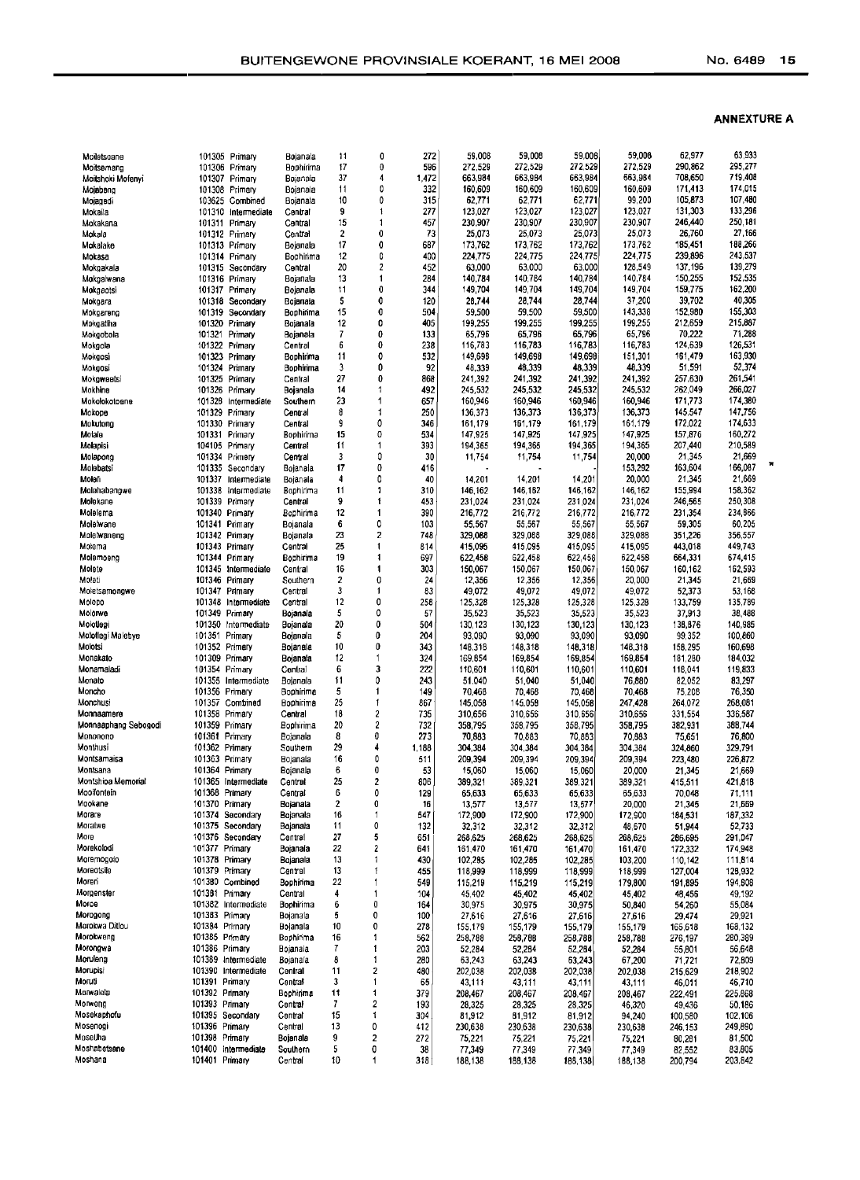**ANNEXURE A**

| | | | | | | | | | | | | |
|---|---|---|---|---|---|---|---|---|---|---|---|---|
| Moiletsoane | 101305 | Primary | Bojanala | 11 | 0 | 272 | 59,008 | 59,008 | 59,008 | 59,008 | 62,977 | 63,933 |
| Moitsemang | 101306 | Primary | Bophirima | 17 | 0 | 596 | 272,529 | 272,529 | 272,529 | 272,529 | 290,862 | 295,277 |
| Moitshoki Mofenyi | 101307 | Primary | Bojanala | 37 | 4 | 1,472 | 663,984 | 663,984 | 663,984 | 663,984 | 708,650 | 719,408 |
| Mojabeng | 101308 | Primary | Bojanala | 11 | 0 | 332 | 160,609 | 160,609 | 160,609 | 160,609 | 171,413 | 174,015 |
| Mojagedi | 103625 | Combined | Bojanala | 10 | 0 | 315 | 62,771 | 62,771 | 62,771 | 99,200 | 105,873 | 107,480 |
| Mokaila | 101310 | Intermediate | Central | 9 | 1 | 277 | 123,027 | 123,027 | 123,027 | 123,027 | 131,303 | 133,296 |
| Mokakana | 101311 | Primary | Central | 15 | 1 | 457 | 230,907 | 230,907 | 230,907 | 230,907 | 246,440 | 250,181 |
| Mokala | 101312 | Primary | Central | 2 | 0 | 73 | 25,073 | 25,073 | 25,073 | 25,073 | 26,760 | 27,166 |
| Mokalake | 101313 | Primary | Bojanala | 17 | 0 | 687 | 173,762 | 173,762 | 173,762 | 173,762 | 185,451 | 188,266 |
| Mokasa | 101314 | Primary | Bophirima | 12 | 0 | 400 | 224,775 | 224,775 | 224,775 | 224,775 | 239,896 | 243,537 |
| Mokgakala | 101315 | Secondary | Central | 20 | 2 | 452 | 63,000 | 63,000 | 63,000 | 128,549 | 137,196 | 139,279 |
| Mokgalwana | 101316 | Primary | Bojanala | 13 | 1 | 284 | 140,784 | 140,784 | 140,784 | 140,784 | 150,255 | 152,535 |
| Mokgaotsi | 101317 | Primary | Bojanala | 11 | 0 | 344 | 149,704 | 149,704 | 149,704 | 149,704 | 159,775 | 162,200 |
| Mokgara | 101318 | Secondary | Bojanala | 5 | 0 | 120 | 28,744 | 28,744 | 28,744 | 37,200 | 39,702 | 40,305 |
| Mokgareng | 101319 | Secondary | Bophirima | 15 | 0 | 504 | 59,500 | 59,500 | 59,500 | 143,338 | 152,980 | 155,303 |
| Mokgatlha | 101320 | Primary | Bojanala | 12 | 0 | 405 | 199,255 | 199,255 | 199,255 | 199,255 | 212,659 | 215,887 |
| Mokgobola | 101321 | Primary | Bojanala | 7 | 0 | 133 | 65,796 | 65,796 | 65,796 | 65,796 | 70,222 | 71,288 |
| Mokgola | 101322 | Primary | Central | 6 | 0 | 238 | 116,783 | 116,783 | 116,783 | 116,783 | 124,639 | 126,531 |
| Mokgosi | 101323 | Primary | Bophirima | 11 | 0 | 532 | 149,698 | 149,698 | 149,698 | 151,301 | 161,479 | 163,930 |
| Mokgosi | 101324 | Primary | Bophirima | 3 | 0 | 92 | 48,339 | 48,339 | 48,339 | 48,339 | 51,591 | 52,374 |
| Mokgweetsi | 101325 | Primary | Central | 27 | 0 | 868 | 241,392 | 241,392 | 241,392 | 241,392 | 257,630 | 261,541 |
| Mokhine | 101326 | Primary | Bojanala | 14 | 1 | 492 | 245,532 | 245,532 | 245,532 | 245,532 | 262,049 | 266,027 |
| Mokolokotoane | 101328 | Intermediate | Southern | 23 | 1 | 657 | 160,946 | 160,946 | 160,946 | 160,946 | 171,773 | 174,380 |
| Mokope | 101329 | Primary | Central | 8 | 1 | 250 | 136,373 | 136,373 | 136,373 | 136,373 | 145,547 | 147,756 |
| Mokutong | 101330 | Primary | Central | 9 | 0 | 346 | 161,179 | 161,179 | 161,179 | 161,179 | 172,022 | 174,633 |
| Molala | 101331 | Primary | Bophirima | 15 | 0 | 534 | 147,925 | 147,925 | 147,925 | 147,925 | 157,876 | 160,272 |
| Molapisi | 104105 | Primary | Central | 11 | 1 | 393 | 194,365 | 194,365 | 194,365 | 194,365 | 207,440 | 210,589 |
| Molapong | 101334 | Primary | Central | 3 | 0 | 30 | 11,754 | 11,754 | 11,754 | 20,000 | 21,345 | 21,669 |
| Molebatsi | 101335 | Secondary | Bojanala | 17 | 0 | 416 | - | - | - | 153,292 | 163,604 | 166,087 |
| Molefi | 101337 | Intermediate | Bojanala | 4 | 0 | 40 | 14,201 | 14,201 | 14,201 | 20,000 | 21,345 | 21,669 |
| Molehabangwe | 101338 | Intermediate | Bophirima | 11 | 1 | 310 | 146,162 | 146,162 | 146,162 | 146,162 | 155,994 | 158,362 |
| Molekane | 101339 | Primary | Central | 9 | 1 | 453 | 231,024 | 231,024 | 231,024 | 231,024 | 246,565 | 250,308 |
| Molelema | 101340 | Primary | Bophirima | 12 | 1 | 390 | 216,772 | 216,772 | 216,772 | 216,772 | 231,354 | 234,866 |
| Molelwane | 101341 | Primary | Bojanala | 6 | 0 | 103 | 55,567 | 55,567 | 55,567 | 55,567 | 59,305 | 60,205 |
| Molelwaneng | 101342 | Primary | Bojanala | 23 | 2 | 748 | 329,088 | 329,088 | 329,088 | 329,088 | 351,226 | 356,557 |
| Molema | 101343 | Primary | Central | 25 | 1 | 814 | 415,095 | 415,095 | 415,095 | 415,095 | 443,018 | 449,743 |
| Molemoeng | 101344 | Primary | Bophirima | 19 | 1 | 697 | 622,458 | 622,458 | 622,458 | 622,458 | 664,331 | 674,415 |
| Molete | 101345 | Intermediate | Central | 16 | 1 | 303 | 150,067 | 150,067 | 150,067 | 150,067 | 160,162 | 162,593 |
| Mofeti | 101346 | Primary | Southern | 2 | 0 | 24 | 12,356 | 12,356 | 12,356 | 20,000 | 21,345 | 21,669 |
| Moletsamongwe | 101347 | Primary | Central | 3 | 1 | 83 | 49,072 | 49,072 | 49,072 | 49,072 | 52,373 | 53,168 |
| Molopo | 101348 | Intermediate | Central | 12 | 0 | 258 | 125,328 | 125,328 | 125,328 | 125,328 | 133,759 | 135,789 |
| Molorwe | 101349 | Primary | Bojanala | 5 | 0 | 57 | 35,523 | 35,523 | 35,523 | 35,523 | 37,913 | 38,488 |
| Molotlegi | 101350 | Intermediate | Bojanala | 20 | 0 | 504 | 130,123 | 130,123 | 130,123 | 130,123 | 138,876 | 140,985 |
| Molotlegi Malebye | 101351 | Primary | Bojanala | 5 | 0 | 204 | 93,090 | 93,090 | 93,090 | 93,090 | 99,352 | 100,860 |
| Molotsi | 101352 | Primary | Bojanala | 10 | 0 | 343 | 148,318 | 148,318 | 148,318 | 148,318 | 158,295 | 160,698 |
| Monakato | 101309 | Primary | Bojanala | 12 | 1 | 324 | 169,854 | 169,854 | 169,854 | 169,854 | 181,280 | 184,032 |
| Monamaladi | 101354 | Primary | Central | 6 | 3 | 222 | 110,601 | 110,601 | 110,601 | 110,601 | 118,041 | 119,833 |
| Monato | 101355 | Intermediate | Bojanala | 11 | 0 | 243 | 51,040 | 51,040 | 51,040 | 76,880 | 82,052 | 83,297 |
| Moncho | 101356 | Primary | Bophirima | 5 | 1 | 149 | 70,468 | 70,468 | 70,468 | 70,468 | 75,208 | 76,350 |
| Monchusi | 101357 | Combined | Bophirima | 25 | 1 | 867 | 145,058 | 145,058 | 145,058 | 247,428 | 264,072 | 268,081 |
| Monnaamere | 101358 | Primary | Central | 18 | 2 | 735 | 310,656 | 310,656 | 310,656 | 310,656 | 331,554 | 336,587 |
| Monnaaphang Sebogodi | 101359 | Primary | Bophirima | 20 | 2 | 732 | 358,795 | 358,795 | 358,795 | 358,795 | 382,931 | 388,744 |
| Monnonono | 101361 | Primary | Bojanala | 8 | 0 | 273 | 70,883 | 70,883 | 70,883 | 70,883 | 75,651 | 76,800 |
| Monthusi | 101362 | Primary | Southern | 29 | 4 | 1,188 | 304,384 | 304,384 | 304,384 | 304,384 | 324,860 | 329,791 |
| Montsamaisa | 101363 | Primary | Bojanala | 16 | 0 | 511 | 209,394 | 209,394 | 209,394 | 209,394 | 223,480 | 226,872 |
| Montsana | 101364 | Primary | Bojanala | 6 | 0 | 53 | 15,060 | 15,060 | 15,060 | 20,000 | 21,345 | 21,669 |
| Montshioa Memorial | 101365 | Intermediate | Central | 25 | 2 | 808 | 389,321 | 389,321 | 389,321 | 389,321 | 415,511 | 421,818 |
| Mooifontein | 101368 | Primary | Central | 6 | 0 | 128 | 65,633 | 65,633 | 65,633 | 65,633 | 70,048 | 71,111 |
| Mookane | 101370 | Primary | Bojanala | 2 | 0 | 16 | 13,577 | 13,577 | 13,577 | 20,000 | 21,345 | 21,669 |
| Morare | 101374 | Secondary | Bojanala | 16 | 1 | 547 | 172,900 | 172,900 | 172,900 | 172,900 | 184,531 | 187,332 |
| Moratiwe | 101375 | Secondary | Bojanala | 11 | 0 | 132 | 32,312 | 32,312 | 32,312 | 48,670 | 51,944 | 52,733 |
| More | 101376 | Secondary | Central | 27 | 5 | 651 | 268,625 | 268,625 | 268,625 | 268,625 | 286,695 | 291,047 |
| Morekolodi | 101377 | Primary | Bojanala | 22 | 2 | 641 | 161,470 | 161,470 | 161,470 | 161,470 | 172,332 | 174,948 |
| Moremogolo | 101378 | Primary | Bojanala | 13 | 1 | 430 | 102,285 | 102,285 | 102,285 | 103,200 | 110,142 | 111,814 |
| Moreotsile | 101379 | Primary | Central | 13 | 1 | 455 | 118,999 | 118,999 | 118,999 | 118,999 | 127,004 | 128,932 |
| Moreri | 101380 | Combined | Bophirima | 22 | 1 | 549 | 115,219 | 115,219 | 115,219 | 179,800 | 191,895 | 194,808 |
| Morgenster | 101381 | Primary | Central | 4 | 1 | 104 | 45,402 | 45,402 | 45,402 | 45,402 | 48,456 | 49,192 |
| Moroe | 101382 | Intermediate | Bophirima | 6 | 0 | 164 | 30,975 | 30,975 | 30,975 | 50,840 | 54,260 | 55,084 |
| Morogong | 101383 | Primary | Bojanala | 5 | 0 | 100 | 27,616 | 27,616 | 27,616 | 27,616 | 29,474 | 29,921 |
| Morokwa Ditlou | 101384 | Primary | Bojanala | 10 | 0 | 278 | 155,179 | 155,179 | 155,179 | 155,179 | 165,618 | 168,132 |
| Morokweng | 101385 | Primary | Bophirima | 16 | 1 | 562 | 258,788 | 258,788 | 258,788 | 258,788 | 276,197 | 280,389 |
| Morongwa | 101386 | Primary | Bojanala | 7 | 1 | 203 | 52,284 | 52,284 | 52,284 | 52,284 | 55,801 | 56,648 |
| Moruleng | 101389 | Intermediate | Bojanala | 8 | 1 | 280 | 63,243 | 63,243 | 63,243 | 67,200 | 71,721 | 72,809 |
| Morupisi | 101390 | Intermediate | Central | 11 | 2 | 480 | 202,038 | 202,038 | 202,038 | 202,038 | 215,629 | 218,902 |
| Moruti | 101391 | Primary | Central | 3 | 1 | 65 | 43,111 | 43,111 | 43,111 | 43,111 | 46,011 | 46,710 |
| Morwalela | 101392 | Primary | Bophirima | 11 | 1 | 379 | 208,467 | 208,467 | 208,467 | 208,467 | 222,491 | 225,868 |
| Morweng | 101393 | Primary | Central | 7 | 2 | 193 | 28,325 | 28,325 | 28,325 | 46,320 | 49,436 | 50,186 |
| Mosekaphofu | 101395 | Secondary | Central | 15 | 1 | 304 | 81,912 | 81,912 | 81,912 | 94,240 | 100,580 | 102,106 |
| Mosenogi | 101396 | Primary | Central | 13 | 0 | 412 | 230,638 | 230,638 | 230,638 | 230,638 | 246,153 | 249,890 |
| Moseltha | 101398 | Primary | Bojanala | 9 | 2 | 272 | 75,221 | 75,221 | 75,221 | 75,221 | 80,281 | 81,500 |
| Moshabetsane | 101400 | Intermediate | Southern | 5 | 0 | 38 | 77,349 | 77,349 | 77,349 | 77,349 | 82,552 | 83,805 |
| Moshana | 101401 | Primary | Central | 10 | 1 | 318 | 188,138 | 188,138 | 188,138 | 188,138 | 200,794 | 203,842 |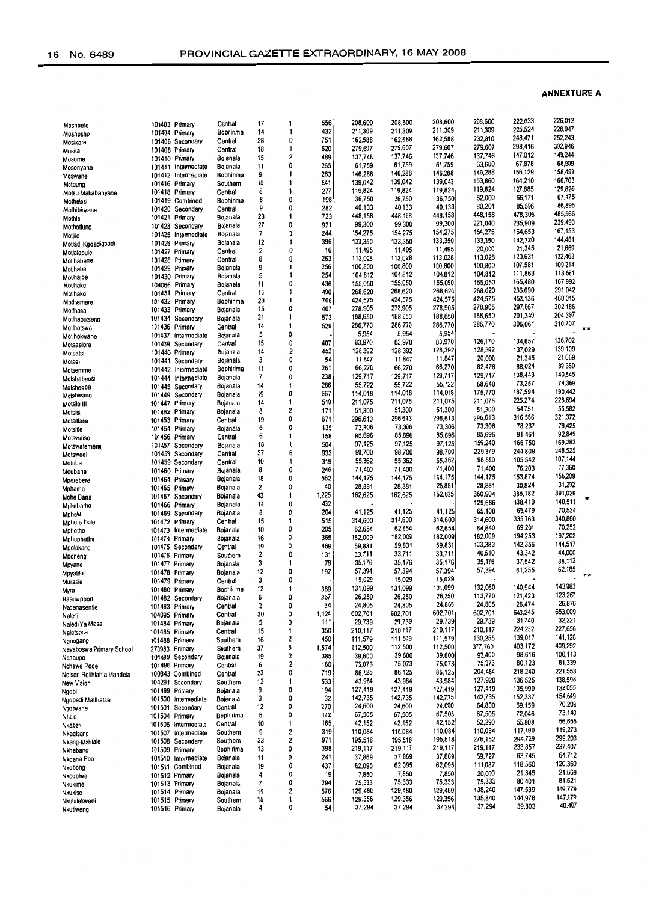**ANNEXTURE A**

| | | | | | | | | | | | | | |
|---|---|---|---|---|---|---|---|---|---|---|---|---|---|
| Moshoete | 101403 | Primary | Central | 17 | 1 | 556 | 208,600 | 208,600 | 208,600 | 208,600 | 222,633 | 226,012 | |
| Moshosho | 101404 | Primary | Bophirima | 14 | 1 | 432 | 211,309 | 211,309 | 211,309 | 211,309 | 225,524 | 228,947 | |
| Mosikare | 101406 | Secondary | Central | 28 | 0 | 751 | 162,588 | 162,588 | 162,588 | 232,810 | 248,471 | 252,243 | |
| Mosita | 101408 | Primary | Central | 18 | 1 | 620 | 279,607 | 279,607 | 279,607 | 279,607 | 298,416 | 302,946 | |
| Mosome | 101410 | Primary | Bojanala | 15 | 2 | 489 | 137,746 | 137,746 | 137,746 | 137,746 | 147,012 | 149,244 | |
| Mosonyana | 101411 | Intermediate | Bojanala | 11 | 0 | 265 | 61,759 | 61,759 | 61,759 | 63,600 | 67,878 | 68,909 | |
| Moswane | 101412 | Intermediate | Bophirima | 9 | 1 | 263 | 146,288 | 146,288 | 146,288 | 146,288 | 156,129 | 158,499 | |
| Motaung | 101416 | Primary | Southern | 15 | 1 | 541 | 139,042 | 139,042 | 139,042 | 153,860 | 164,210 | 166,703 | |
| Moteu Makabanyane | 101418 | Primary | Central | 8 | 1 | 277 | 119,824 | 119,824 | 119,824 | 119,824 | 127,885 | 129,826 | |
| Mothelesi | 101419 | Combined | Bophirima | 8 | 0 | 198 | 36,750 | 36,750 | 36,750 | 62,000 | 66,171 | 67,175 | |
| Mothibinyane | 101420 | Secondary | Central | 9 | 0 | 282 | 40,133 | 40,133 | 40,133 | 80,201 | 85,596 | 86,895 | |
| Mothle | 101421 | Primary | Bojanala | 23 | 1 | 723 | 448,158 | 448,158 | 448,158 | 448,158 | 478,306 | 485,566 | |
| Mothotlung | 101423 | Secondary | Bojanala | 27 | 0 | 921 | 99,300 | 99,300 | 99,300 | 221,040 | 235,909 | 239,490 | |
| Motjile | 101425 | Intermediate | Bojanala | 7 | 0 | 244 | 154,275 | 154,275 | 154,275 | 154,275 | 164,653 | 167,153 | |
| Motladi Kgoadigoadi | 101426 | Primary | Bojanala | 12 | 1 | 396 | 133,350 | 133,350 | 133,350 | 133,350 | 142,320 | 144,481 | |
| Motlalepule | 101427 | Primary | Central | 2 | 0 | 16 | 11,495 | 11,495 | 11,495 | 20,000 | 21,345 | 21,669 | |
| Motlhabane | 101428 | Primary | Central | 8 | 0 | 263 | 113,028 | 113,028 | 113,028 | 113,028 | 120,631 | 122,463 | |
| Motlhabe | 101429 | Primary | Bojanala | 9 | 1 | 256 | 100,800 | 100,800 | 100,800 | 100,800 | 107,581 | 109,214 | |
| Motlhajoe | 101430 | Primary | Bojanala | 5 | 1 | 254 | 104,812 | 104,812 | 104,812 | 104,812 | 111,863 | 113,561 | |
| Motlhake | 104066 | Primary | Bojanala | 11 | 0 | 436 | 155,050 | 155,050 | 155,050 | 155,050 | 165,480 | 167,992 | |
| Motlhako | 101431 | Primary | Central | 15 | 1 | 400 | 268,620 | 268,620 | 268,620 | 268,620 | 286,690 | 291,042 | |
| Motlhamare | 101432 | Primary | Bophirima | 23 | 1 | 706 | 424,575 | 424,575 | 424,575 | 424,575 | 453,136 | 460,015 | |
| Motlhana | 101433 | Primary | Bojanala | 15 | 0 | 407 | 278,905 | 278,905 | 278,905 | 278,905 | 297,667 | 302,186 | |
| Motlhaputseng | 101434 | Secondary | Bojanala | 21 | 1 | 573 | 188,650 | 188,650 | 188,650 | 188,650 | 201,340 | 204,397 | |
| Motlhatswa | 101436 | Primary | Central | 14 | 1 | 529 | 286,770 | 286,770 | 286,770 | 286,770 | 306,061 | 310,707 | |
| Motlhokwane | 101437 | Intermediate | Bojanala | 5 | 0 | - | 5,954 | 5,954 | 5,954 | - | - | - | ** |
| Motsaalore | 101439 | Secondary | Central | 15 | 0 | 407 | 83,970 | 83,970 | 83,970 | 126,170 | 134,657 | 136,702 | |
| Motsatsi | 101440 | Primary | Bojanala | 14 | 2 | 452 | 128,392 | 128,392 | 128,392 | 128,392 | 137,029 | 139,109 | |
| Motsei | 101441 | Secondary | Bojanala | 3 | 0 | 54 | 11,847 | 11,847 | 11,847 | 20,000 | 21,345 | 21,669 | |
| Motsemme | 101442 | Intermediate | Bophirima | 11 | 0 | 261 | 66,270 | 66,270 | 66,270 | 82,476 | 88,024 | 89,360 | |
| Motshabaesi | 101444 | Intermediate | Bojanala | 7 | 0 | 238 | 129,717 | 129,717 | 129,717 | 129,717 | 138,443 | 140,545 | |
| Motshegoa | 101445 | Secondary | Bojanala | 14 | 1 | 286 | 55,722 | 55,722 | 55,722 | 68,640 | 73,257 | 74,369 | |
| Motshwane | 101449 | Secondary | Bojanala | 19 | 0 | 567 | 114,018 | 114,018 | 114,018 | 175,770 | 187,594 | 190,442 | |
| Motsile III | 101447 | Primary | Bojanala | 14 | 1 | 510 | 211,075 | 211,075 | 211,075 | 211,075 | 225,274 | 228,694 | |
| Motsisi | 101452 | Primary | Bojanala | 8 | 2 | 171 | 51,300 | 51,300 | 51,300 | 51,300 | 54,751 | 55,582 | |
| Motsitlane | 101453 | Primary | Central | 19 | 0 | 671 | 296,613 | 296,613 | 296,613 | 296,613 | 316,566 | 321,372 | |
| Motsitle | 101454 | Primary | Bojanala | 6 | 0 | 135 | 73,306 | 73,306 | 73,306 | 73,306 | 78,237 | 79,425 | |
| Motswaiso | 101456 | Primary | Central | 6 | 1 | 158 | 85,696 | 85,696 | 85,696 | 85,696 | 91,461 | 92,849 | |
| Motswatemeng | 101457 | Secondary | Bojanala | 18 | 1 | 504 | 97,125 | 97,125 | 97,125 | 156,240 | 166,750 | 169,282 | |
| Motswedi | 101458 | Secondary | Central | 37 | 6 | 933 | 98,700 | 98,700 | 98,700 | 229,379 | 244,809 | 248,525 | |
| Motuba | 101459 | Secondary | Central | 10 | 1 | 319 | 55,362 | 55,362 | 55,362 | 98,880 | 105,542 | 107,144 | |
| Moubane | 101460 | Primary | Bojanala | 8 | 0 | 246 | 71,400 | 71,400 | 71,400 | 71,400 | 76,203 | 77,360 | |
| Mperebere | 101464 | Primary | Bojanala | 18 | 0 | 562 | 144,175 | 144,175 | 144,175 | 144,175 | 153,874 | 156,209 | |
| Mphame | 101465 | Primary | Bojanala | 2 | 0 | 40 | 28,881 | 28,881 | 28,881 | 28,881 | 30,824 | 31,292 | |
| Mphe Bana | 101467 | Secondary | Bojanala | 43 | 1 | 1,225 | 162,625 | 162,625 | 162,625 | 360,904 | 385,182 | 391,029 | |
| Mphebatho | 101466 | Primary | Bojanala | 14 | 0 | 432 | - | - | - | 129,686 | 138,410 | 140,511 | * |
| Mphele | 101469 | Secondary | Bojanala | 8 | 0 | 204 | 41,125 | 41,125 | 41,125 | 65,100 | 69,479 | 70,534 | |
| Mpho e Tsile | 101472 | Primary | Central | 15 | 1 | 515 | 314,600 | 314,600 | 314,600 | 314,600 | 335,763 | 340,860 | |
| Mphotho | 101473 | Intermediate | Bojanala | 10 | 0 | 205 | 62,654 | 62,654 | 62,654 | 64,840 | 69,201 | 70,252 | |
| Mphuphuthe | 101474 | Primary | Bojanala | 16 | 0 | 365 | 182,009 | 182,009 | 182,009 | 182,009 | 194,253 | 197,202 | |
| Mpolokang | 101475 | Secondary | Central | 19 | 0 | 469 | 59,831 | 59,831 | 59,831 | 133,383 | 142,356 | 144,517 | |
| Mponeng | 101476 | Primary | Southern | 2 | 0 | 131 | 33,711 | 33,711 | 33,711 | 40,610 | 43,342 | 44,000 | |
| Mpyane | 101477 | Primary | Bojanala | 3 | 1 | 78 | 35,176 | 35,176 | 35,176 | 35,176 | 37,542 | 38,112 | |
| Mpyatlo | 101478 | Primary | Bojanala | 12 | 0 | 197 | 57,394 | 57,394 | 57,394 | 57,394 | 61,255 | 62,185 | |
| Murasie | 101479 | Primary | Central | 3 | 0 | - | 15,029 | 15,029 | 15,029 | - | - | - | ** |
| Myra | 101480 | Primary | Bophirima | 12 | 1 | 389 | 131,099 | 131,099 | 131,099 | 132,060 | 140,944 | 143,083 | |
| Naauwpoort | 101482 | Secondary | Bojanala | 6 | 0 | 367 | 26,250 | 26,250 | 26,250 | 113,770 | 121,423 | 123,267 | |
| Naganasentle | 101483 | Primary | Central | 2 | 0 | 34 | 24,805 | 24,805 | 24,805 | 24,805 | 26,474 | 26,876 | |
| Naledi | 104095 | Primary | Central | 30 | 0 | 1,124 | 602,701 | 602,701 | 602,701 | 602,701 | 643,245 | 653,009 | |
| Naledi Ya Masa | 101484 | Primary | Bojanala | 5 | 0 | 111 | 29,739 | 29,739 | 29,739 | 29,739 | 31,740 | 32,221 | |
| Naletsana | 101485 | Primary | Central | 15 | 1 | 350 | 210,117 | 210,117 | 210,117 | 210,117 | 224,252 | 227,656 | |
| Nanogang | 101488 | Primary | Southern | 16 | 2 | 450 | 111,579 | 111,579 | 111,579 | 130,255 | 139,017 | 141,128 | |
| Nayaboswa Primary School | 270983 | Primary | Southern | 37 | 6 | 1,574 | 112,500 | 112,500 | 112,500 | 377,760 | 403,172 | 409,292 | |
| Nchaupe | 101489 | Secondary | Bojanala | 19 | 2 | 385 | 39,600 | 39,600 | 39,600 | 92,400 | 98,616 | 100,113 | |
| Nchawe Pooe | 101490 | Primary | Central | 6 | 2 | 160 | 75,073 | 75,073 | 75,073 | 75,373 | 80,123 | 81,339 | |
| Nelson Rolihlahla Mandela | 100843 | Combined | Central | 23 | 0 | 719 | 86,125 | 86,125 | 86,125 | 204,484 | 218,240 | 221,553 | |
| New Vision | 104291 | Secondary | Southern | 12 | 1 | 533 | 43,984 | 43,984 | 43,984 | 127,920 | 136,525 | 138,598 | |
| Ngobi | 101499 | Primary | Bojanala | 9 | 0 | 194 | 127,419 | 127,419 | 127,419 | 127,419 | 135,990 | 138,055 | |
| Ngopedi Matlhatse | 101500 | Intermediate | Bojanala | 3 | 0 | 32 | 142,735 | 142,735 | 142,735 | 142,735 | 152,337 | 154,649 | |
| Ngotwane | 101501 | Secondary | Central | 12 | 0 | 270 | 24,600 | 24,600 | 24,600 | 64,800 | 69,159 | 70,209 | |
| Nhole | 101504 | Primary | Bophirima | 5 | 0 | 142 | 67,505 | 67,505 | 67,505 | 67,505 | 72,046 | 73,140 | |
| Nkabari | 101506 | Intermediate | Central | 10 | 1 | 185 | 42,152 | 42,152 | 42,152 | 52,290 | 55,808 | 56,655 | |
| Nkagisang | 101507 | Intermediate | Southern | 9 | 2 | 319 | 110,084 | 110,084 | 110,084 | 110,084 | 117,490 | 119,273 | |
| Nkang-Mahlale | 101508 | Secondary | Southern | 33 | 2 | 971 | 195,518 | 195,518 | 195,518 | 276,152 | 294,729 | 299,203 | |
| Nkhabang | 101509 | Primary | Bophirima | 13 | 0 | 398 | 219,117 | 219,117 | 219,117 | 219,117 | 233,857 | 237,407 | |
| Nkoana Poo | 101510 | Intermediate | Bojanala | 11 | 0 | 241 | 37,869 | 37,869 | 37,869 | 59,727 | 63,745 | 64,712 | |
| Nkobong | 101511 | Combined | Bojanala | 19 | 0 | 437 | 62,095 | 62,095 | 62,095 | 111,087 | 118,560 | 120,360 | |
| Nkogolwe | 101512 | Primary | Bojanala | 4 | 0 | 19 | 7,850 | 7,850 | 7,850 | 20,000 | 21,345 | 21,669 | |
| Nkukime | 101513 | Primary | Bojanala | 7 | 0 | 294 | 75,333 | 75,333 | 75,333 | 75,333 | 80,401 | 81,621 | |
| Nkukise | 101514 | Primary | Bojanala | 15 | 2 | 576 | 129,480 | 129,480 | 129,480 | 138,240 | 147,539 | 149,779 | |
| Nkululekwoni | 101515 | Primary | Southern | 15 | 1 | 566 | 129,356 | 129,356 | 129,356 | 135,840 | 144,978 | 147,179 | |
| Nkutlweng | 101516 | Primary | Bojanala | 4 | 0 | 54 | 37,294 | 37,294 | 37,294 | 37,294 | 39,803 | 40,407 | |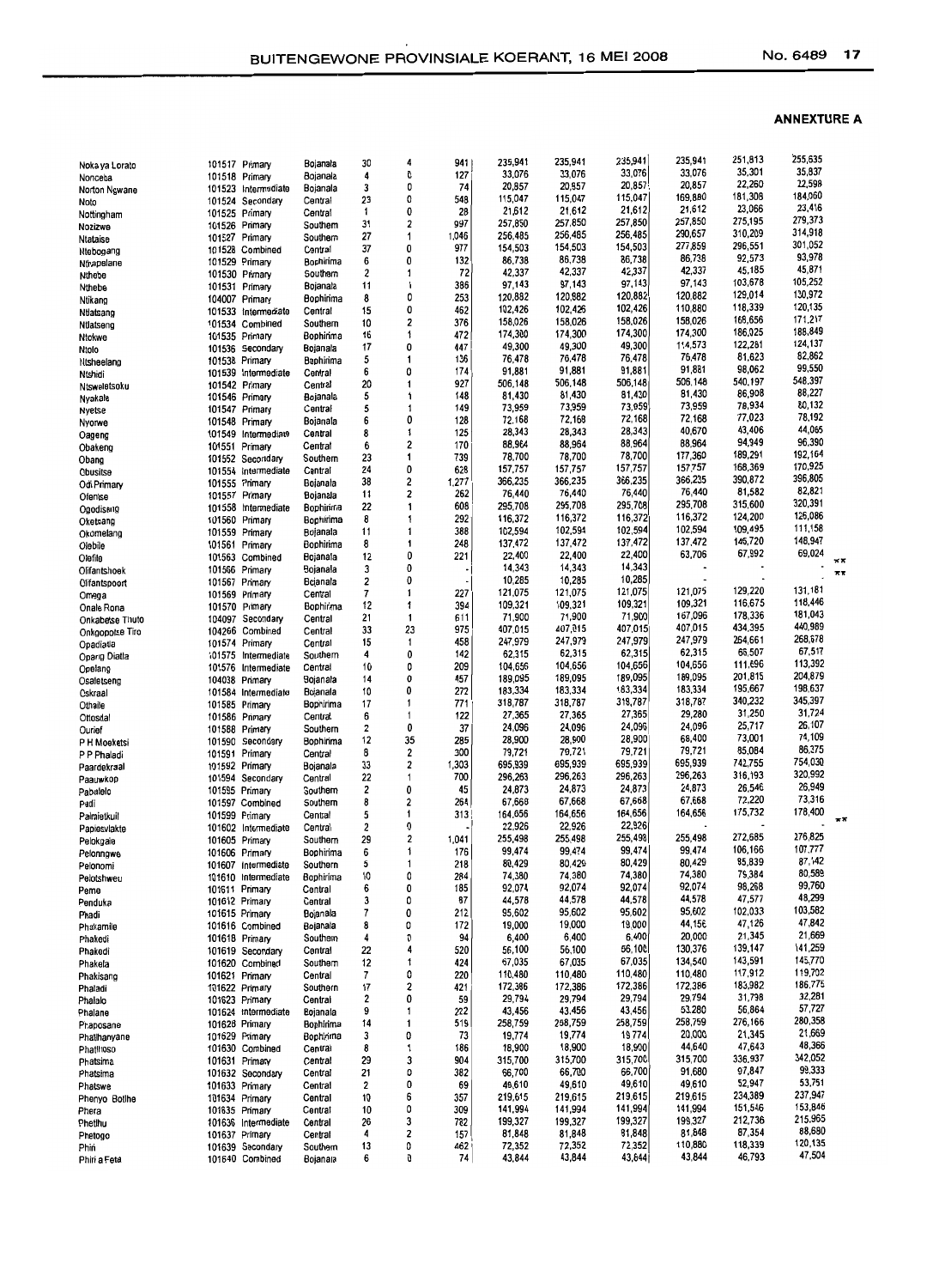**ANNEXTURE A**

| | | | | | | | | | | | | | |
|---|---|---|---|---|---|---|---|---|---|---|---|---|---|
| Noka ya Lorato | 101517 | Primary | Bojanala | 30 | 4 | 941 | 235,941 | 235,941 | 235,941 | 235,941 | 251,813 | 255,635 | |
| Nonceba | 101518 | Primary | Bojanala | 4 | 0 | 127 | 33,076 | 33,076 | 33,076 | 33,076 | 35,301 | 35,837 | |
| Norton Ngwane | 101523 | Intermediate | Bojanala | 3 | 0 | 74 | 20,857 | 20,857 | 20,857 | 20,857 | 22,260 | 22,598 | |
| Noto | 101524 | Secondary | Central | 23 | 0 | 548 | 115,047 | 115,047 | 115,047 | 169,880 | 181,308 | 184,060 | |
| Nottingham | 101525 | Primary | Central | 1 | 0 | 28 | 21,612 | 21,612 | 21,612 | 21,612 | 23,066 | 23,416 | |
| Nozizwe | 101526 | Primary | Southern | 31 | 2 | 997 | 257,850 | 257,850 | 257,850 | 257,850 | 275,195 | 279,373 | |
| Ntataise | 101527 | Primary | Southern | 27 | 1 | 1,046 | 256,485 | 256,485 | 256,485 | 290,657 | 310,209 | 314,918 | |
| Ntebogang | 101528 | Combined | Central | 37 | 0 | 977 | 154,503 | 154,503 | 154,503 | 277,859 | 296,551 | 301,052 | |
| Nthapelane | 101529 | Primary | Bophirima | 6 | 0 | 132 | 86,738 | 86,738 | 86,738 | 86,738 | 92,573 | 93,978 | |
| Nthebe | 101530 | Primary | Southern | 2 | 1 | 72 | 42,337 | 42,337 | 42,337 | 42,337 | 45,185 | 45,871 | |
| Nthebe | 101531 | Primary | Bojanala | 11 | 1 | 386 | 97,143 | 97,143 | 97,143 | 97,143 | 103,678 | 105,252 | |
| Ntikang | 104007 | Primary | Bophirima | 8 | 0 | 253 | 120,882 | 120,882 | 120,882 | 120,882 | 129,014 | 130,972 | |
| Ntlatseng | 101533 | Intermediate | Central | 15 | 0 | 462 | 102,426 | 102,426 | 102,426 | 110,880 | 118,339 | 120,135 | |
| Ntlatseng | 101534 | Combined | Southern | 10 | 2 | 376 | 158,026 | 158,026 | 158,026 | 158,026 | 168,656 | 171,217 | |
| Ntokwe | 101535 | Primary | Bophirima | 16 | 1 | 472 | 174,300 | 174,300 | 174,300 | 174,300 | 186,025 | 188,849 | |
| Ntolo | 101536 | Secondary | Bojanala | 17 | 0 | 447 | 49,300 | 49,300 | 49,300 | 114,573 | 122,281 | 124,137 | |
| Ntsheelang | 101538 | Primary | Bophirima | 5 | 1 | 136 | 76,478 | 76,478 | 76,478 | 76,478 | 81,623 | 82,862 | |
| Ntshidi | 101539 | Intermediate | Central | 6 | 0 | 174 | 91,881 | 91,881 | 91,881 | 91,881 | 98,062 | 99,550 | |
| Ntsweletsoku | 101542 | Primary | Central | 20 | 1 | 927 | 506,148 | 506,148 | 506,148 | 506,148 | 540,197 | 548,397 | |
| Nyakale | 101546 | Primary | Bojanala | 5 | 1 | 148 | 81,430 | 81,430 | 81,430 | 81,430 | 86,908 | 88,227 | |
| Nyetse | 101547 | Primary | Central | 5 | 1 | 149 | 73,959 | 73,959 | 73,959 | 73,959 | 78,934 | 80,132 | |
| Nyorwe | 101548 | Primary | Bojanala | 6 | 0 | 128 | 72,168 | 72,168 | 72,168 | 72,168 | 77,023 | 78,192 | |
| Oageng | 101549 | Intermediate | Central | 8 | 1 | 125 | 28,343 | 28,343 | 28,343 | 40,670 | 43,406 | 44,065 | |
| Obakeng | 101551 | Primary | Central | 6 | 2 | 170 | 88,964 | 88,964 | 88,964 | 88,964 | 94,949 | 96,390 | |
| Obang | 101552 | Secondary | Southern | 23 | 1 | 739 | 78,700 | 78,700 | 78,700 | 177,360 | 189,291 | 192,164 | |
| Obusitse | 101554 | Intermediate | Central | 24 | 0 | 628 | 157,757 | 157,757 | 157,757 | 157,757 | 168,369 | 170,925 | |
| Odi Primary | 101555 | Primary | Bojanala | 38 | 2 | 1,277 | 366,235 | 366,235 | 366,235 | 366,235 | 390,872 | 396,805 | |
| Olenise | 101557 | Primary | Bojanala | 11 | 2 | 262 | 76,440 | 76,440 | 76,440 | 76,440 | 81,582 | 82,821 | |
| Ogodiseng | 101558 | Intermediate | Bophirima | 22 | 1 | 608 | 295,708 | 295,708 | 295,708 | 295,708 | 315,600 | 320,391 | |
| Oketsang | 101560 | Primary | Bophirima | 8 | 1 | 292 | 116,372 | 116,372 | 116,372 | 116,372 | 124,200 | 126,086 | |
| Okomelang | 101559 | Primary | Bojanala | 11 | 1 | 388 | 102,594 | 102,594 | 102,594 | 102,594 | 109,495 | 111,158 | |
| Olebile | 101561 | Primary | Bophirima | 8 | 1 | 248 | 137,472 | 137,472 | 137,472 | 137,472 | 146,720 | 148,947 | |
| Olefile | 101563 | Combined | Bojanala | 12 | 0 | 221 | 22,400 | 22,400 | 22,400 | 63,706 | 67,992 | 69,024 | |
| Olifantshoek | 101566 | Primary | Bojanala | 3 | 0 | - | 14,343 | 14,343 | 14,343 | - | - | - | ** |
| Olifantspoort | 101567 | Primary | Bojanala | 2 | 0 | - | 10,285 | 10,285 | 10,285 | - | - | - | ** |
| Omega | 101569 | Primary | Central | 7 | 1 | 227 | 121,075 | 121,075 | 121,075 | 121,075 | 129,220 | 131,181 | |
| Onale Rona | 101570 | Primary | Bophirima | 12 | 1 | 394 | 109,321 | 109,321 | 109,321 | 109,321 | 116,675 | 118,446 | |
| Onkabetse Thuto | 104097 | Secondary | Central | 21 | 1 | 611 | 71,900 | 71,900 | 71,900 | 167,096 | 178,336 | 181,043 | |
| Onkgopotse Tiro | 104266 | Combined | Central | 33 | 23 | 975 | 407,015 | 407,015 | 407,015 | 407,015 | 434,395 | 440,989 | |
| Opadiatla | 101574 | Primary | Central | 15 | 1 | 458 | 247,979 | 247,979 | 247,979 | 247,979 | 264,661 | 268,678 | |
| Opang Diatla | 101575 | Intermediate | Southern | 4 | 0 | 142 | 62,315 | 62,315 | 62,315 | 62,315 | 66,507 | 67,517 | |
| Opelang | 101576 | Intermediate | Central | 10 | 0 | 209 | 104,656 | 104,656 | 104,656 | 104,656 | 111,696 | 113,392 | |
| Osaletseng | 104038 | Primary | Bojanala | 14 | 0 | 457 | 189,095 | 189,095 | 189,095 | 189,095 | 201,815 | 204,879 | |
| Oskraal | 101584 | Intermediate | Bojanala | 10 | 0 | 272 | 183,334 | 183,334 | 183,334 | 183,334 | 195,667 | 198,637 | |
| Othaile | 101585 | Primary | Bophirima | 17 | 1 | 771 | 318,787 | 318,787 | 318,787 | 318,787 | 340,232 | 345,397 | |
| Ottosdal | 101586 | Primary | Central | 6 | 1 | 122 | 27,365 | 27,365 | 27,365 | 29,280 | 31,250 | 31,724 | |
| Ourief | 101588 | Primary | Southern | 2 | 0 | 37 | 24,096 | 24,096 | 24,096 | 24,096 | 25,717 | 26,107 | |
| P H Moeketsi | 101590 | Secondary | Bophirima | 12 | 35 | 285 | 28,900 | 28,900 | 28,900 | 68,400 | 73,001 | 74,109 | |
| P P Phaladi | 101591 | Primary | Central | 8 | 2 | 300 | 79,721 | 79,721 | 79,721 | 79,721 | 85,084 | 86,375 | |
| Paardekraal | 101592 | Primary | Bojanala | 33 | 2 | 1,303 | 695,939 | 695,939 | 695,939 | 695,939 | 742,755 | 754,030 | |
| Paauwkop | 101594 | Secondary | Central | 22 | 1 | 700 | 296,263 | 296,263 | 296,263 | 296,263 | 316,193 | 320,992 | |
| Pabalelo | 101595 | Primary | Southern | 2 | 0 | 45 | 24,873 | 24,873 | 24,873 | 24,873 | 26,546 | 26,949 | |
| Padi | 101597 | Combined | Southern | 8 | 2 | 264 | 67,668 | 67,668 | 67,668 | 67,668 | 72,220 | 73,316 | |
| Palmietkuil | 101599 | Primary | Central | 5 | 1 | 313 | 164,656 | 164,656 | 164,656 | 164,656 | 175,732 | 178,400 | |
| Palesvlakte | 101602 | Intermediate | Central | 2 | 0 | - | 22,926 | 22,926 | 22,926 | - | - | - | ** |
| Pelokgale | 101605 | Primary | Southern | 29 | 2 | 1,041 | 255,498 | 255,498 | 255,498 | 255,498 | 272,685 | 276,825 | |
| Pelonngwe | 101606 | Primary | Bophirima | 6 | 1 | 176 | 99,474 | 99,474 | 99,474 | 99,474 | 106,166 | 107,777 | |
| Pelonomi | 101607 | Intermediate | Southern | 5 | 1 | 218 | 80,429 | 80,429 | 80,429 | 80,429 | 85,839 | 87,142 | |
| Pelotshweu | 101610 | Intermediate | Bophirima | 10 | 0 | 284 | 74,380 | 74,380 | 74,380 | 74,380 | 79,384 | 80,589 | |
| Pemo | 101611 | Primary | Central | 6 | 0 | 185 | 92,074 | 92,074 | 92,074 | 92,074 | 98,268 | 99,760 | |
| Penduka | 101612 | Primary | Central | 3 | 0 | 87 | 44,578 | 44,578 | 44,578 | 44,578 | 47,577 | 48,299 | |
| Phadi | 101615 | Primary | Bojanala | 7 | 0 | 212 | 95,602 | 95,602 | 95,602 | 95,602 | 102,033 | 103,582 | |
| Phakamile | 101616 | Combined | Bojanala | 8 | 0 | 172 | 19,000 | 19,000 | 19,000 | 44,156 | 47,126 | 47,842 | |
| Phakedi | 101618 | Primary | Southern | 4 | 0 | 94 | 6,400 | 6,400 | 6,400 | 20,000 | 21,345 | 21,669 | |
| Phakedi | 101619 | Secondary | Central | 22 | 4 | 520 | 56,100 | 56,100 | 56,100 | 130,376 | 139,147 | 141,259 | |
| Phakela | 101620 | Combined | Southern | 12 | 1 | 424 | 67,035 | 67,035 | 67,035 | 134,540 | 143,591 | 145,770 | |
| Phakisang | 101621 | Primary | Central | 7 | 0 | 220 | 110,480 | 110,480 | 110,480 | 110,480 | 117,912 | 119,702 | |
| Phaladi | 101622 | Primary | Southern | 17 | 2 | 421 | 172,386 | 172,386 | 172,386 | 172,386 | 183,982 | 186,775 | |
| Phalalo | 101623 | Primary | Central | 2 | 0 | 59 | 29,794 | 29,794 | 29,794 | 29,794 | 31,798 | 32,281 | |
| Phalane | 101624 | Intermediate | Bojanala | 9 | 1 | 222 | 43,456 | 43,456 | 43,456 | 53,280 | 56,864 | 57,727 | |
| Phaposane | 101628 | Primary | Bophirima | 14 | 1 | 519 | 258,759 | 258,759 | 258,759 | 258,759 | 276,166 | 280,358 | |
| Phatlhanyane | 101629 | Primary | Bophirima | 3 | 0 | 73 | 19,774 | 19,774 | 19,774 | 20,000 | 21,345 | 21,669 | |
| Phatlhoso | 101630 | Combined | Central | 8 | 1 | 186 | 18,900 | 18,900 | 18,900 | 44,640 | 47,643 | 48,366 | |
| Phatsima | 101631 | Primary | Central | 29 | 3 | 904 | 315,700 | 315,700 | 315,700 | 315,700 | 336,937 | 342,052 | |
| Phatsima | 101632 | Secondary | Central | 21 | 0 | 382 | 66,700 | 66,700 | 66,700 | 91,680 | 97,847 | 99,333 | |
| Phatswe | 101633 | Primary | Central | 2 | 0 | 69 | 49,610 | 49,610 | 49,610 | 49,610 | 52,947 | 53,751 | |
| Phenyo Botlhe | 101634 | Primary | Central | 10 | 6 | 357 | 219,615 | 219,615 | 219,615 | 219,615 | 234,389 | 237,947 | |
| Phera | 101635 | Primary | Central | 10 | 0 | 309 | 141,994 | 141,994 | 141,994 | 141,994 | 151,546 | 153,846 | |
| Phetlhu | 101636 | Intermediate | Central | 26 | 3 | 782 | 199,327 | 199,327 | 199,327 | 199,327 | 212,736 | 215,965 | |
| Phetogo | 101637 | Primary | Central | 4 | 2 | 157 | 81,848 | 81,848 | 81,848 | 81,848 | 87,354 | 88,680 | |
| Phiri | 101639 | Secondary | Southern | 13 | 0 | 462 | 72,352 | 72,352 | 72,352 | 110,880 | 118,339 | 120,135 | |
| Phiri a Fela | 101640 | Combined | Bojanala | 6 | 0 | 74 | 43,844 | 43,844 | 43,844 | 43,844 | 46,793 | 47,504 | |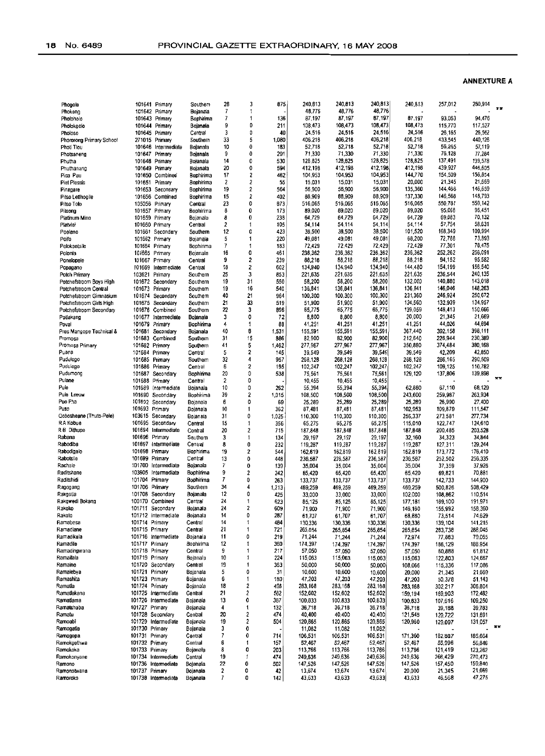**ANNEXTURE A**

| | | | | | | | | | | | | | |
|---|---|---|---|---|---|---|---|---|---|---|---|---|---|
| Phogole | 101641 | Primary | Southern | 28 | 3 | 875 | 240,813 | 240,813 | 240,813 | 240,813 | 257,012 | 260,914 | |
| Phokeng | 101642 | Primary | Bojanala | 7 | 1 | - | 48,776 | 48,776 | 48,776 | - | - | - | ** |
| Pholohōlo | 101643 | Primary | Bophirima | 7 | 1 | 136 | 87,197 | 87,197 | 87,197 | 87,197 | 93,063 | 94,476 | |
| Pholokgolo | 101644 | Primary | Bojanala | 9 | 0 | 211 | 108,473 | 108,473 | 108,473 | 108,473 | 115,770 | 117,527 | |
| Pholoso | 101645 | Primary | Central | 3 | 0 | 40 | 24,516 | 24,516 | 24,516 | 24,516 | 26,165 | 26,562 | |
| Phororong Primary School | 271015 | Primary | Southern | 33 | 5 | 1,080 | 406,218 | 406,218 | 406,218 | 406,218 | 433,545 | 440,126 | |
| Phuti Tlou | 101646 | Intermediate | Bojanala | 10 | 0 | 183 | 52,718 | 52,718 | 52,718 | 52,718 | 56,265 | 57,119 | |
| Photsaneng | 101647 | Primary | Bojanala | 9 | 0 | 291 | 71,330 | 71,330 | 71,330 | 71,330 | 76,128 | 77,284 | |
| Phutha | 101648 | Primary | Bojanala | 14 | 0 | 530 | 128,825 | 128,825 | 128,825 | 128,825 | 137,491 | 139,578 | |
| Phuthanang | 101649 | Primary | Bojanala | 20 | 0 | 594 | 412,198 | 412,198 | 412,198 | 412,198 | 439,927 | 446,605 | |
| Pica Pau | 101650 | Combined | Bophirima | 17 | 2 | 462 | 104,953 | 104,953 | 104,953 | 144,770 | 154,509 | 156,854 | |
| Piet Plessis | 101651 | Primary | Bophirima | 2 | 2 | 55 | 15,031 | 15,031 | 15,031 | 20,000 | 21,345 | 21,669 | |
| Pinagare | 101653 | Secondary | Bophirima | 19 | 2 | 564 | 56,900 | 56,900 | 56,900 | 135,360 | 144,466 | 146,659 | |
| Pitso Letlhogile | 101656 | Combined | Bophirima | 15 | 2 | 402 | 88,909 | 88,909 | 88,909 | 137,330 | 146,568 | 148,793 | |
| Pitso Tolo | 105056 | Primary | Central | 23 | 0 | 873 | 516,065 | 516,065 | 516,065 | 516,065 | 550,781 | 559,142 | |
| Pitsong | 101657 | Primary | Bophirima | 8 | 0 | 173 | 89,020 | 89,020 | 89,020 | 89,020 | 95,008 | 96,451 | |
| Platinum Mine | 101659 | Primary | Bojanala | 8 | 0 | 238 | 64,729 | 64,729 | 64,729 | 64,729 | 69,083 | 70,132 | |
| Platvlei | 101660 | Primary | Central | 2 | 1 | 105 | 54,114 | 54,114 | 54,114 | 54,114 | 57,754 | 58,631 | |
| Poeleno | 101661 | Secondary | Southern | 12 | 0 | 423 | 38,500 | 38,500 | 38,500 | 101,520 | 108,349 | 109,994 | |
| Poifo | 101662 | Primary | Bojanala | 5 | 1 | 220 | 49,081 | 49,081 | 49,081 | 68,200 | 72,788 | 73,893 | |
| Polokoetsile | 101664 | Primary | Bophirima | 7 | 1 | 183 | 72,429 | 72,429 | 72,429 | 72,429 | 77,301 | 78,475 | |
| Polonia | 101665 | Primary | Bojanala | 16 | 0 | 461 | 236,362 | 236,362 | 236,362 | 236,362 | 252,262 | 256,091 | |
| Ponelopele | 101667 | Primary | Central | 9 | 2 | 239 | 88,218 | 88,218 | 88,218 | 88,218 | 94,152 | 95,582 | |
| Popagano | 101669 | Intermediate | Central | 18 | 2 | 602 | 134,940 | 134,940 | 134,940 | 144,480 | 154,199 | 156,540 | |
| Potch Primary | 103621 | Primary | Southern | 25 | 3 | 853 | 221,635 | 221,635 | 221,635 | 221,635 | 236,544 | 240,135 | |
| Potchefstroom Boys High | 101672 | Secondary | Southern | 19 | 31 | 550 | 58,200 | 58,200 | 58,200 | 132,000 | 140,880 | 143,018 | |
| Potchefstroom Central | 101673 | Primary | Southern | 19 | 16 | 540 | 136,841 | 136,841 | 136,841 | 136,841 | 146,046 | 148,263 | |
| Potchefstroom Gimnasium | 101674 | Secondary | Southern | 40 | 21 | 964 | 100,300 | 100,300 | 100,300 | 231,360 | 246,924 | 250,672 | |
| Potchefstroom Girls High | 101675 | Secondary | Southern | 21 | 33 | 519 | 51,900 | 51,900 | 51,900 | 124,560 | 132,939 | 134,957 | |
| Potchefstroom Secondary | 101676 | Combined | Southern | 22 | 3 | 896 | 65,775 | 65,775 | 65,775 | 139,059 | 148,413 | 150,666 | |
| Potlakang | 101677 | Intermediate | Bojanala | 3 | 0 | 72 | 8,800 | 8,800 | 8,800 | 20,000 | 21,345 | 21,669 | |
| Poval | 101679 | Primary | Bophirima | 4 | 1 | 88 | 41,251 | 41,251 | 41,251 | 41,251 | 44,026 | 44,694 | |
| Pres Mangope Technical & | 101681 | Secondary | Bojanala | 40 | 8 | 1,531 | 155,591 | 155,591 | 155,591 | 367,440 | 392,158 | 398,111 | |
| Promosa | 101683 | Combined | Southern | 31 | 15 | 886 | 82,900 | 82,900 | 82,900 | 212,640 | 226,944 | 230,389 | |
| Promosa Primary | 101682 | Primary | Southern | 41 | 5 | 1,462 | 277,967 | 277,967 | 277,967 | 350,880 | 374,484 | 380,168 | |
| Puana | 101684 | Primary | Central | 5 | 2 | 145 | 39,549 | 39,549 | 39,549 | 39,549 | 42,209 | 42,850 | |
| Pudulogo | 101685 | Primary | Southern | 32 | 4 | 957 | 268,128 | 268,128 | 268,128 | 268,128 | 286,165 | 290,509 | |
| Pudulogo | 101686 | Primary | Central | 6 | 2 | 195 | 102,247 | 102,247 | 102,247 | 102,247 | 109,125 | 110,782 | |
| Pudumong | 101687 | Secondary | Bophirima | 20 | 0 | 538 | 75,561 | 75,561 | 75,561 | 129,120 | 137,806 | 139,898 | |
| Pulane | 101688 | Primary | Central | 2 | 0 | - | 10,455 | 10,455 | 10,455 | - | - | - | ** |
| Pule | 101689 | Intermediate | Bojanala | 10 | 0 | 262 | 55,394 | 55,394 | 55,394 | 62,880 | 67,110 | 68,129 | |
| Pule Leeuw | 101690 | Secondary | Bophirima | 39 | 2 | 1,015 | 108,500 | 108,500 | 108,500 | 243,600 | 259,987 | 263,934 | |
| Puo Pha | 101692 | Secondary | Bojanala | 6 | 0 | 69 | 25,289 | 25,289 | 25,289 | 25,289 | 26,990 | 27,400 | |
| Puso | 101693 | Primary | Bojanala | 10 | 1 | 362 | 87,481 | 87,481 | 87,481 | 102,953 | 109,879 | 111,547 | |
| Qoboshéane (Thuto-Pele) | 103615 | Secondary | Bojanala | 31 | 0 | 1,025 | 110,300 | 110,300 | 110,300 | 256,337 | 273,581 | 277,734 | |
| R A Kobue | 101695 | Secondary | Central | 15 | 1 | 356 | 65,275 | 65,275 | 65,275 | 115,010 | 122,747 | 124,610 | |
| R B Dithupe | 101694 | Intermediate | Central | 20 | 2 | 715 | 187,848 | 187,848 | 187,848 | 187,848 | 200,485 | 203,528 | |
| Rabana | 101696 | Primary | Southern | 3 | 1 | 134 | 29,197 | 29,197 | 29,197 | 32,160 | 34,323 | 34,844 | |
| Rabodiba | 101697 | Intermediate | Central | 8 | 0 | 232 | 119,287 | 119,287 | 119,287 | 119,287 | 127,311 | 129,244 | |
| Rabodigelo | 101698 | Primary | Bophirima | 19 | 2 | 544 | 162,819 | 162,819 | 162,819 | 162,819 | 173,772 | 176,410 | |
| Rabotsile | 101699 | Primary | Central | 13 | 0 | 448 | 236,587 | 236,587 | 236,587 | 236,587 | 252,502 | 256,335 | |
| Rachele | 101700 | Intermediate | Bojanala | 7 | 0 | 139 | 35,004 | 35,004 | 35,004 | 35,004 | 37,359 | 37,926 | |
| Raditshane | 103605 | Intermediate | Bophirima | 9 | 2 | 242 | 65,420 | 65,420 | 65,420 | 65,420 | 69,821 | 70,881 | |
| Raditshidi | 101704 | Primary | Bophirima | 7 | 0 | 263 | 133,737 | 133,737 | 133,737 | 133,737 | 142,733 | 144,900 | |
| Ragogang | 101706 | Primary | Southern | 34 | 4 | 1,213 | 469,259 | 469,259 | 469,259 | 469,259 | 500,826 | 508,429 | |
| Rakgatla | 101708 | Secondary | Bojanala | 12 | 0 | 425 | 33,000 | 33,000 | 33,000 | 102,000 | 108,862 | 110,514 | |
| Rakgwedi Bokang | 100170 | Combined | Central | 24 | 1 | 623 | 85,125 | 85,125 | 85,125 | 177,181 | 189,100 | 191,971 | |
| Rakoko | 101711 | Secondary | Bojanala | 24 | 2 | 609 | 71,900 | 71,900 | 71,900 | 146,160 | 155,992 | 158,360 | |
| Rakoto | 101712 | Intermediate | Bojanala | 14 | 0 | 287 | 61,707 | 61,707 | 61,707 | 68,880 | 73,514 | 74,629 | |
| Ramabesa | 101714 | Primary | Central | 14 | 1 | 484 | 130,336 | 130,336 | 130,336 | 130,336 | 139,104 | 141,215 | |
| Ramadiane | 101715 | Primary | Central | 21 | 1 | 721 | 265,854 | 265,854 | 265,854 | 265,854 | 283,738 | 288,045 | |
| Ramadikela | 101716 | Intermediate | Bojanala | 11 | 0 | 219 | 71,244 | 71,244 | 71,244 | 72,974 | 77,883 | 79,065 | |
| Ramadile | 101717 | Primary | Bophirima | 12 | 1 | 360 | 174,397 | 174,397 | 174,397 | 174,397 | 186,129 | 188,954 | |
| Ramadingwana | 101718 | Primary | Central | 9 | 1 | 217 | 57,050 | 57,050 | 57,050 | 57,050 | 60,888 | 61,812 | |
| Ramafalo | 101719 | Primary | Bojanala | 10 | 1 | 224 | 115,063 | 115,063 | 115,063 | 115,063 | 122,803 | 124,667 | |
| Ramaine | 101720 | Secondary | Central | 19 | 1 | 363 | 50,000 | 50,000 | 50,000 | 108,066 | 115,336 | 117,086 | |
| Ramalebya | 101721 | Primary | Bojanala | 5 | 0 | 31 | 10,600 | 10,600 | 10,600 | 20,000 | 21,345 | 21,669 | |
| Ramashita | 101723 | Primary | Bojanala | 6 | 1 | 180 | 47,203 | 47,203 | 47,203 | 47,203 | 50,378 | 51,143 | |
| Ramatla | 101724 | Primary | Bojanala | 18 | 2 | 498 | 283,168 | 283,168 | 283,168 | 283,168 | 302,217 | 306,804 | |
| Ramatlakana | 101725 | Intermediate | Central | 21 | 2 | 582 | 152,602 | 152,602 | 152,602 | 159,194 | 169,903 | 172,482 | |
| Ramatlama | 101726 | Intermediate | Bojanala | 13 | 0 | 387 | 100,833 | 100,833 | 100,833 | 100,833 | 107,616 | 109,250 | |
| Ramatshaba | 101727 | Primary | Bojanala | 4 | 1 | 132 | 36,718 | 36,718 | 36,718 | 36,718 | 39,188 | 39,783 | |
| Ramatu | 101728 | Secondary | Central | 20 | 2 | 474 | 40,400 | 40,400 | 40,400 | 121,545 | 129,722 | 131,691 | |
| Ramoabi | 101729 | Intermediate | Bojanala | 19 | 2 | 504 | 120,865 | 120,865 | 120,865 | 120,960 | 129,097 | 131,057 | |
| Ramogatla | 101730 | Primary | Bojanala | 3 | 0 | - | 11,082 | 11,082 | 11,082 | - | - | - | ** |
| Ramogopa | 101731 | Primary | Central | 7 | 0 | 714 | 106,531 | 106,531 | 106,531 | 171,360 | 182,887 | 185,664 | |
| Ramokgethwa | 101732 | Primary | Central | 6 | 1 | 157 | 52,467 | 52,467 | 52,467 | 52,467 | 55,996 | 56,846 | |
| Ramokoka | 101733 | Primary | Bojanala | 8 | 0 | 203 | 113,766 | 113,766 | 113,766 | 113,766 | 121,419 | 123,262 | |
| Ramokonyane | 101734 | Intermediate | Central | 19 | 1 | 474 | 249,636 | 249,636 | 249,636 | 249,636 | 266,429 | 270,473 | |
| Ramono | 101736 | Intermediate | Bojanala | 22 | 0 | 502 | 147,526 | 147,526 | 147,526 | 147,526 | 157,450 | 159,840 | |
| Ramonotwana | 101737 | Primary | Bojanala | 2 | 0 | 42 | 13,674 | 13,674 | 13,674 | 20,000 | 21,345 | 21,669 | |
| Ramoroko | 101738 | Intermediate | Bojanala | 7 | 0 | 142 | 43,633 | 43,633 | 43,633 | 43,633 | 46,568 | 47,275 | |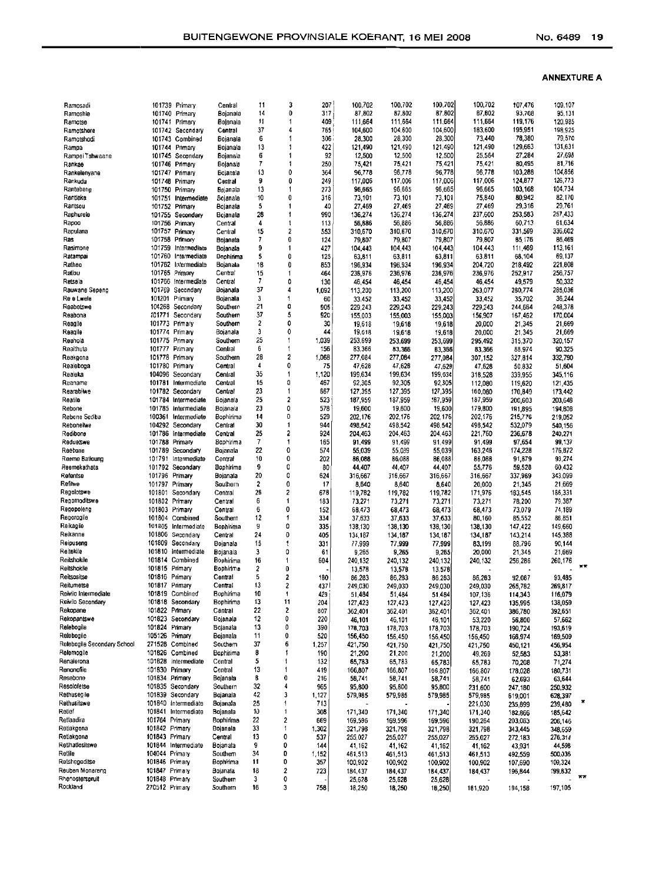**ANNEXTURE A**

| | | | | | | | | | | | | | |
|---|---|---|---|---|---|---|---|---|---|---|---|---|---|
| Ramosadi | 101739 | Primary | Central | 11 | 3 | 207 | 100,702 | 100,702 | 100,702 | 100,702 | 107,476 | 109,107 | |
| Ramoshie | 101740 | Primary | Bojanala | 14 | 0 | 317 | 87,802 | 87,802 | 87,802 | 87,802 | 93,708 | 95,131 | |
| Ramotse | 101741 | Primary | Bojanala | 11 | 1 | 409 | 111,664 | 111,664 | 111,664 | 111,664 | 119,176 | 120,985 | |
| Ramotshere | 101742 | Secondary | Central | 37 | 4 | 765 | 104,600 | 104,600 | 104,600 | 183,600 | 195,951 | 198,925 | |
| Ramotshodi | 101743 | Combined | Bojanala | 6 | 1 | 306 | 28,300 | 28,300 | 28,300 | 73,440 | 78,380 | 79,570 | |
| Rampa | 101744 | Primary | Bojanala | 13 | 1 | 422 | 121,490 | 121,490 | 121,490 | 121,490 | 129,663 | 131,631 | |
| Rampei Tshwaane | 101745 | Secondary | Bojanala | 6 | 1 | 92 | 12,500 | 12,500 | 12,500 | 25,564 | 27,284 | 27,698 | |
| Rankae | 101746 | Primary | Bojanala | 7 | 1 | 250 | 75,421 | 75,421 | 75,421 | 75,421 | 80,495 | 81,716 | |
| Rankelenyane | 101747 | Primary | Bojanala | 13 | 0 | 364 | 96,778 | 96,778 | 96,778 | 96,778 | 103,288 | 104,856 | |
| Rankudu | 101748 | Primary | Central | 9 | 0 | 249 | 117,006 | 117,006 | 117,006 | 117,006 | 124,877 | 126,773 | |
| Rantabeng | 101750 | Primary | Bojanala | 13 | 1 | 273 | 96,665 | 96,665 | 96,665 | 96,665 | 103,168 | 104,734 | |
| Rantleka | 101751 | Intermediate | Bojanala | 10 | 0 | 316 | 73,101 | 73,101 | 73,101 | 75,840 | 80,942 | 82,170 | |
| Rantsou | 101752 | Primary | Bojanala | 5 | 1 | 40 | 27,469 | 27,469 | 27,469 | 27,469 | 29,316 | 29,761 | |
| Raphurele | 101755 | Secondary | Bojanala | 28 | 1 | 990 | 136,274 | 136,274 | 136,274 | 237,600 | 253,583 | 257,433 | |
| Rapoo | 101756 | Primary | Central | 4 | 1 | 113 | 56,886 | 56,886 | 56,886 | 56,886 | 60,713 | 61,634 | |
| Rapulana | 101757 | Primary | Central | 15 | 2 | 553 | 310,670 | 310,670 | 310,670 | 310,670 | 331,569 | 336,602 | |
| Ras | 101758 | Primary | Bojanala | 7 | 0 | 124 | 79,807 | 79,807 | 79,807 | 79,807 | 85,176 | 86,469 | |
| Rasimone | 101759 | Intermediate | Bojanala | 9 | 1 | 427 | 104,443 | 104,443 | 104,443 | 104,443 | 111,469 | 113,161 | |
| Ratampai | 101760 | Intermediate | Bophirima | 5 | 0 | 125 | 63,811 | 63,811 | 63,811 | 63,811 | 68,104 | 69,137 | |
| Ratheo | 101762 | Intermediate | Bojanala | 18 | 0 | 853 | 196,934 | 196,934 | 196,934 | 204,720 | 218,492 | 221,808 | |
| Ratlou | 101765 | Primary | Central | 15 | 1 | 464 | 236,976 | 236,976 | 236,976 | 236,976 | 252,917 | 256,757 | |
| Retsela | 101766 | Intermediate | Central | 7 | 0 | 130 | 46,454 | 46,454 | 46,454 | 46,454 | 49,579 | 50,332 | |
| Rauwane Sepeng | 101769 | Secondary | Bojanala | 37 | 4 | 1,092 | 113,200 | 113,200 | 113,200 | 263,077 | 280,774 | 285,036 | |
| Re e Lwele | 101201 | Primary | Bojanala | 3 | 1 | 60 | 33,452 | 33,452 | 33,452 | 33,452 | 35,702 | 36,244 | |
| Reabetswe | 104268 | Secondary | Southern | 21 | 0 | 905 | 229,243 | 229,243 | 229,243 | 229,243 | 244,664 | 248,378 | |
| Reabona | 101771 | Secondary | Southern | 37 | 5 | 920 | 155,003 | 155,003 | 155,003 | 156,907 | 167,462 | 170,004 | |
| Reagile | 101773 | Primary | Southern | 2 | 0 | 30 | 19,618 | 19,618 | 19,618 | 20,000 | 21,345 | 21,669 | |
| Reagile | 101774 | Primary | Bojanala | 3 | 0 | 44 | 19,618 | 19,618 | 19,618 | 20,000 | 21,345 | 21,669 | |
| Reahola | 101775 | Primary | Southern | 25 | 1 | 1,039 | 253,699 | 253,699 | 253,699 | 295,492 | 315,370 | 320,157 | |
| Reaithuta | 101777 | Primary | Central | 6 | 1 | 156 | 83,366 | 83,366 | 83,366 | 83,366 | 88,974 | 90,325 | |
| Reakgona | 101778 | Primary | Southern | 28 | 2 | 1,068 | 277,084 | 277,084 | 277,084 | 307,152 | 327,814 | 332,790 | |
| Realeboga | 101780 | Primary | Central | 4 | 0 | 75 | 47,628 | 47,628 | 47,628 | 47,628 | 50,832 | 51,604 | |
| Realeka | 104096 | Secondary | Central | 35 | 1 | 1,120 | 199,634 | 199,634 | 199,634 | 318,528 | 339,955 | 345,116 | |
| Reaname | 101781 | Intermediate | Central | 15 | 0 | 467 | 92,305 | 92,305 | 92,305 | 112,080 | 119,620 | 121,435 | |
| Rearabilwe | 101782 | Secondary | Central | 23 | 1 | 667 | 127,395 | 127,395 | 127,395 | 160,080 | 170,849 | 173,442 | |
| Reatile | 101784 | Intermediate | Bojanala | 25 | 2 | 523 | 187,959 | 187,959 | 187,959 | 187,959 | 200,603 | 203,648 | |
| Rebone | 101785 | Intermediate | Bojanala | 23 | 0 | 578 | 19,600 | 19,600 | 19,600 | 179,800 | 191,895 | 194,808 | |
| Rebone Sediba | 100361 | Intermediate | Bophirima | 14 | 0 | 529 | 202,176 | 202,176 | 202,176 | 202,176 | 215,776 | 219,052 | |
| Reboneilwe | 104292 | Secondary | Central | 30 | 1 | 944 | 498,542 | 498,542 | 498,542 | 498,542 | 532,079 | 540,156 | |
| Redibone | 101786 | Intermediate | Central | 25 | 2 | 924 | 204,463 | 204,463 | 204,463 | 221,760 | 236,678 | 240,271 | |
| Reduetswe | 101788 | Primary | Bophirima | 7 | 1 | 165 | 91,499 | 91,499 | 91,499 | 91,499 | 97,654 | 99,137 | |
| Reebone | 101789 | Secondary | Bojanala | 22 | 0 | 574 | 55,039 | 55,039 | 55,039 | 163,246 | 174,228 | 176,872 | |
| Reeme Batloung | 101791 | Intermediate | Central | 10 | 0 | 202 | 86,088 | 86,088 | 86,088 | 86,088 | 91,879 | 93,274 | |
| Reemekatheta | 101792 | Secondary | Bophirima | 9 | 0 | 80 | 44,407 | 44,407 | 44,407 | 55,776 | 59,528 | 60,432 | |
| Refentse | 101796 | Primary | Bojanala | 20 | 0 | 624 | 316,667 | 316,667 | 316,667 | 316,667 | 337,969 | 343,099 | |
| Refilwe | 101797 | Primary | Southern | 2 | 0 | 17 | 8,640 | 8,640 | 8,640 | 20,000 | 21,345 | 21,669 | |
| Regolotswe | 101801 | Secondary | Central | 26 | 2 | 678 | 119,782 | 119,782 | 119,782 | 171,976 | 183,545 | 186,331 | |
| Regomoditswe | 101802 | Primary | Central | 6 | 1 | 183 | 73,271 | 73,271 | 73,271 | 73,271 | 78,200 | 79,387 | |
| Regopoleng | 101803 | Primary | Central | 6 | 0 | 152 | 68,473 | 68,473 | 68,473 | 68,473 | 73,079 | 74,189 | |
| Regorogile | 101804 | Combined | Southern | 12 | 1 | 334 | 37,633 | 37,633 | 37,633 | 80,160 | 85,552 | 86,851 | |
| Reikagile | 101805 | Intermediate | Bophirima | 9 | 0 | 335 | 138,130 | 138,130 | 138,130 | 138,130 | 147,422 | 149,660 | |
| Reikanne | 101806 | Secondary | Central | 24 | 0 | 405 | 134,187 | 134,187 | 134,187 | 134,187 | 143,214 | 145,388 | |
| Reipuseng | 101809 | Secondary | Bojanala | 15 | 1 | 331 | 77,999 | 77,999 | 77,999 | 83,199 | 88,796 | 90,144 | |
| Reitekile | 101810 | Intermediate | Bojanala | 3 | 0 | 61 | 9,265 | 9,265 | 9,265 | 20,000 | 21,345 | 21,669 | |
| Reitshokile | 101814 | Combined | Bophirima | 16 | 1 | 604 | 240,132 | 240,132 | 240,132 | 240,132 | 256,286 | 260,176 | |
| Reitshokile | 101815 | Primary | Bophirima | 2 | 0 | - | 13,578 | 13,578 | 13,578 | - | - | - | ** |
| Reitsositse | 101816 | Primary | Central | 5 | 2 | 180 | 86,283 | 86,283 | 86,283 | 86,283 | 92,087 | 93,485 | |
| Reitumetse | 101817 | Primary | Central | 13 | 2 | 437 | 249,030 | 249,030 | 249,030 | 249,030 | 265,782 | 269,817 | |
| Reivilo Intermediate | 101819 | Combined | Bophirima | 10 | 1 | 429 | 51,484 | 51,484 | 51,484 | 107,136 | 114,343 | 116,079 | |
| Reivilo Secondary | 101818 | Secondary | Bophirima | 13 | 11 | 204 | 127,423 | 127,423 | 127,423 | 127,423 | 135,995 | 138,059 | |
| Rekopane | 101822 | Primary | Central | 22 | 2 | 807 | 362,401 | 362,401 | 362,401 | 362,401 | 386,780 | 392,651 | |
| Rekopantswe | 101823 | Secondary | Bojanala | 12 | 0 | 220 | 46,101 | 46,101 | 46,101 | 53,220 | 56,800 | 57,662 | |
| Relebogile | 101824 | Primary | Bojanala | 13 | 0 | 390 | 178,703 | 178,703 | 178,703 | 178,703 | 190,724 | 193,619 | |
| Relebogile | 105126 | Primary | Bojanala | 11 | 0 | 520 | 156,450 | 156,450 | 156,450 | 156,450 | 166,974 | 169,509 | |
| Relebogile Secondary School | 271528 | Combined | Southern | 37 | 6 | 1,257 | 421,750 | 421,750 | 421,750 | 421,750 | 450,121 | 456,954 | |
| Relemogile | 101826 | Combined | Bophirima | 8 | 1 | 190 | 21,200 | 21,200 | 21,200 | 49,269 | 52,583 | 53,381 | |
| Renalerona | 101828 | Intermediate | Central | 5 | 1 | 132 | 65,783 | 65,783 | 65,783 | 65,783 | 70,208 | 71,274 | |
| Renonofile | 101830 | Primary | Central | 13 | 1 | 419 | 166,807 | 166,807 | 166,807 | 166,807 | 178,028 | 180,731 | |
| Resebone | 101834 | Primary | Bojanala | 8 | 0 | 216 | 58,741 | 58,741 | 58,741 | 58,741 | 62,693 | 63,644 | |
| Resolofetse | 101835 | Secondary | Southern | 32 | 4 | 965 | 95,800 | 95,800 | 95,800 | 231,600 | 247,180 | 250,932 | |
| Rethusegile | 101839 | Secondary | Bojanala | 42 | 3 | 1,127 | 579,985 | 579,985 | 579,985 | 579,985 | 619,001 | 628,397 | |
| Rethusitswe | 101840 | Intermediate | Bojanala | 25 | 1 | 713 | - | - | - | 221,030 | 235,899 | 239,480 | * |
| Retief | 101841 | Intermediate | Bojanala | 10 | 1 | 308 | 171,340 | 171,340 | 171,340 | 171,340 | 182,866 | 185,642 | |
| Retlaadira | 101764 | Primary | Bophirima | 22 | 2 | 669 | 169,596 | 169,596 | 169,596 | 190,264 | 203,063 | 206,146 | |
| Retlakgona | 101842 | Primary | Bojanala | 33 | 1 | 1,302 | 321,798 | 321,798 | 321,798 | 321,798 | 343,445 | 348,659 | |
| Retlakgona | 101843 | Primary | Central | 13 | 0 | 537 | 255,027 | 255,027 | 255,027 | 255,027 | 272,183 | 276,314 | |
| Retlhatlositswe | 101844 | Intermediate | Bojanala | 9 | 0 | 144 | 41,162 | 41,162 | 41,162 | 41,162 | 43,931 | 44,598 | |
| Retlile | 104044 | Primary | Southern | 34 | 0 | 1,152 | 461,513 | 461,513 | 461,513 | 461,513 | 492,559 | 500,036 | |
| Retshegofitse | 101846 | Primary | Bophirima | 11 | 0 | 357 | 100,902 | 100,902 | 100,902 | 100,902 | 107,690 | 109,324 | |
| Reuben Monareng | 101847 | Primary | Bojanala | 18 | 2 | 723 | 184,437 | 184,437 | 184,437 | 184,437 | 196,844 | 199,832 | |
| Rhenosterspruit | 101848 | Primary | Southern | 3 | 0 | - | 25,628 | 25,628 | 25,628 | - | - | - | ** |
| Rockland | 270512 | Primary | Southern | 16 | 3 | 758 | 18,250 | 18,250 | 18,250 | 181,920 | 194,158 | 197,105 | |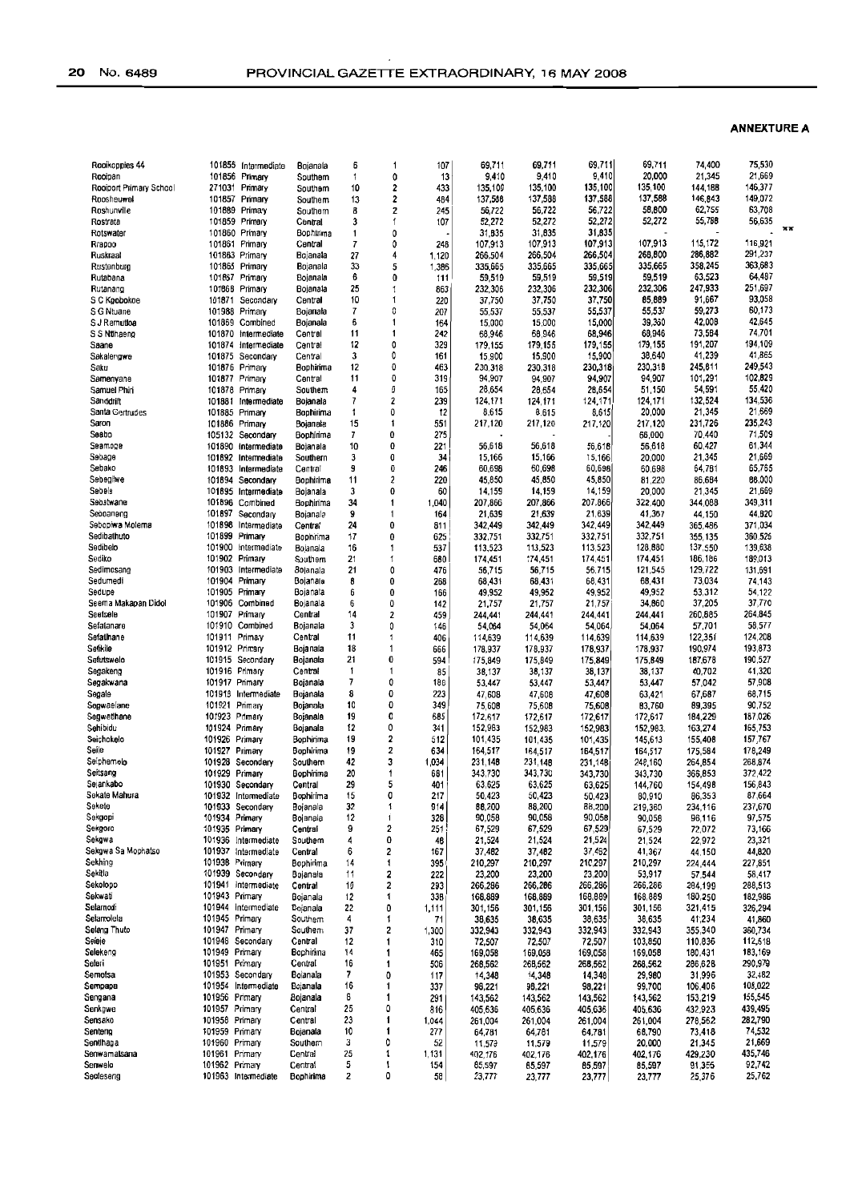**ANNEXTURE A**

| | | | | | | | | | | | | | |
|---|---|---|---|---|---|---|---|---|---|---|---|---|---|
| Rooikoppies 44 | 101855 | Intermediate | Bojanala | 6 | 1 | 107 | 69,711 | 69,711 | 69,711 | 69,711 | 74,400 | 75,530 | |
| Rooipan | 101856 | Primary | Southern | 1 | 0 | 13 | 9,410 | 9,410 | 9,410 | 20,000 | 21,345 | 21,669 | |
| Rooipoort Primary School | 271031 | Primary | Southern | 10 | 2 | 433 | 135,100 | 135,100 | 135,100 | 135,100 | 144,188 | 146,377 | |
| Roosheuwel | 101857 | Primary | Southern | 13 | 2 | 484 | 137,588 | 137,588 | 137,588 | 137,588 | 146,843 | 149,072 | |
| Roshunville | 101889 | Primary | Southern | 8 | 2 | 245 | 56,722 | 56,722 | 56,722 | 58,800 | 62,755 | 63,708 | |
| Rostrata | 101859 | Primary | Central | 3 | 1 | 107 | 52,272 | 52,272 | 52,272 | 52,272 | 55,788 | 56,635 | |
| Rotswater | 101860 | Primary | Bophirima | 1 | 0 | - | 31,835 | 31,835 | 31,835 | - | - | - | ** |
| Rrapoo | 101861 | Primary | Central | 7 | 0 | 248 | 107,913 | 107,913 | 107,913 | 107,913 | 115,172 | 116,921 | |
| Ruskraal | 101863 | Primary | Bojanala | 27 | 4 | 1,120 | 266,504 | 266,504 | 266,504 | 268,800 | 286,882 | 291,237 | |
| Rustenburg | 101865 | Primary | Bojanala | 33 | 5 | 1,386 | 335,665 | 335,665 | 335,665 | 335,665 | 358,245 | 363,683 | |
| Rutabana | 101867 | Primary | Bojanala | 6 | 0 | 111 | 59,519 | 59,519 | 59,519 | 59,519 | 63,523 | 64,487 | |
| Rutanang | 101868 | Primary | Bojanala | 25 | 1 | 863 | 232,306 | 232,306 | 232,306 | 232,306 | 247,933 | 251,697 | |
| S C Kgobokoe | 101871 | Secondary | Central | 10 | 1 | 220 | 37,750 | 37,750 | 37,750 | 85,889 | 91,667 | 93,058 | |
| S G Ntuane | 101988 | Primary | Bojanala | 7 | 0 | 207 | 55,537 | 55,537 | 55,537 | 55,537 | 59,273 | 60,173 | |
| S J Ramutloa | 101869 | Combined | Bojanala | 6 | 1 | 164 | 15,000 | 15,000 | 15,000 | 39,360 | 42,008 | 42,645 | |
| S S Nthaeng | 101870 | Intermediate | Central | 11 | 1 | 242 | 68,946 | 68,946 | 68,946 | 68,946 | 73,584 | 74,701 | |
| Saane | 101874 | Intermediate | Central | 12 | 0 | 329 | 179,155 | 179,155 | 179,155 | 179,155 | 191,207 | 194,109 | |
| Sakalengwe | 101875 | Secondary | Central | 3 | 0 | 161 | 15,900 | 15,900 | 15,900 | 38,640 | 41,239 | 41,865 | |
| Saku | 101876 | Primary | Bophirima | 12 | 0 | 463 | 230,318 | 230,318 | 230,318 | 230,318 | 245,811 | 249,543 | |
| Samenyane | 101877 | Primary | Central | 11 | 0 | 319 | 94,907 | 94,907 | 94,907 | 94,907 | 101,291 | 102,829 | |
| Samuel Phiri | 101878 | Primary | Southern | 4 | 0 | 165 | 28,654 | 28,654 | 28,654 | 51,150 | 54,591 | 55,420 | |
| Sanddrift | 101881 | Intermediate | Bojanala | 7 | 2 | 239 | 124,171 | 124,171 | 124,171 | 124,171 | 132,524 | 134,536 | |
| Santa Gertrudes | 101885 | Primary | Bophirima | 1 | 0 | 12 | 8,615 | 8,615 | 8,615 | 20,000 | 21,345 | 21,669 | |
| Saron | 101886 | Primary | Bojanala | 15 | 1 | 551 | 217,120 | 217,120 | 217,120 | 217,120 | 231,726 | 235,243 | |
| Seabo | 105132 | Secondary | Bophirima | 7 | 0 | 275 | - | - | - | 66,000 | 70,440 | 71,509 | |
| Seamoge | 101890 | Intermediate | Bojanala | 10 | 0 | 221 | 56,618 | 56,618 | 56,618 | 56,618 | 60,427 | 61,344 | |
| Sebage | 101892 | Intermediate | Southern | 3 | 0 | 34 | 15,166 | 15,166 | 15,166 | 20,000 | 21,345 | 21,669 | |
| Sebako | 101893 | Intermediate | Central | 9 | 0 | 246 | 60,698 | 60,698 | 60,698 | 60,698 | 64,781 | 65,765 | |
| Sebegilwe | 101894 | Secondary | Bophirima | 11 | 2 | 220 | 45,850 | 45,850 | 45,850 | 81,220 | 86,684 | 88,000 | |
| Sebele | 101895 | Intermediate | Bojanala | 3 | 0 | 60 | 14,159 | 14,159 | 14,159 | 20,000 | 21,345 | 21,669 | |
| Sebotwane | 101896 | Combined | Bophirima | 34 | 1 | 1,040 | 207,866 | 207,866 | 207,866 | 322,400 | 344,088 | 349,311 | |
| Seboaneng | 101897 | Secondary | Bojanala | 9 | 1 | 164 | 21,639 | 21,639 | 21,639 | 41,367 | 44,150 | 44,820 | |
| Sebopiwa Molema | 101898 | Intermediate | Central | 24 | 0 | 811 | 342,449 | 342,449 | 342,449 | 342,449 | 365,486 | 371,034 | |
| Sedibathuto | 101899 | Primary | Bophirima | 17 | 0 | 625 | 332,751 | 332,751 | 332,751 | 332,751 | 355,135 | 360,526 | |
| Sedibelo | 101900 | Intermediate | Bojanala | 16 | 1 | 537 | 113,523 | 113,523 | 113,523 | 128,880 | 137,550 | 139,638 | |
| Sediko | 101902 | Primary | Southern | 21 | 1 | 680 | 174,451 | 174,451 | 174,451 | 174,451 | 186,186 | 189,013 | |
| Sedimosang | 101903 | Intermediate | Bojanala | 21 | 0 | 476 | 56,715 | 56,715 | 56,715 | 121,545 | 129,722 | 131,691 | |
| Sedumedi | 101904 | Primary | Bojanala | 8 | 0 | 268 | 68,431 | 68,431 | 68,431 | 68,431 | 73,034 | 74,143 | |
| Sedupe | 101905 | Primary | Bojanala | 6 | 0 | 166 | 49,952 | 49,952 | 49,952 | 49,952 | 53,312 | 54,122 | |
| Seema Makapan Didol | 101906 | Combined | Bojanala | 6 | 0 | 142 | 21,757 | 21,757 | 21,757 | 34,860 | 37,205 | 37,770 | |
| Seetsele | 101907 | Primary | Central | 14 | 2 | 459 | 244,441 | 244,441 | 244,441 | 244,441 | 260,885 | 264,845 | |
| Sefatanare | 101910 | Combined | Bojanala | 3 | 0 | 146 | 54,064 | 54,064 | 54,064 | 54,064 | 57,701 | 58,577 | |
| Sefatlhane | 101911 | Primary | Central | 11 | 1 | 406 | 114,639 | 114,639 | 114,639 | 114,639 | 122,351 | 124,208 | |
| Sefikile | 101912 | Primary | Bojanala | 18 | 1 | 666 | 178,937 | 178,937 | 178,937 | 178,937 | 190,974 | 193,873 | |
| Sefutswelo | 101915 | Secondary | Bojanala | 21 | 0 | 594 | 175,849 | 175,849 | 175,849 | 175,849 | 187,678 | 190,527 | |
| Segakeng | 101916 | Primary | Central | 1 | 1 | 85 | 38,137 | 38,137 | 38,137 | 38,137 | 40,702 | 41,320 | |
| Segakwana | 101917 | Primary | Bojanala | 7 | 0 | 180 | 53,447 | 53,447 | 53,447 | 53,447 | 57,042 | 57,908 | |
| Segale | 101918 | Intermediate | Bojanala | 8 | 0 | 223 | 47,608 | 47,608 | 47,608 | 63,421 | 67,687 | 68,715 | |
| Segwaelane | 101921 | Primary | Bojanala | 10 | 0 | 349 | 75,608 | 75,608 | 75,608 | 83,760 | 89,395 | 90,752 | |
| Segwethane | 101923 | Primary | Bojanala | 19 | 0 | 685 | 172,617 | 172,617 | 172,617 | 172,617 | 184,229 | 187,026 | |
| Sehibidu | 101924 | Primary | Bojanala | 12 | 0 | 341 | 152,983 | 152,983 | 152,983 | 152,983 | 163,274 | 165,753 | |
| Seichokelo | 101926 | Primary | Bophirima | 19 | 2 | 512 | 101,435 | 101,435 | 101,435 | 145,613 | 155,408 | 157,767 | |
| Seile | 101927 | Primary | Bophirima | 19 | 2 | 634 | 164,517 | 164,517 | 164,517 | 164,517 | 175,584 | 178,249 | |
| Seiphemelo | 101928 | Secondary | Southern | 42 | 3 | 1,034 | 231,148 | 231,148 | 231,148 | 248,160 | 264,854 | 268,874 | |
| Seitsang | 101929 | Primary | Bophirima | 20 | 1 | 681 | 343,730 | 343,730 | 343,730 | 343,730 | 366,853 | 372,422 | |
| Sejankabo | 101930 | Secondary | Central | 29 | 5 | 401 | 63,625 | 63,625 | 63,625 | 144,760 | 154,498 | 156,843 | |
| Sekate Mahura | 101932 | Intermediate | Bophirima | 15 | 0 | 217 | 50,423 | 50,423 | 50,423 | 80,910 | 86,353 | 87,664 | |
| Sekete | 101933 | Secondary | Bojanala | 32 | 1 | 914 | 88,200 | 88,200 | 88,200 | 219,360 | 234,116 | 237,670 | |
| Sekgopi | 101934 | Primary | Bojanala | 12 | 1 | 328 | 90,058 | 90,058 | 90,058 | 90,058 | 96,116 | 97,575 | |
| Sekgoro | 101935 | Primary | Central | 9 | 2 | 251 | 67,529 | 67,529 | 67,529 | 67,529 | 72,072 | 73,166 | |
| Sekgwa | 101936 | Intermediate | Southern | 4 | 0 | 48 | 21,524 | 21,524 | 21,524 | 21,524 | 22,972 | 23,321 | |
| Sekgwa Sa Mophatso | 101937 | Intermediate | Central | 6 | 2 | 167 | 37,462 | 37,462 | 37,462 | 41,367 | 44,150 | 44,820 | |
| Sekhing | 101938 | Primary | Bophirima | 14 | 1 | 395 | 210,297 | 210,297 | 210,297 | 210,297 | 224,444 | 227,851 | |
| Sekitla | 101939 | Secondary | Bojanala | 11 | 2 | 222 | 23,200 | 23,200 | 23,200 | 53,917 | 57,544 | 58,417 | |
| Sekolopo | 101941 | Intermediate | Central | 10 | 2 | 293 | 266,286 | 266,286 | 266,286 | 266,286 | 284,199 | 288,513 | |
| Sekwati | 101943 | Primary | Bojanala | 12 | 1 | 338 | 168,889 | 168,889 | 168,889 | 168,889 | 180,250 | 182,986 | |
| Selamodi | 101944 | Intermediate | Bojanala | 22 | 0 | 1,111 | 301,156 | 301,156 | 301,156 | 301,156 | 321,415 | 326,294 | |
| Selamolela | 101945 | Primary | Southern | 4 | 1 | 71 | 38,635 | 38,635 | 38,635 | 38,635 | 41,234 | 41,860 | |
| Selang Thuto | 101947 | Primary | Southern | 37 | 2 | 1,300 | 332,943 | 332,943 | 332,943 | 332,943 | 355,340 | 360,734 | |
| Seleje | 101948 | Secondary | Central | 12 | 1 | 310 | 72,507 | 72,507 | 72,507 | 103,850 | 110,836 | 112,518 | |
| Selekeng | 101949 | Primary | Bophirima | 14 | 1 | 465 | 169,058 | 169,058 | 169,058 | 169,058 | 180,431 | 183,169 | |
| Seleri | 101951 | Primary | Central | 16 | 1 | 506 | 268,562 | 268,562 | 268,562 | 268,562 | 286,628 | 290,979 | |
| Semotsa | 101953 | Secondary | Bojanala | 7 | 0 | 117 | 14,348 | 14,348 | 14,348 | 29,980 | 31,996 | 32,482 | |
| Sempapa | 101954 | Intermediate | Bojanala | 16 | 1 | 337 | 98,221 | 98,221 | 98,221 | 99,700 | 106,406 | 108,022 | |
| Sengana | 101956 | Primary | Bojanala | 6 | 1 | 291 | 143,562 | 143,562 | 143,562 | 143,562 | 153,219 | 155,545 | |
| Senkgwe | 101957 | Primary | Central | 25 | 0 | 816 | 405,636 | 405,636 | 405,636 | 405,636 | 432,923 | 439,495 | |
| Sensako | 101958 | Primary | Central | 23 | 1 | 1,044 | 261,004 | 261,004 | 261,004 | 261,004 | 278,562 | 282,790 | |
| Sentang | 101959 | Primary | Bojanala | 10 | 1 | 277 | 64,781 | 64,781 | 64,781 | 68,790 | 73,418 | 74,532 | |
| Sentlhaga | 101960 | Primary | Southern | 3 | 0 | 52 | 11,579 | 11,579 | 11,579 | 20,000 | 21,345 | 21,669 | |
| Senwamatsana | 101961 | Primary | Central | 25 | 1 | 1,131 | 402,176 | 402,176 | 402,176 | 402,176 | 429,230 | 435,746 | |
| Senwelo | 101962 | Primary | Central | 5 | 1 | 154 | 85,597 | 85,597 | 85,597 | 85,597 | 91,355 | 92,742 | |
| Seolaseng | 101963 | Intermediate | Bophirima | 2 | 0 | 58 | 23,777 | 23,777 | 23,777 | 23,777 | 25,376 | 25,762 | |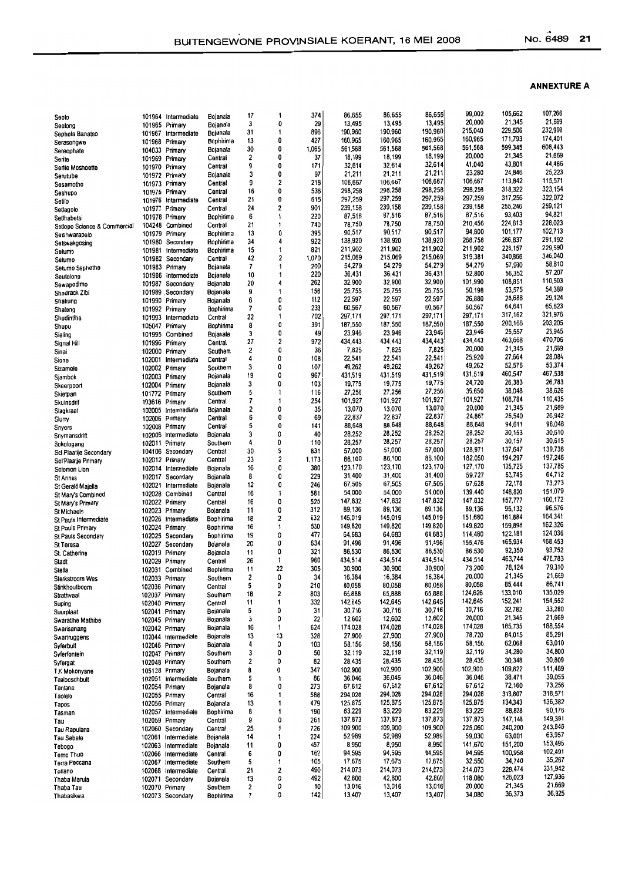## ANNEXTURE A

| | | | | | | | | | | | | |
|---|---|---|---|---|---|---|---|---|---|---|---|---|
| Seolo | 101964 | Intermediate | Bojanala | 17 | 1 | 374 | 86,655 | 86,655 | 86,655 | 99,002 | 105,662 | 107,266 |
| Seolong | 101965 | Primary | Bojanala | 3 | 0 | 29 | 13,495 | 13,495 | 13,495 | 20,000 | 21,345 | 21,669 |
| Sephola Banatso | 101967 | Intermediate | Bojanala | 31 | 1 | 896 | 190,960 | 190,960 | 190,960 | 215,040 | 229,506 | 232,990 |
| Serasengwe | 101968 | Primary | Bophirima | 13 | 0 | 427 | 160,965 | 160,965 | 160,965 | 160,965 | 171,793 | 174,401 |
| Sereophate | 104033 | Primary | Bojanala | 30 | 0 | 1,065 | 561,568 | 561,568 | 561,568 | 561,568 | 599,345 | 608,443 |
| Serite | 101969 | Primary | Central | 2 | 0 | 37 | 18,199 | 18,199 | 18,199 | 20,000 | 21,345 | 21,669 |
| Serite Moshoette | 101970 | Primary | Central | 9 | 0 | 171 | 32,614 | 32,614 | 32,614 | 41,040 | 43,801 | 44,466 |
| Serutube | 101972 | Primary | Bojanala | 3 | 0 | 97 | 21,211 | 21,211 | 21,211 | 23,280 | 24,846 | 25,223 |
| Sesamotho | 101973 | Primary | Central | 9 | 2 | 218 | 106,667 | 106,667 | 106,667 | 106,667 | 113,842 | 115,571 |
| Seshupo | 101975 | Primary | Central | 16 | 0 | 536 | 298,258 | 298,258 | 298,258 | 298,258 | 318,322 | 323,154 |
| Setilo | 101976 | Intermediate | Central | 21 | 0 | 615 | 297,259 | 297,259 | 297,259 | 297,259 | 317,256 | 322,072 |
| Setlagole | 101977 | Primary | Central | 24 | 2 | 901 | 239,158 | 239,158 | 239,158 | 239,158 | 255,246 | 259,121 |
| Setlhabetsi | 101978 | Primary | Bophirima | 6 | 1 | 220 | 87,516 | 87,516 | 87,516 | 87,516 | 93,403 | 94,821 |
| Setlopo Science & Commercial | 104248 | Combined | Central | 21 | 1 | 740 | 78,750 | 78,750 | 78,750 | 210,456 | 224,613 | 228,023 |
| Setshwarapelo | 101979 | Primary | Bophirima | 13 | 0 | 395 | 90,517 | 90,517 | 90,517 | 94,800 | 101,177 | 102,713 |
| Setswakgosing | 101980 | Secondary | Bophirima | 34 | 4 | 922 | 138,920 | 138,920 | 138,920 | 268,758 | 286,837 | 291,192 |
| Setumo | 101981 | Intermediate | Bophirima | 15 | 1 | 821 | 211,902 | 211,902 | 211,902 | 211,902 | 226,157 | 229,590 |
| Setumo | 101982 | Secondary | Central | 42 | 2 | 1,070 | 215,069 | 215,069 | 215,069 | 319,381 | 340,866 | 346,040 |
| Setumo Sephetho | 101983 | Primary | Bojanala | 7 | 1 | 200 | 54,279 | 54,279 | 54,279 | 54,279 | 57,930 | 58,810 |
| Seutelong | 101986 | Intermediate | Bojanala | 10 | 1 | 220 | 36,431 | 36,431 | 36,431 | 52,800 | 56,352 | 57,207 |
| Sewagodimo | 101987 | Secondary | Bojanala | 20 | 4 | 262 | 32,900 | 32,900 | 32,900 | 101,990 | 108,851 | 110,503 |
| Shadrack Zibi | 101989 | Secondary | Bojanala | 9 | 1 | 156 | 25,755 | 25,755 | 25,755 | 50,198 | 53,575 | 54,389 |
| Shakung | 101990 | Primary | Bojanala | 6 | 0 | 112 | 22,597 | 22,597 | 22,597 | 26,880 | 28,688 | 29,124 |
| Shalang | 101992 | Primary | Bophirima | 7 | 0 | 233 | 60,567 | 60,567 | 60,567 | 60,567 | 64,641 | 65,623 |
| Shudintlhe | 101993 | Intermediate | Central | 22 | 1 | 702 | 297,171 | 297,171 | 297,171 | 297,171 | 317,162 | 321,976 |
| Shupu | 105047 | Primary | Bophirima | 8 | 0 | 391 | 187,550 | 187,550 | 187,550 | 187,550 | 200,166 | 203,205 |
| Sielleng | 101995 | Combined | Bojanala | 3 | 0 | 49 | 23,946 | 23,946 | 23,946 | 23,946 | 25,557 | 25,945 |
| Signal Hill | 101996 | Primary | Central | 27 | 2 | 972 | 434,443 | 434,443 | 434,443 | 434,443 | 463,668 | 470,706 |
| Sinai | 102000 | Primary | Southern | 2 | 0 | 36 | 7,825 | 7,825 | 7,825 | 20,000 | 21,345 | 21,669 |
| Sione | 102001 | Intermediate | Central | 4 | 0 | 108 | 22,541 | 22,541 | 22,541 | 25,920 | 27,664 | 28,084 |
| Sizamele | 102002 | Primary | Southern | 3 | 0 | 107 | 49,262 | 49,262 | 49,262 | 49,262 | 52,576 | 53,374 |
| Sjambok | 102003 | Primary | Bojanala | 19 | 0 | 967 | 431,519 | 431,519 | 431,519 | 431,519 | 460,547 | 467,538 |
| Skeerpoort | 102004 | Primary | Bojanala | 3 | 0 | 103 | 19,775 | 19,775 | 19,775 | 24,720 | 26,383 | 26,783 |
| Sklelpan | 101772 | Primary | Southern | 5 | 1 | 116 | 27,256 | 27,256 | 27,256 | 35,650 | 38,048 | 38,626 |
| Skuinsdrif | 103616 | Primary | Central | 7 | 1 | 254 | 101,927 | 101,927 | 101,927 | 101,927 | 108,784 | 110,435 |
| Slagkraal | 102005 | Intermediate | Bojanala | 2 | 0 | 35 | 13,070 | 13,070 | 13,070 | 20,000 | 21,345 | 21,669 |
| Slurry | 102006 | Primary | Central | 6 | 0 | 69 | 22,837 | 22,837 | 22,837 | 24,867 | 26,540 | 26,942 |
| Snyers | 102008 | Primary | Central | 5 | 0 | 141 | 88,648 | 88,648 | 88,648 | 88,648 | 94,611 | 96,048 |
| Snymansdrift | 102009 | Intermediate | Bojanala | 3 | 0 | 40 | 28,252 | 28,252 | 28,252 | 28,252 | 30,153 | 30,610 |
| Sokologang | 102011 | Primary | Southern | 4 | 0 | 110 | 28,257 | 28,257 | 28,257 | 28,257 | 30,157 | 30,615 |
| Sol Plaatjie Secondary | 104106 | Secondary | Central | 30 | 5 | 831 | 57,000 | 57,000 | 57,000 | 128,971 | 137,647 | 139,736 |
| Sol Plaatje Primary | 102012 | Primary | Central | 23 | 2 | 1,173 | 86,100 | 86,100 | 86,100 | 182,050 | 194,297 | 197,246 |
| Solomon Lion | 102014 | Intermediate | Bojanala | 16 | 0 | 380 | 123,170 | 123,170 | 123,170 | 127,170 | 135,725 | 137,785 |
| St Annes | 102017 | Secondary | Bojanala | 8 | 0 | 229 | 31,400 | 31,400 | 31,400 | 59,727 | 63,745 | 64,712 |
| St Gerald Majella | 102021 | Intermediate | Bojanala | 12 | 0 | 246 | 67,505 | 67,505 | 67,505 | 67,628 | 72,178 | 73,273 |
| St Mary's Combined | 102028 | Combined | Central | 16 | 1 | 581 | 54,000 | 54,000 | 54,000 | 139,440 | 148,820 | 151,079 |
| St Mary's Primary | 102022 | Primary | Central | 16 | 0 | 525 | 147,832 | 147,832 | 147,832 | 147,832 | 157,777 | 160,172 |
| St Michaels | 102023 | Primary | Bojanala | 11 | 0 | 312 | 89,136 | 89,136 | 89,136 | 89,136 | 95,132 | 96,576 |
| St Pauls Intermediate | 102026 | Intermediate | Bophirima | 18 | 2 | 632 | 145,019 | 145,019 | 145,019 | 151,680 | 161,884 | 164,341 |
| St Pauls Primary | 102024 | Primary | Bophirima | 16 | 1 | 530 | 149,820 | 149,820 | 149,820 | 149,820 | 159,898 | 162,326 |
| St Pauls Secondary | 102025 | Secondary | Bophirima | 19 | 0 | 477 | 64,683 | 64,683 | 64,683 | 114,480 | 122,181 | 124,036 |
| St Teresa | 102027 | Secondary | Bojanala | 20 | 0 | 634 | 91,496 | 91,496 | 91,496 | 155,476 | 165,934 | 168,453 |
| St. Catherine | 102019 | Primary | Bojanala | 11 | 0 | 321 | 86,530 | 86,530 | 86,530 | 86,530 | 92,350 | 93,752 |
| Stadt | 102029 | Primary | Central | 26 | 1 | 960 | 434,514 | 434,514 | 434,514 | 434,514 | 463,744 | 470,783 |
| Stella | 102031 | Combined | Bophirima | 11 | 22 | 305 | 30,900 | 30,900 | 30,900 | 73,200 | 78,124 | 79,310 |
| Sterkstroom Wes | 102033 | Primary | Southern | 2 | 0 | 34 | 16,384 | 16,384 | 16,384 | 20,000 | 21,345 | 21,669 |
| Stinkhoutboom | 102036 | Primary | Central | 5 | 0 | 210 | 80,058 | 80,058 | 80,058 | 80,058 | 85,444 | 86,741 |
| Strathvaal | 102037 | Primary | Southern | 18 | 2 | 803 | 65,688 | 65,688 | 65,688 | 124,626 | 133,010 | 135,029 |
| Suping | 102040 | Primary | Central | 11 | 1 | 332 | 142,645 | 142,645 | 142,645 | 142,645 | 152,241 | 154,552 |
| Suurplaat | 102041 | Primary | Bojanala | 5 | 0 | 31 | 30,716 | 30,716 | 30,716 | 30,716 | 32,782 | 33,280 |
| Swaratlhe Mathibe | 102045 | Primary | Bojanala | 3 | 0 | 22 | 12,602 | 12,602 | 12,602 | 20,000 | 21,345 | 21,669 |
| Swaranang | 102042 | Primary | Bojanala | 16 | 1 | 624 | 174,028 | 174,028 | 174,028 | 174,028 | 185,735 | 188,554 |
| Swartruggens | 102044 | Intermediate | Bojanala | 13 | 13 | 328 | 27,900 | 27,900 | 27,900 | 78,720 | 84,015 | 85,291 |
| Syferbult | 102046 | Primary | Bojanala | 4 | 0 | 103 | 58,156 | 58,156 | 58,156 | 58,156 | 62,068 | 63,010 |
| Syferfontein | 102047 | Primary | Southern | 3 | 0 | 50 | 32,119 | 32,119 | 32,119 | 32,119 | 34,280 | 34,800 |
| Syfergat | 102048 | Primary | Southern | 2 | 0 | 82 | 28,435 | 28,435 | 28,435 | 28,435 | 30,348 | 30,809 |
| T K Mokonyane | 105128 | Primary | Bojanala | 8 | 0 | 347 | 102,900 | 102,900 | 102,900 | 102,900 | 109,822 | 111,489 |
| Taaiboschbult | 102051 | Intermediate | Southern | 5 | 1 | 86 | 36,046 | 36,046 | 36,046 | 36,046 | 38,471 | 39,055 |
| Tantana | 102054 | Primary | Bojanala | 8 | 0 | 273 | 67,612 | 67,612 | 67,612 | 67,612 | 72,160 | 73,256 |
| Taolelo | 102055 | Primary | Central | 16 | 1 | 588 | 294,028 | 294,028 | 294,028 | 294,028 | 313,807 | 318,571 |
| Tapos | 102056 | Primary | Bojanala | 13 | 1 | 479 | 125,875 | 125,875 | 125,875 | 125,875 | 134,343 | 136,382 |
| Tasman | 102057 | Intermediate | Bophirima | 8 | 1 | 190 | 83,229 | 83,229 | 83,229 | 83,229 | 88,828 | 90,176 |
| Tau | 102059 | Primary | Central | 9 | 0 | 261 | 137,873 | 137,873 | 137,873 | 137,873 | 147,148 | 149,381 |
| Tau Rapulana | 102060 | Secondary | Central | 25 | 1 | 726 | 109,900 | 109,900 | 109,900 | 225,060 | 240,200 | 243,846 |
| Tau Sebele | 102061 | Intermediate | Bojanala | 14 | 1 | 224 | 52,989 | 52,989 | 52,989 | 59,030 | 63,001 | 63,957 |
| Tebogo | 102063 | Intermediate | Bojanala | 11 | 0 | 457 | 8,950 | 8,950 | 8,950 | 141,670 | 151,200 | 153,495 |
| Temo Thuo | 102066 | Intermediate | Central | 6 | 0 | 162 | 94,595 | 94,595 | 94,595 | 94,595 | 100,958 | 102,491 |
| Terra Peccana | 102067 | Intermediate | Southern | 5 | 1 | 105 | 17,675 | 17,675 | 17,675 | 32,550 | 34,740 | 35,267 |
| Tetlano | 102068 | Intermediate | Central | 21 | 2 | 490 | 214,073 | 214,073 | 214,073 | 214,073 | 228,474 | 231,942 |
| Thaba Marula | 102071 | Secondary | Bojanala | 13 | 0 | 492 | 42,800 | 42,800 | 42,800 | 118,080 | 126,023 | 127,936 |
| Thaba Tau | 102070 | Primary | Southern | 2 | 0 | 10 | 13,016 | 13,016 | 13,016 | 20,000 | 21,345 | 21,669 |
| Thabasikwa | 102073 | Secondary | Bophirima | 7 | 0 | 142 | 13,407 | 13,407 | 13,407 | 34,080 | 36,373 | 36,925 |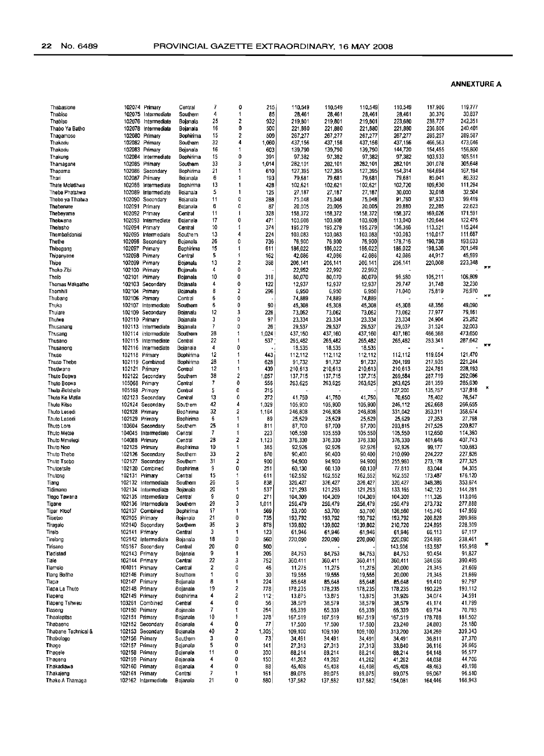**ANNEXURE A**

| | | | | | | | | | | | | | |
|---|---|---|---|---|---|---|---|---|---|---|---|---|---|
| Thabasione | 102074 | Primary | Central | 7 | 0 | 215 | 110,549 | 110,549 | 110,549 | 110,549 | 117,986 | 119,777 | |
| Thabiso | 102075 | Intermediate | Southern | 4 | 1 | 85 | 28,461 | 28,461 | 28,461 | 28,461 | 30,376 | 30,837 | |
| Thabiso | 102076 | Intermediate | Bojanala | 25 | 2 | 932 | 219,801 | 219,801 | 219,801 | 223,680 | 238,727 | 242,351 | |
| Thabo Ya Batho | 102078 | Intermediate | Bojanala | 16 | 0 | 500 | 221,880 | 221,880 | 221,880 | 221,880 | 236,806 | 240,401 | |
| Thagamoso | 102080 | Primary | Bophirima | 15 | 2 | 509 | 267,277 | 267,277 | 267,277 | 267,277 | 285,257 | 289,587 | |
| Thakadu | 102082 | Primary | Southern | 32 | 4 | 1,060 | 437,156 | 437,156 | 437,156 | 437,156 | 466,563 | 473,646 | |
| Thakadu | 102083 | Primary | Bojanala | 16 | 1 | 603 | 139,790 | 139,790 | 139,790 | 144,720 | 154,455 | 156,800 | |
| Thakung | 102084 | Intermediate | Bophirima | 15 | 0 | 391 | 97,382 | 97,382 | 97,382 | 97,382 | 103,933 | 105,511 | |
| Thamagane | 102085 | Primary | Southern | 33 | 3 | 1,014 | 282,101 | 282,101 | 282,101 | 282,101 | 301,078 | 305,648 | |
| Thapama | 102086 | Secondary | Bophirima | 21 | 1 | 610 | 127,395 | 127,395 | 127,395 | 154,314 | 164,694 | 167,194 | |
| Thari | 102087 | Primary | Bojanala | 6 | 1 | 193 | 79,681 | 79,681 | 79,681 | 79,681 | 85,041 | 86,332 | |
| Thate Molatlhwa | 102088 | Intermediate | Bophirima | 13 | 1 | 428 | 102,621 | 102,621 | 102,621 | 102,720 | 109,630 | 111,294 | |
| Thebe Phatshwa | 102089 | Intermediate | Bojanala | 5 | 1 | 125 | 27,187 | 27,187 | 27,187 | 30,000 | 32,018 | 32,504 | |
| Thebe ya Tlhatwa | 102090 | Secondary | Bojanala | 11 | 0 | 288 | 75,048 | 75,048 | 75,048 | 91,760 | 97,933 | 99,419 | |
| Thebenare | 102091 | Primary | Bojanala | 6 | 0 | 87 | 20,005 | 20,005 | 20,005 | 20,880 | 22,285 | 22,623 | |
| Thebeyame | 102092 | Primary | Central | 11 | 1 | 328 | 158,372 | 158,372 | 158,372 | 158,372 | 169,026 | 171,591 | |
| Thekwana | 102093 | Intermediate | Bojanala | 17 | 0 | 471 | 103,608 | 103,608 | 103,608 | 113,040 | 120,644 | 122,476 | |
| Thelesho | 102094 | Primary | Central | 10 | 1 | 374 | 195,279 | 195,279 | 195,279 | 106,366 | 113,521 | 115,244 | |
| Thembalidanisi | 102095 | Intermediate | Southern | 13 | 4 | 224 | 103,083 | 103,083 | 103,083 | 103,083 | 110,017 | 111,687 | |
| Thethe | 102096 | Secondary | Bojanala | 26 | 0 | 736 | 76,900 | 76,900 | 76,900 | 178,716 | 190,738 | 193,633 | |
| Thibogang | 102097 | Primary | Bophirima | 15 | 1 | 611 | 186,022 | 186,022 | 186,022 | 186,022 | 198,536 | 201,549 | |
| Thipanyane | 102098 | Primary | Central | 5 | 1 | 162 | 42,086 | 42,086 | 42,086 | 42,086 | 44,917 | 45,599 | |
| Thipe | 102099 | Primary | Bojanala | 13 | 2 | 388 | 206,141 | 206,141 | 206,141 | 206,141 | 220,008 | 223,348 | |
| Thoko Zibi | 102100 | Primary | Bojanala | 4 | 0 | - | 22,992 | 22,992 | 22,992 | - | - | - | ** |
| Tholo | 102101 | Primary | Bojanala | 10 | 0 | 318 | 80,070 | 80,070 | 80,070 | 98,580 | 105,211 | 106,809 | |
| Thomas Makgatho | 102103 | Secondary | Bojanala | 4 | 0 | 122 | 12,937 | 12,937 | 12,937 | 29,747 | 31,748 | 32,230 | |
| Thornhill | 102104 | Primary | Bojanala | 8 | 2 | 296 | 6,950 | 6,950 | 6,950 | 71,040 | 75,819 | 76,970 | |
| Thubang | 102106 | Primary | Central | 6 | 0 | - | 74,889 | 74,889 | 74,889 | - | - | - | ** |
| Thuka | 102107 | Intermediate | Southern | 6 | 0 | 90 | 45,308 | 45,308 | 45,308 | 45,308 | 48,356 | 49,090 | |
| Thulare | 102109 | Secondary | Bojanala | 12 | 3 | 226 | 73,062 | 73,062 | 73,062 | 73,062 | 77,977 | 79,161 | |
| Thulwe | 102110 | Primary | Bojanala | 3 | 0 | 97 | 23,334 | 23,334 | 23,334 | 23,334 | 24,904 | 25,282 | |
| Thusanang | 102113 | Intermediate | Bojanala | 7 | 0 | 26 | 29,537 | 29,537 | 29,537 | 29,537 | 31,524 | 32,003 | |
| Thusang | 102114 | Intermediate | Southern | 28 | 1 | 1,024 | 437,160 | 437,160 | 437,160 | 437,160 | 466,568 | 473,650 | |
| Thusano | 102115 | Intermediate | Central | 22 | 1 | 537 | 265,482 | 265,482 | 265,482 | 265,482 | 283,341 | 287,642 | |
| Thusanong | 102116 | Intermediate | Bojanala | 4 | 0 | - | 18,535 | 18,535 | 18,535 | - | - | - | ** |
| Thuso | 102118 | Primary | Bophirima | 12 | 1 | 443 | 112,112 | 112,112 | 112,112 | 112,112 | 119,654 | 121,470 | |
| Thuso Thebe | 102119 | Combined | Bophirima | 28 | 1 | 628 | 91,732 | 91,732 | 91,732 | 204,199 | 217,935 | 221,244 | |
| Thutlwane | 102121 | Primary | Central | 12 | 1 | 439 | 210,613 | 210,613 | 210,613 | 210,613 | 224,781 | 228,193 | |
| Thuto Boswa | 102122 | Secondary | Southern | 38 | 2 | 1,057 | 137,715 | 137,715 | 137,715 | 269,584 | 287,719 | 292,086 | |
| Thuto Boswa | 105068 | Primary | Central | 7 | 0 | 556 | 263,625 | 263,625 | 263,625 | 263,625 | 281,359 | 285,630 | |
| Thuto Botshelo | 105168 | Primary | Central | 5 | 0 | 215 | - | - | - | 127,200 | 135,757 | 137,818 | * |
| Thuto Ke Matla | 102123 | Secondary | Central | 13 | 0 | 272 | 41,750 | 41,750 | 41,750 | 70,650 | 75,402 | 76,547 | |
| Thuto Kitso | 102124 | Secondary | Southern | 42 | 4 | 1,029 | 105,900 | 105,900 | 105,900 | 246,112 | 262,668 | 266,655 | |
| Thuto Lesedi | 102128 | Primary | Bophirima | 32 | 2 | 1,164 | 246,808 | 246,808 | 246,808 | 331,042 | 353,311 | 358,674 | |
| Thuto Lesedi | 102129 | Primary | Bophirima | 6 | 1 | 89 | 25,629 | 25,629 | 25,629 | 25,629 | 27,353 | 27,768 | |
| Thuto Lore | 103604 | Secondary | Southern | 25 | 1 | 811 | 87,700 | 87,700 | 87,700 | 203,815 | 217,525 | 220,827 | |
| Thuto Metse | 104045 | Intermediate | Central | 7 | 1 | 223 | 105,550 | 105,550 | 105,550 | 105,550 | 112,650 | 114,360 | |
| Thuto Mmelegi | 104088 | Primary | Central | 28 | 2 | 1,123 | 376,330 | 376,330 | 376,330 | 376,330 | 401,646 | 407,743 | |
| Thuto Neo | 102125 | Primary | Bophirima | 10 | 1 | 365 | 92,926 | 92,926 | 92,926 | 92,926 | 99,177 | 100,683 | |
| Thuto Thebe | 102126 | Secondary | Southern | 33 | 2 | 870 | 90,400 | 90,400 | 90,400 | 210,090 | 224,222 | 227,626 | |
| Thuto Tsebo | 102127 | Secondary | Southern | 31 | 2 | 900 | 94,900 | 94,900 | 94,900 | 255,960 | 273,178 | 277,325 | |
| Thutoetsile | 102120 | Combined | Bophirima | 9 | 0 | 251 | 60,130 | 60,130 | 60,130 | 77,810 | 83,044 | 84,305 | |
| Thutong | 102131 | Primary | Central | 15 | 1 | 611 | 162,552 | 162,552 | 162,552 | 162,552 | 173,487 | 176,120 | |
| Tiang | 102132 | Intermediate | Southern | 26 | 5 | 838 | 326,427 | 326,427 | 326,427 | 326,427 | 348,386 | 353,674 | |
| Tidimane | 102134 | Intermediate | Bojanala | 20 | 1 | 537 | 121,293 | 121,293 | 121,293 | 133,165 | 142,123 | 144,281 | |
| Tiego Tawana | 102135 | Intermediate | Central | 9 | 0 | 271 | 104,309 | 104,309 | 104,309 | 104,309 | 111,326 | 113,016 | |
| Tigane | 102136 | Intermediate | Southern | 29 | 3 | 1,011 | 256,479 | 256,479 | 256,479 | 256,479 | 273,732 | 277,888 | |
| Tiger Kloof | 102137 | Combined | Bophirima | 17 | 1 | 569 | 53,700 | 53,700 | 53,700 | 136,560 | 145,746 | 147,959 | |
| Tiisetso | 102105 | Primary | Bojanala | 21 | 0 | 735 | 193,792 | 193,792 | 193,792 | 193,792 | 206,828 | 209,968 | |
| Tiragalo | 102140 | Secondary | Southern | 35 | 3 | 878 | 139,802 | 139,802 | 139,802 | 210,720 | 224,895 | 228,309 | |
| Tirelo | 102141 | Primary | Central | 3 | 1 | 123 | 61,946 | 61,946 | 61,946 | 61,946 | 66,113 | 67,117 | |
| Tirelong | 102142 | Intermediate | Bojanala | 18 | 0 | 560 | 220,090 | 220,090 | 220,090 | 220,090 | 234,895 | 238,461 | |
| Tirisano | 105167 | Secondary | Central | 20 | 0 | 500 | - | - | - | 143,906 | 153,587 | 155,918 | * |
| Tladistad | 102143 | Primary | Bojanala | 9 | 1 | 205 | 84,753 | 84,753 | 84,753 | 84,753 | 90,454 | 91,827 | |
| Tlale | 102144 | Primary | Central | 22 | 3 | 752 | 360,411 | 360,411 | 360,411 | 360,411 | 384,656 | 390,495 | |
| Tlamelo | 104011 | Primary | Central | 2 | 0 | 46 | 11,275 | 11,275 | 11,275 | 20,000 | 21,345 | 21,669 | |
| Tlang Botlhe | 102146 | Primary | Southern | 1 | 0 | 30 | 19,555 | 19,555 | 19,555 | 20,000 | 21,345 | 21,669 | |
| Tlapa | 102147 | Primary | Bojanala | 8 | 1 | 224 | 85,648 | 85,648 | 85,648 | 85,648 | 91,410 | 92,797 | |
| Tlapa La Thuto | 102148 | Primary | Bojanala | 19 | 2 | 778 | 178,235 | 178,235 | 178,235 | 178,235 | 190,225 | 193,112 | |
| Tlapeng | 102149 | Primary | Bophirima | 4 | 2 | 112 | 13,875 | 13,875 | 13,875 | 31,926 | 34,074 | 34,591 | |
| Tlapeng Tshweu | 103261 | Combined | Central | 4 | 0 | 56 | 38,579 | 38,579 | 38,579 | 38,579 | 41,174 | 41,799 | |
| Tlaseng | 102150 | Primary | Bojanala | 7 | 1 | 264 | 65,339 | 65,339 | 65,339 | 65,339 | 69,734 | 70,793 | |
| Tlhaalapitse | 102151 | Primary | Bojanala | 10 | 1 | 378 | 167,519 | 167,519 | 167,519 | 167,519 | 178,788 | 181,502 | |
| Tlhabaeno | 102152 | Secondary | Bojanala | 4 | 0 | 77 | 17,500 | 17,500 | 17,500 | 23,240 | 24,803 | 25,180 | |
| Tlhabane Technical & | 102153 | Secondary | Bojanala | 40 | 2 | 1,305 | 109,100 | 109,100 | 109,100 | 313,200 | 334,269 | 339,343 | |
| Tlhabologo | 102156 | Primary | Southern | 3 | 0 | 73 | 34,491 | 34,491 | 34,491 | 34,491 | 36,811 | 37,370 | |
| Tlhago | 102157 | Primary | Bojanala | 5 | 0 | 141 | 27,313 | 27,313 | 27,313 | 33,840 | 36,116 | 36,665 | |
| Tlhagele | 102158 | Primary | Bojanala | 11 | 0 | 300 | 88,214 | 88,214 | 88,214 | 88,214 | 94,148 | 95,577 | |
| Tlhageng | 102159 | Primary | Bojanala | 4 | 0 | 150 | 41,262 | 41,262 | 41,262 | 41,262 | 44,038 | 44,706 | |
| Tlhakadiawa | 102160 | Primary | Bojanala | 4 | 0 | 88 | 45,408 | 45,408 | 45,408 | 45,408 | 48,463 | 49,198 | |
| Tlhakajeng | 102161 | Primary | Central | 7 | 1 | 161 | 89,075 | 89,075 | 89,075 | 89,075 | 95,067 | 96,510 | |
| Tlhako A Thamaga | 102162 | Intermediate | Bojanala | 21 | 0 | 580 | 137,582 | 137,582 | 137,582 | 154,081 | 164,446 | 166,943 | |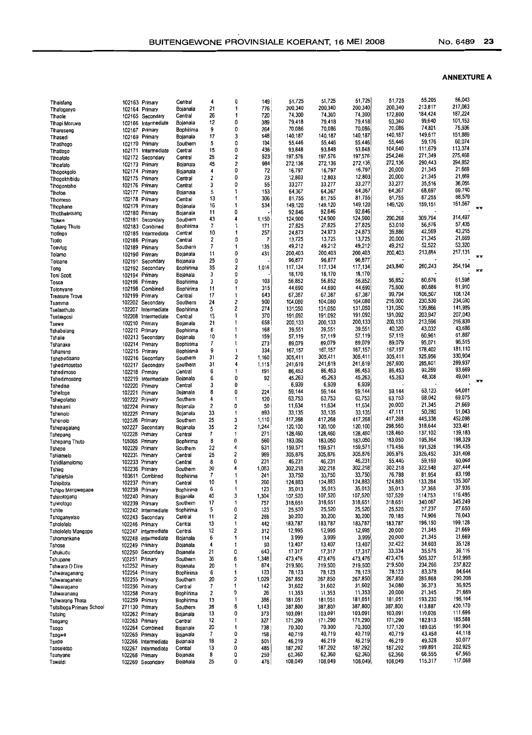**ANNEXTURE A**

| | | | | | | | | | | | | | |
|---|---|---|---|---|---|---|---|---|---|---|---|---|---|
| Tlhalefang | 102163 | Primary | Central | 4 | 0 | 149 | 51,725 | 51,725 | 51,725 | 51,725 | 55,205 | 56,043 | |
| Tlhaloganyo | 102164 | Primary | Bojanala | 21 | 1 | 776 | 200,340 | 200,340 | 200,340 | 200,340 | 213,817 | 217,063 | |
| Tlhaole | 102165 | Secondary | Central | 26 | 1 | 720 | 74,300 | 74,300 | 74,300 | 172,800 | 184,424 | 187,224 | |
| Tlhapi Moruwe | 102166 | Intermediate | Bojanala | 12 | 0 | 389 | 79,418 | 79,418 | 79,418 | 93,360 | 99,640 | 101,153 | |
| Tlhareseng | 102167 | Primary | Bophirima | 9 | 0 | 264 | 70,086 | 70,086 | 70,086 | 70,086 | 74,801 | 75,936 | |
| Tlhasedi | 102169 | Primary | Bojanala | 17 | 3 | 548 | 140,187 | 140,187 | 140,187 | 140,187 | 149,617 | 151,889 | |
| Tlhatlhogo | 102170 | Primary | Southern | 5 | 0 | 104 | 55,446 | 55,446 | 55,446 | 55,446 | 59,176 | 60,074 | |
| Tlhatlogo | 102171 | Intermediate | Central | 15 | 0 | 436 | 93,848 | 93,848 | 93,848 | 104,640 | 111,679 | 113,374 | |
| Tlhoafalo | 102172 | Secondary | Central | 25 | 2 | 523 | 197,576 | 197,576 | 197,576 | 254,246 | 271,349 | 275,468 | |
| Tlhoafalo | 102173 | Primary | Bojanala | 45 | 2 | 984 | 272,136 | 272,136 | 272,136 | 272,136 | 290,443 | 294,852 | |
| Tlhogokgolo | 102174 | Primary | Bojanala | 4 | 0 | 72 | 16,797 | 16,797 | 16,797 | 20,000 | 21,345 | 21,669 | |
| Tlhogokhibidu | 102175 | Primary | Central | 2 | 0 | 23 | 12,803 | 12,803 | 12,803 | 20,000 | 21,345 | 21,669 | |
| Tlhogontsho | 102176 | Primary | Central | 3 | 0 | 55 | 33,277 | 33,277 | 33,277 | 33,277 | 35,516 | 36,055 | |
| Tlholoe | 102177 | Primary | Bojanala | 5 | 1 | 153 | 64,367 | 64,367 | 64,367 | 64,367 | 68,697 | 69,740 | |
| Tlhomeso | 102178 | Primary | Central | 13 | 1 | 306 | 81,755 | 81,755 | 81,755 | 81,755 | 87,255 | 88,579 | |
| Tlhophane | 102179 | Primary | Bojanala | 16 | 1 | 534 | 149,120 | 149,120 | 149,120 | 149,120 | 159,151 | 161,567 | |
| Tlhotlheletsang | 102180 | Primary | Bojanala | 11 | 0 | - | 92,846 | 92,846 | 92,846 | - | - | - | ** |
| Tlokwe | 102181 | Secondary | Southern | 43 | 4 | 1,150 | 124,900 | 124,900 | 124,900 | 290,268 | 309,794 | 314,497 | |
| Tlotlang Thuto | 102183 | Combined | Bophirima | 7 | 1 | 171 | 27,825 | 27,825 | 27,825 | 53,010 | 56,576 | 57,435 | |
| Tlotlego | 102185 | Intermediate | Central | 10 | 1 | 257 | 24,873 | 24,873 | 24,873 | 39,886 | 42,569 | 43,215 | |
| Tlotlo | 102186 | Primary | Central | 2 | 0 | 7 | 13,725 | 13,725 | 13,725 | 20,000 | 21,345 | 21,669 | |
| Toevlug | 102189 | Primary | Southern | 7 | 1 | 135 | 49,212 | 49,212 | 49,212 | 49,212 | 52,522 | 53,320 | |
| Tolamo | 102190 | Primary | Bojanala | 11 | 0 | 431 | 200,403 | 200,403 | 200,403 | 200,403 | 213,884 | 217,131 | |
| Toloane | 102191 | Secondary | Bojanala | 25 | 0 | - | 96,877 | 96,877 | 96,877 | - | - | - | ** |
| Tong | 102192 | Secondary | Bophirima | 35 | 2 | 1,016 | 117,134 | 117,134 | 117,134 | 243,840 | 260,243 | 264,194 | |
| Toni Scott | 102194 | Primary | Bojanala | 3 | 0 | - | 18,170 | 18,170 | 18,170 | - | - | - | ** |
| Tosca | 102196 | Primary | Bophirima | 3 | 0 | 103 | 56,852 | 56,852 | 56,852 | 56,852 | 60,676 | 61,598 | |
| Totonyane | 102198 | Combined | Bophirima | 11 | 1 | 315 | 44,690 | 44,690 | 44,690 | 75,600 | 80,686 | 81,910 | |
| Treasure Trove | 102199 | Primary | Central | 17 | 1 | 643 | 67,387 | 67,387 | 67,387 | 99,794 | 106,507 | 108,124 | |
| Tsamma | 102202 | Secondary | Southern | 24 | 2 | 900 | 104,080 | 104,080 | 104,080 | 216,000 | 230,530 | 234,030 | |
| Tselaathuto | 102207 | Intermediate | Bophirima | 5 | 2 | 274 | 131,050 | 131,050 | 131,050 | 131,050 | 139,866 | 141,989 | |
| Tselakgosi | 102208 | Intermediate | Central | 15 | 1 | 370 | 191,092 | 191,092 | 191,092 | 191,092 | 203,947 | 207,043 | |
| Tsewe | 102210 | Primary | Bojanala | 21 | 1 | 658 | 200,133 | 200,133 | 200,133 | 200,133 | 213,596 | 216,838 | |
| Tshabalang | 102212 | Primary | Bophirima | 6 | 1 | 168 | 39,551 | 39,551 | 39,551 | 40,320 | 43,032 | 43,686 | |
| Tshaile | 102213 | Secondary | Bojanala | 10 | 1 | 159 | 57,119 | 57,119 | 57,119 | 57,119 | 60,961 | 61,887 | |
| Tshanake | 102214 | Primary | Bophirima | 7 | 1 | 273 | 89,079 | 89,079 | 89,079 | 89,079 | 95,071 | 96,515 | |
| Tshanang | 102215 | Primary | Bophirima | 9 | 1 | 334 | 167,157 | 167,157 | 167,157 | 167,157 | 178,402 | 181,110 | |
| Tshebedisano | 102216 | Secondary | Southern | 31 | 2 | 1,160 | 305,411 | 305,411 | 305,411 | 305,411 | 325,956 | 330,904 | |
| Tshedimosetso | 102217 | Secondary | Southern | 31 | 4 | 1,115 | 241,619 | 241,619 | 241,619 | 267,600 | 285,601 | 289,937 | |
| Tshedimoso | 102218 | Primary | Central | 6 | 1 | 191 | 86,453 | 86,453 | 86,453 | 86,453 | 92,269 | 93,669 | |
| Tshedimosong | 102219 | Intermediate | Bojanala | 6 | 0 | 92 | 45,263 | 45,263 | 45,263 | 45,263 | 48,308 | 49,041 | |
| Tshedisa | 102220 | Primary | Central | 3 | 0 | - | 6,939 | 6,939 | 6,939 | - | - | - | ** |
| Tshefoge | 102221 | Primary | Bojanala | 8 | 0 | 224 | 59,144 | 59,144 | 59,144 | 59,144 | 63,123 | 64,081 | |
| Tshegofatso | 102222 | Primary | Southern | 4 | 1 | 120 | 63,753 | 63,753 | 63,753 | 63,753 | 68,042 | 69,075 | |
| Tshekami | 102224 | Primary | Bojanala | 2 | 0 | 50 | 11,634 | 11,634 | 11,634 | 20,000 | 21,345 | 21,669 | |
| Tshenolo | 102225 | Primary | Bojanala | 33 | 1 | 893 | 33,135 | 33,135 | 33,135 | 47,111 | 50,280 | 51,043 | |
| Tshenolo | 102226 | Primary | Southern | 25 | 3 | 1,110 | 417,268 | 417,268 | 417,268 | 417,268 | 445,338 | 452,098 | |
| Tshepagalang | 102227 | Secondary | Bojanala | 35 | 2 | 1,244 | 120,100 | 120,100 | 120,100 | 298,560 | 318,644 | 323,481 | |
| Tshepang | 102228 | Primary | Central | 7 | 1 | 271 | 128,460 | 128,460 | 128,460 | 128,460 | 137,102 | 139,183 | |
| Tshepang Thuto | 105065 | Primary | Bophirima | 8 | 0 | 560 | 183,050 | 183,050 | 183,050 | 183,050 | 195,364 | 198,329 | |
| Tshepo | 102229 | Primary | Southern | 22 | 4 | 631 | 159,571 | 159,571 | 159,571 | 179,456 | 191,528 | 194,435 | |
| Tshiamelo | 102231 | Primary | Central | 25 | 2 | 989 | 305,876 | 305,876 | 305,876 | 305,876 | 326,452 | 331,408 | |
| Tshidilamolomo | 102233 | Primary | Central | 8 | 0 | 231 | 46,231 | 46,231 | 46,231 | 55,440 | 59,169 | 60,068 | |
| Tshing | 102236 | Primary | Southern | 30 | 4 | 1,083 | 302,218 | 302,218 | 302,218 | 302,218 | 322,548 | 327,444 | |
| Tshipietsile | 103611 | Combined | Bophirima | 7 | 1 | 241 | 33,750 | 33,750 | 33,750 | 76,788 | 81,954 | 83,198 | |
| Tshipitota | 102237 | Primary | Central | 10 | 1 | 260 | 124,883 | 124,883 | 124,883 | 124,883 | 133,284 | 135,307 | |
| Tshipo Mangwegape | 102238 | Primary | Bophirima | 6 | 1 | 123 | 35,013 | 35,013 | 35,013 | 35,013 | 37,368 | 37,936 | |
| Tshirologang | 102240 | Primary | Bojanala | 40 | 3 | 1,304 | 107,520 | 107,520 | 107,520 | 107,520 | 114,753 | 116,495 | |
| Tshirologo | 102239 | Primary | Southern | 17 | 1 | 757 | 318,651 | 318,651 | 318,651 | 318,651 | 340,087 | 345,249 | |
| Tshite | 102242 | Intermediate | Bophirima | 5 | 0 | 123 | 25,520 | 25,520 | 25,520 | 25,520 | 27,237 | 27,650 | |
| Tshoganyetso | 102243 | Secondary | Central | 11 | 2 | 268 | 30,200 | 30,200 | 30,200 | 70,185 | 74,906 | 76,043 | |
| Tsholofelo | 102246 | Primary | Central | 13 | 1 | 442 | 183,787 | 183,787 | 183,787 | 183,787 | 196,150 | 199,128 | |
| Tsholofelo Mangope | 102247 | Intermediate | Central | 12 | 2 | 312 | 12,995 | 12,995 | 12,995 | 20,000 | 21,345 | 21,669 | |
| Tshomankane | 102248 | Intermediate | Bojanala | 6 | 1 | 114 | 3,999 | 3,999 | 3,999 | 20,000 | 21,345 | 21,669 | |
| Tshose | 102249 | Primary | Bojanala | 4 | 1 | 93 | 13,407 | 13,407 | 13,407 | 32,422 | 34,603 | 35,128 | |
| Tshukudu | 102250 | Secondary | Bojanala | 21 | 0 | 643 | 17,317 | 17,317 | 17,317 | 33,334 | 35,576 | 36,115 | |
| Tshupane | 102251 | Primary | Southern | 36 | 6 | 1,348 | 473,476 | 473,476 | 473,476 | 473,476 | 505,327 | 512,998 | |
| Tshwara O Dire | 102252 | Primary | Bojanala | 20 | 1 | 874 | 219,500 | 219,500 | 219,500 | 219,500 | 234,266 | 237,822 | |
| Tshwaraganang | 102254 | Primary | Bophirima | 6 | 1 | 123 | 78,123 | 78,123 | 78,123 | 78,123 | 83,378 | 84,644 | |
| Tshwaraganelo | 102255 | Primary | Southern | 20 | 2 | 1,029 | 267,850 | 267,850 | 267,850 | 267,850 | 285,868 | 290,208 | |
| Tshwaragano | 102256 | Primary | Central | 7 | 1 | 142 | 31,602 | 31,602 | 31,602 | 34,080 | 36,373 | 36,925 | |
| Tshwaranang | 102258 | Primary | Bophirima | 2 | 0 | 26 | 11,353 | 11,353 | 11,353 | 20,000 | 21,345 | 21,669 | |
| Tshwarang Thata | 102259 | Primary | Bophirima | 13 | 1 | 386 | 181,051 | 181,051 | 181,051 | 181,051 | 193,230 | 196,164 | |
| Tsitsiboga Primary School | 271130 | Primary | Southern | 28 | 6 | 1,143 | 387,800 | 387,800 | 387,800 | 387,800 | 413,887 | 420,170 | |
| Tsitsing | 102262 | Primary | Bojanala | 13 | 0 | 373 | 103,091 | 103,091 | 103,091 | 103,091 | 110,026 | 111,696 | |
| Tsogang | 102263 | Primary | Central | 12 | 1 | 327 | 171,290 | 171,290 | 171,290 | 171,290 | 182,813 | 185,588 | |
| Tsogo | 102264 | Combined | Bojanala | 20 | 1 | 738 | 70,300 | 70,300 | 70,300 | 177,120 | 189,035 | 191,904 | |
| Tsogwe | 102265 | Primary | Bojanala | 7 | 0 | 158 | 40,719 | 40,719 | 40,719 | 40,719 | 43,458 | 44,118 | |
| Tsopa | 102266 | Intermediate | Bojanala | 18 | 2 | 501 | 46,219 | 46,219 | 46,219 | 46,219 | 49,328 | 50,077 | |
| Tsoseletso | 102267 | Intermediate | Central | 13 | 0 | 485 | 187,292 | 187,292 | 187,292 | 187,292 | 199,891 | 202,925 | |
| Tsunyane | 102268 | Primary | Bojanala | 8 | 0 | 259 | 62,360 | 62,360 | 62,360 | 62,360 | 66,555 | 67,565 | |
| Tswaidi | 102269 | Secondary | Bojanala | 25 | 0 | 476 | 108,049 | 108,049 | 108,049 | 108,049 | 115,317 | 117,068 | |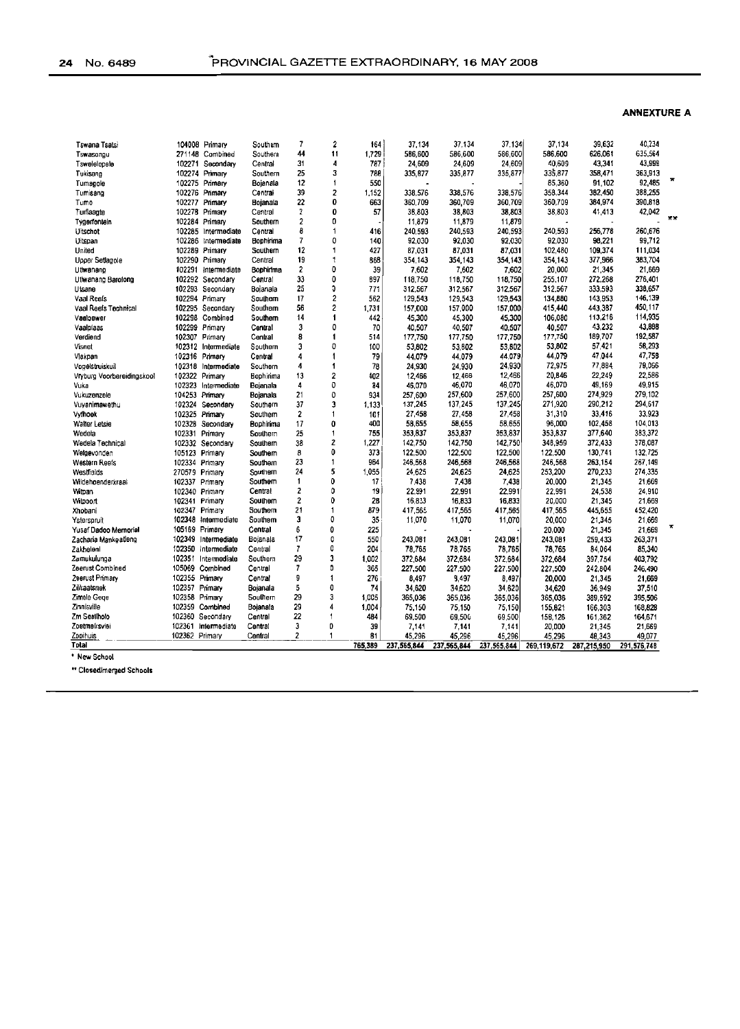**ANNEXTURE A**

| | | | | | | | | | | | | | |
|---|---|---|---|---|---|---|---|---|---|---|---|---|---|
| Tswana Tsatsi | 104008 | Primary | Southern | 7 | 2 | 164 | 37,134 | 37,134 | 37,134 | 37,134 | 39,632 | 40,234 | |
| Tswasongu | 271148 | Combined | Southern | 44 | 11 | 1,729 | 586,600 | 586,600 | 586,600 | 586,600 | 626,061 | 635,564 | |
| Tswelelopele | 102271 | Secondary | Central | 31 | 4 | 787 | 24,609 | 24,609 | 24,609 | 40,609 | 43,341 | 43,999 | |
| Tukisang | 102274 | Primary | Southern | 25 | 3 | 788 | 335,877 | 335,877 | 335,877 | 335,877 | 358,471 | 363,913 | |
| Tumagole | 102275 | Primary | Bojanala | 12 | 1 | 550 | - | - | - | 85,360 | 91,102 | 92,485 | * |
| Tumisang | 102276 | Primary | Central | 39 | 2 | 1,152 | 338,576 | 338,576 | 338,576 | 358,344 | 382,450 | 388,255 | |
| Tumo | 102277 | Primary | Bojanala | 22 | 0 | 663 | 360,709 | 360,709 | 360,709 | 360,709 | 384,974 | 390,818 | |
| Turflaagte | 102278 | Primary | Central | 2 | 0 | 57 | 38,803 | 38,803 | 38,803 | 38,803 | 41,413 | 42,042 | |
| Tygerfontein | 102284 | Primary | Southern | 2 | 0 | - | 11,879 | 11,879 | 11,879 | - | - | - | ** |
| Uitschot | 102285 | Intermediate | Central | 8 | 1 | 416 | 240,593 | 240,593 | 240,593 | 240,593 | 256,778 | 260,676 | |
| Uitspan | 102286 | Intermediate | Bophirima | 7 | 0 | 140 | 92,030 | 92,030 | 92,030 | 92,030 | 98,221 | 99,712 | |
| United | 102289 | Primary | Southern | 12 | 1 | 427 | 87,031 | 87,031 | 87,031 | 102,480 | 109,374 | 111,034 | |
| Upper Setlagole | 102290 | Primary | Central | 19 | 1 | 868 | 354,143 | 354,143 | 354,143 | 354,143 | 377,966 | 383,704 | |
| Uitwanang | 102291 | Intermediate | Bophirima | 2 | 0 | 39 | 7,602 | 7,602 | 7,602 | 20,000 | 21,345 | 21,669 | |
| Uitwanang Barolong | 102292 | Secondary | Central | 33 | 0 | 897 | 118,750 | 118,750 | 118,750 | 255,107 | 272,268 | 276,401 | |
| Utsane | 102293 | Secondary | Bojanala | 25 | 3 | 771 | 312,567 | 312,567 | 312,567 | 312,567 | 333,593 | 338,657 | |
| Vaal Reefs | 102294 | Primary | Southern | 17 | 2 | 562 | 129,543 | 129,543 | 129,543 | 134,880 | 143,953 | 146,139 | |
| Vaal Reefs Technical | 102295 | Secondary | Southern | 56 | 2 | 1,731 | 157,000 | 157,000 | 157,000 | 415,440 | 443,387 | 450,117 | |
| Vaaloewer | 102298 | Combined | Southern | 14 | 1 | 442 | 45,300 | 45,300 | 45,300 | 106,080 | 113,216 | 114,935 | |
| Vaalplaas | 102299 | Primary | Central | 3 | 0 | 70 | 40,507 | 40,507 | 40,507 | 40,507 | 43,232 | 43,888 | |
| Verdiend | 102307 | Primary | Central | 8 | 1 | 514 | 177,750 | 177,750 | 177,750 | 177,750 | 189,707 | 192,587 | |
| Visnet | 102312 | Intermediate | Southern | 3 | 0 | 100 | 53,802 | 53,802 | 53,802 | 53,802 | 57,421 | 58,293 | |
| Vlakpan | 102316 | Primary | Central | 4 | 1 | 79 | 44,079 | 44,079 | 44,079 | 44,079 | 47,044 | 47,758 | |
| Vogelstruiskuil | 102318 | Intermediate | Southern | 4 | 1 | 78 | 24,930 | 24,930 | 24,930 | 72,975 | 77,884 | 79,066 | |
| Vryburg Voorbereidingskool | 102322 | Primary | Bophirima | 13 | 2 | 402 | 12,466 | 12,466 | 12,466 | 20,846 | 22,249 | 22,586 | |
| Vuka | 102323 | Intermediate | Bojanala | 4 | 0 | 84 | 46,070 | 46,070 | 46,070 | 46,070 | 49,169 | 49,915 | |
| Vukuzenzele | 104253 | Primary | Bojanala | 21 | 0 | 934 | 257,600 | 257,600 | 257,600 | 257,600 | 274,929 | 279,102 | |
| Vuyanimawethu | 102324 | Secondary | Southern | 37 | 3 | 1,133 | 137,245 | 137,245 | 137,245 | 271,920 | 290,212 | 294,617 | |
| Vyfhoek | 102325 | Primary | Southern | 2 | 1 | 101 | 27,458 | 27,458 | 27,458 | 31,310 | 33,416 | 33,923 | |
| Walter Letsie | 102328 | Secondary | Bophirima | 17 | 0 | 400 | 58,655 | 58,655 | 58,655 | 96,000 | 102,458 | 104,013 | |
| Wedela | 102331 | Primary | Southern | 25 | 1 | 755 | 353,837 | 353,837 | 353,837 | 353,837 | 377,640 | 383,372 | |
| Wedela Technical | 102332 | Secondary | Southern | 38 | 2 | 1,227 | 142,750 | 142,750 | 142,750 | 348,959 | 372,433 | 378,087 | |
| Welgevonden | 105123 | Primary | Southern | 8 | 0 | 373 | 122,500 | 122,500 | 122,500 | 122,500 | 130,741 | 132,725 | |
| Western Reefs | 102334 | Primary | Southern | 23 | 1 | 964 | 246,568 | 246,568 | 246,568 | 246,568 | 263,154 | 267,149 | |
| Westfields | 270579 | Primary | Southern | 24 | 5 | 1,055 | 24,625 | 24,625 | 24,625 | 253,200 | 270,233 | 274,335 | |
| Wildehoenderkraal | 102337 | Primary | Southern | 1 | 0 | 17 | 7,438 | 7,438 | 7,438 | 20,000 | 21,345 | 21,669 | |
| Witpan | 102340 | Primary | Central | 2 | 0 | 19 | 22,991 | 22,991 | 22,991 | 22,991 | 24,538 | 24,910 | |
| Witpoort | 102341 | Primary | Southern | 2 | 0 | 28 | 16,833 | 16,833 | 16,833 | 20,000 | 21,345 | 21,669 | |
| Xhobani | 102347 | Primary | Southern | 21 | 1 | 879 | 417,565 | 417,565 | 417,565 | 417,565 | 445,655 | 452,420 | |
| Ystersprult | 102348 | Intermediate | Southern | 3 | 0 | 35 | 11,070 | 11,070 | 11,070 | 20,000 | 21,345 | 21,669 | |
| Yusaf Dadoo Memorial | 105169 | Primary | Central | 6 | 0 | 225 | - | - | - | 20,000 | 21,345 | 21,669 | * |
| Zacharia Mankgatleng | 102349 | Intermediate | Bojanala | 17 | 0 | 550 | 243,081 | 243,081 | 243,081 | 243,081 | 259,433 | 263,371 | |
| Zakheleni | 102350 | Intermediate | Central | 7 | 0 | 204 | 78,765 | 78,765 | 78,765 | 78,765 | 84,064 | 85,340 | |
| Zamukulunga | 102351 | Intermediate | Southern | 29 | 3 | 1,002 | 372,684 | 372,684 | 372,684 | 372,684 | 397,754 | 403,792 | |
| Zeerust Combined | 105069 | Combined | Central | 7 | 0 | 365 | 227,500 | 227,500 | 227,500 | 227,500 | 242,804 | 246,490 | |
| Zeerust Primary | 102355 | Primary | Central | 9 | 1 | 276 | 8,497 | 8,497 | 8,497 | 20,000 | 21,345 | 21,669 | |
| Zilkaatsnek | 102357 | Primary | Bojanala | 5 | 0 | 74 | 34,620 | 34,620 | 34,620 | 34,620 | 36,949 | 37,510 | |
| Zimele Geqe | 102358 | Primary | Southern | 29 | 3 | 1,005 | 365,036 | 365,036 | 365,036 | 365,036 | 389,592 | 395,506 | |
| Zinniaville | 102359 | Combined | Bojanala | 29 | 4 | 1,004 | 75,150 | 75,150 | 75,150 | 155,821 | 166,303 | 168,828 | |
| Zm Seatlholo | 102360 | Secondary | Central | 22 | 1 | 484 | 69,500 | 69,500 | 69,500 | 158,126 | 161,362 | 164,671 | |
| Zoetmelksvlei | 102361 | Intermediate | Central | 3 | 0 | 39 | 7,141 | 7,141 | 7,141 | 20,000 | 21,345 | 21,669 | |
| Zooihuis | 102362 | Primary | Central | 2 | 1 | 81 | 45,296 | 45,296 | 45,296 | 45,296 | 48,343 | 49,077 | |
| **Total** | | | | | | 765,389 | 237,565,844 | 237,565,844 | 237,565,844 | 269,119,672 | 287,215,950 | 291,576,748 | |

\* New School

\*\* Closed/merged Schools